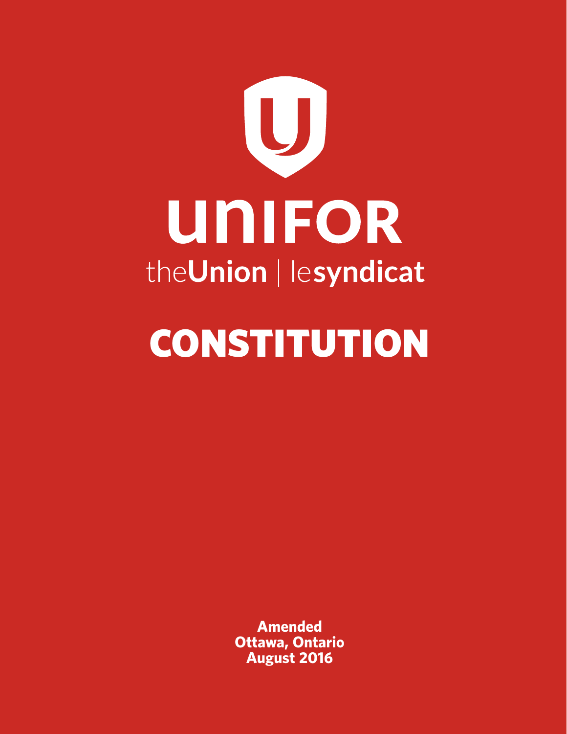# UNIFOR

theUnion | lesyndicat

# CONSTITUTION

**Amended**
**Ottawa, Ontario**
**August 2016**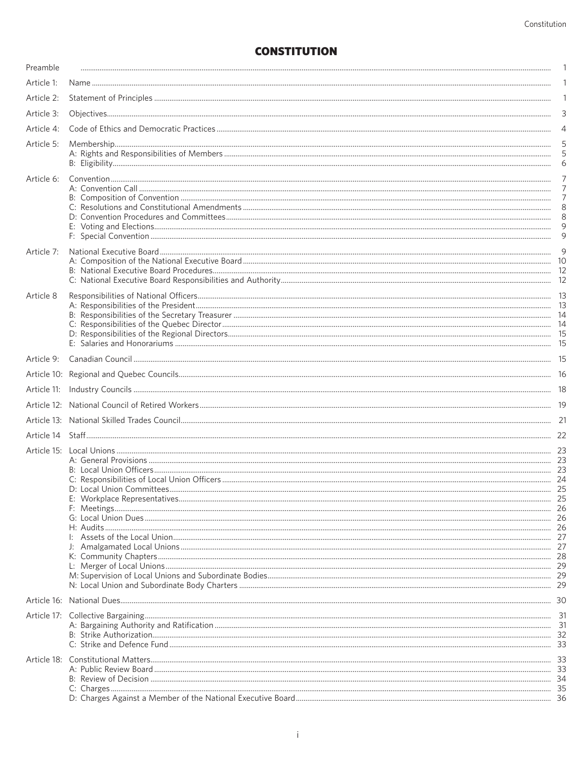# CONSTITUTION

| | | |
|---|---|---|
| Preamble | | 1 |
| Article 1: | Name | 1 |
| Article 2: | Statement of Principles | 1 |
| Article 3: | Objectives | 3 |
| Article 4: | Code of Ethics and Democratic Practices | 4 |
| Article 5: | Membership | 5 |
| | A: Rights and Responsibilities of Members | 5 |
| | B: Eligibility | 6 |
| Article 6: | Convention | 7 |
| | A: Convention Call | 7 |
| | B: Composition of Convention | 7 |
| | C: Resolutions and Constitutional Amendments | 8 |
| | D: Convention Procedures and Committees | 8 |
| | E: Voting and Elections | 9 |
| | F: Special Convention | 9 |
| Article 7: | National Executive Board | 9 |
| | A: Composition of the National Executive Board | 10 |
| | B: National Executive Board Procedures | 12 |
| | C: National Executive Board Responsibilities and Authority | 12 |
| Article 8 | Responsibilities of National Officers | 13 |
| | A: Responsibilities of the President | 13 |
| | B: Responsibilities of the Secretary Treasurer | 14 |
| | C: Responsibilities of the Quebec Director | 14 |
| | D: Responsibilities of the Regional Directors | 15 |
| | E: Salaries and Honorariums | 15 |
| Article 9: | Canadian Council | 15 |
| Article 10: | Regional and Quebec Councils | 16 |
| Article 11: | Industry Councils | 18 |
| Article 12: | National Council of Retired Workers | 19 |
| Article 13: | National Skilled Trades Council | 21 |
| Article 14 | Staff | 22 |
| Article 15: | Local Unions | 23 |
| | A: General Provisions | 23 |
| | B: Local Union Officers | 23 |
| | C: Responsibilities of Local Union Officers | 24 |
| | D: Local Union Committees | 25 |
| | E: Workplace Representatives | 25 |
| | F: Meetings | 26 |
| | G: Local Union Dues | 26 |
| | H: Audits | 26 |
| | I: Assets of the Local Union | 27 |
| | J: Amalgamated Local Unions | 27 |
| | K: Community Chapters | 28 |
| | L: Merger of Local Unions | 29 |
| | M: Supervision of Local Unions and Subordinate Bodies | 29 |
| | N: Local Union and Subordinate Body Charters | 29 |
| Article 16: | National Dues | 30 |
| Article 17: | Collective Bargaining | 31 |
| | A: Bargaining Authority and Ratification | 31 |
| | B: Strike Authorization | 32 |
| | C: Strike and Defence Fund | 33 |
| Article 18: | Constitutional Matters | 33 |
| | A: Public Review Board | 33 |
| | B: Review of Decision | 34 |
| | C: Charges | 35 |
| | D: Charges Against a Member of the National Executive Board | 36 |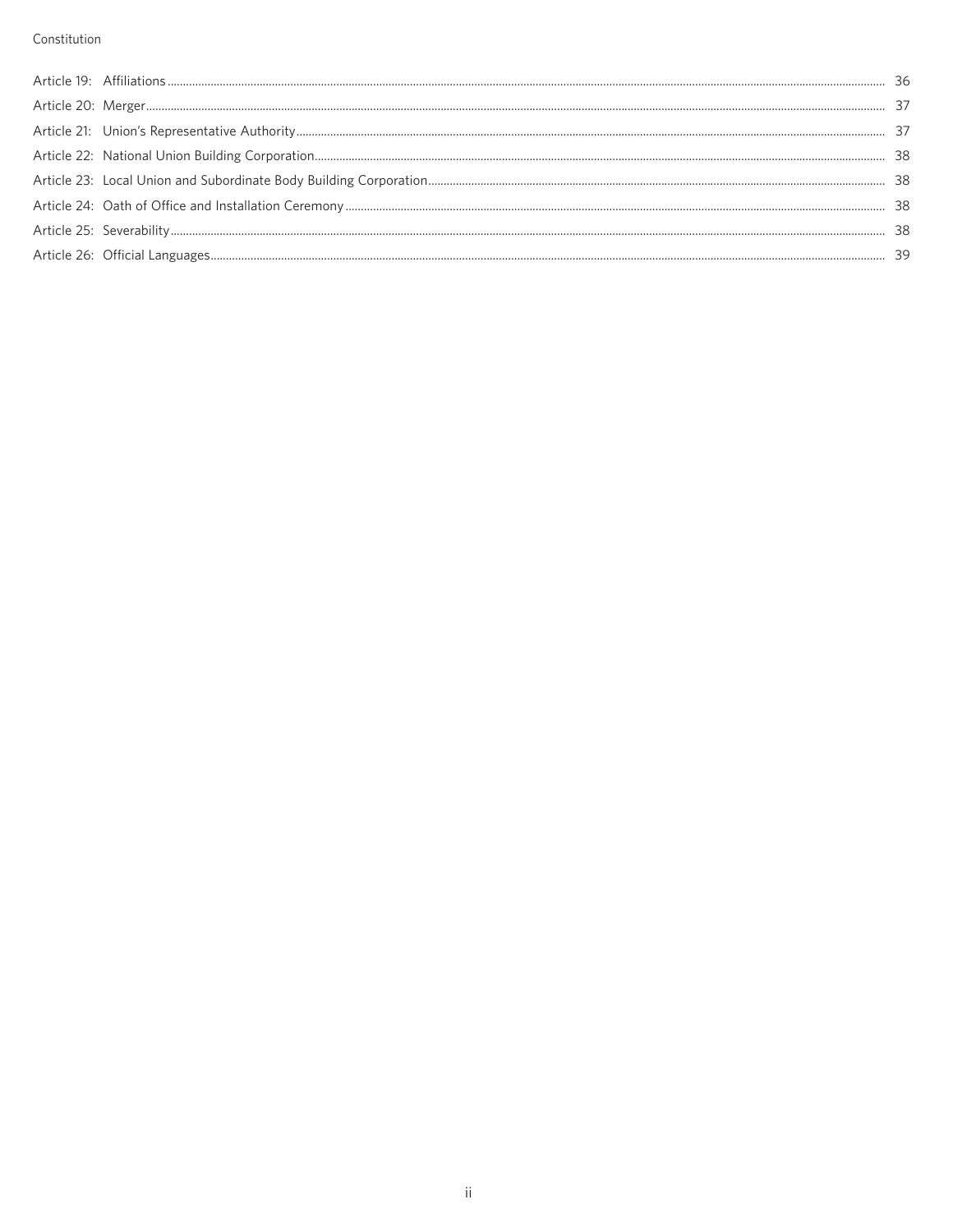Article 19: Affiliations ... 36
Article 20: Merger ... 37
Article 21: Union's Representative Authority ... 37
Article 22: National Union Building Corporation ... 38
Article 23: Local Union and Subordinate Body Building Corporation ... 38
Article 24: Oath of Office and Installation Ceremony ... 38
Article 25: Severability ... 38
Article 26: Official Languages ... 39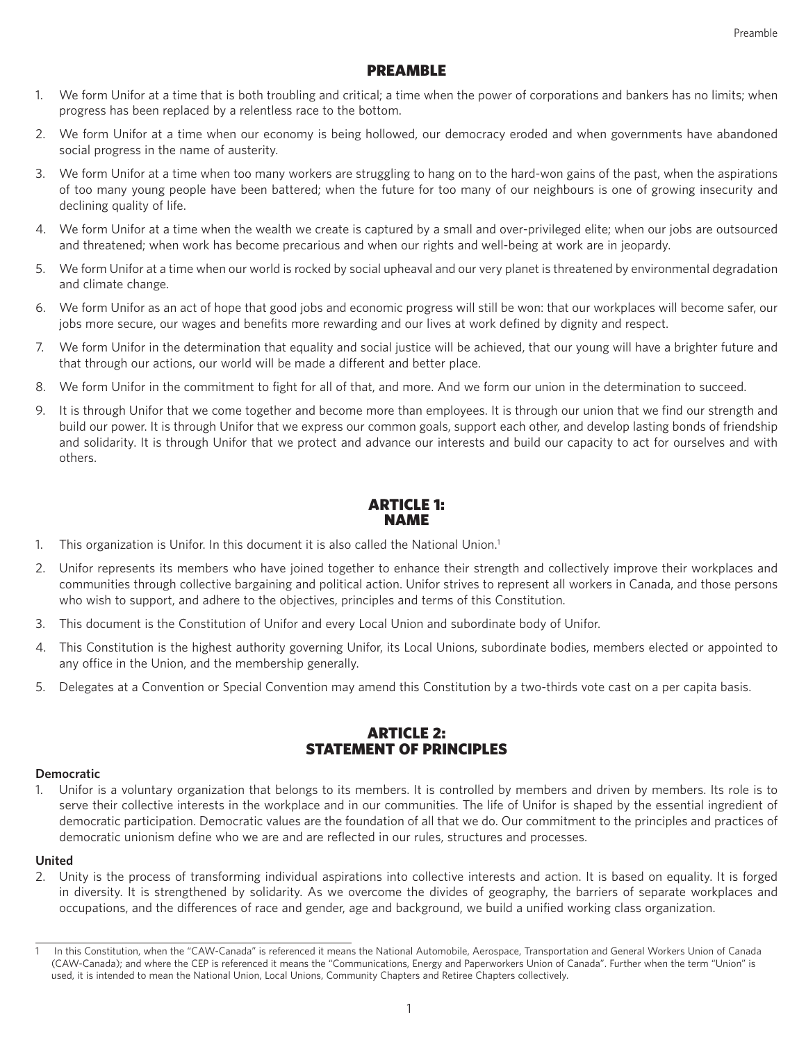## PREAMBLE

1. We form Unifor at a time that is both troubling and critical; a time when the power of corporations and bankers has no limits; when progress has been replaced by a relentless race to the bottom.
2. We form Unifor at a time when our economy is being hollowed, our democracy eroded and when governments have abandoned social progress in the name of austerity.
3. We form Unifor at a time when too many workers are struggling to hang on to the hard-won gains of the past, when the aspirations of too many young people have been battered; when the future for too many of our neighbours is one of growing insecurity and declining quality of life.
4. We form Unifor at a time when the wealth we create is captured by a small and over-privileged elite; when our jobs are outsourced and threatened; when work has become precarious and when our rights and well-being at work are in jeopardy.
5. We form Unifor at a time when our world is rocked by social upheaval and our very planet is threatened by environmental degradation and climate change.
6. We form Unifor as an act of hope that good jobs and economic progress will still be won: that our workplaces will become safer, our jobs more secure, our wages and benefits more rewarding and our lives at work defined by dignity and respect.
7. We form Unifor in the determination that equality and social justice will be achieved, that our young will have a brighter future and that through our actions, our world will be made a different and better place.
8. We form Unifor in the commitment to fight for all of that, and more. And we form our union in the determination to succeed.
9. It is through Unifor that we come together and become more than employees. It is through our union that we find our strength and build our power. It is through Unifor that we express our common goals, support each other, and develop lasting bonds of friendship and solidarity. It is through Unifor that we protect and advance our interests and build our capacity to act for ourselves and with others.

## ARTICLE 1: NAME

1. This organization is Unifor. In this document it is also called the National Union.[1]
2. Unifor represents its members who have joined together to enhance their strength and collectively improve their workplaces and communities through collective bargaining and political action. Unifor strives to represent all workers in Canada, and those persons who wish to support, and adhere to the objectives, principles and terms of this Constitution.
3. This document is the Constitution of Unifor and every Local Union and subordinate body of Unifor.
4. This Constitution is the highest authority governing Unifor, its Local Unions, subordinate bodies, members elected or appointed to any office in the Union, and the membership generally.
5. Delegates at a Convention or Special Convention may amend this Constitution by a two-thirds vote cast on a per capita basis.

## ARTICLE 2: STATEMENT OF PRINCIPLES

**Democratic**

1. Unifor is a voluntary organization that belongs to its members. It is controlled by members and driven by members. Its role is to serve their collective interests in the workplace and in our communities. The life of Unifor is shaped by the essential ingredient of democratic participation. Democratic values are the foundation of all that we do. Our commitment to the principles and practices of democratic unionism define who we are and are reflected in our rules, structures and processes.

**United**

2. Unity is the process of transforming individual aspirations into collective interests and action. It is based on equality. It is forged in diversity. It is strengthened by solidarity. As we overcome the divides of geography, the barriers of separate workplaces and occupations, and the differences of race and gender, age and background, we build a unified working class organization.

---

[1] In this Constitution, when the "CAW-Canada" is referenced it means the National Automobile, Aerospace, Transportation and General Workers Union of Canada (CAW-Canada); and where the CEP is referenced it means the "Communications, Energy and Paperworkers Union of Canada". Further when the term "Union" is used, it is intended to mean the National Union, Local Unions, Community Chapters and Retiree Chapters collectively.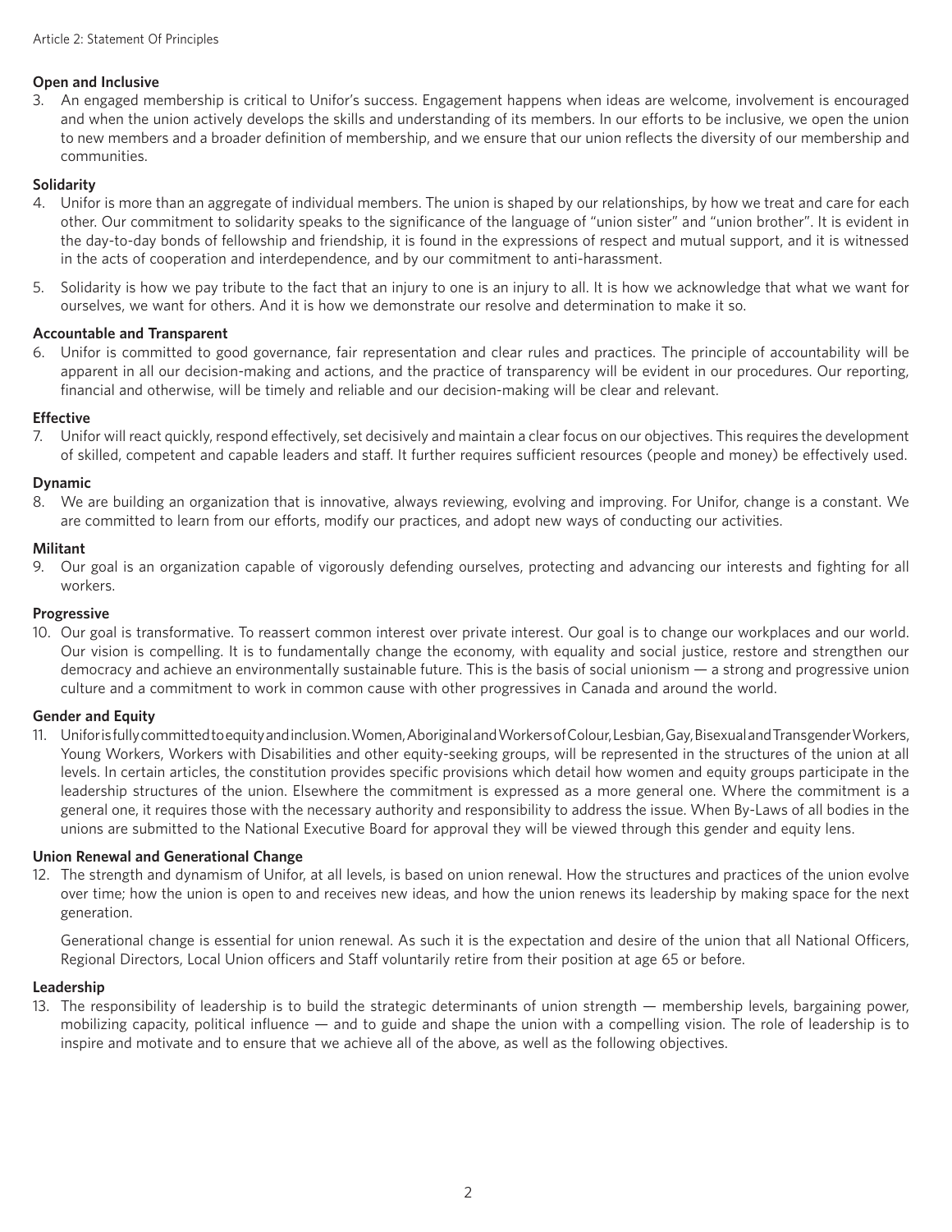**Open and Inclusive**

3. An engaged membership is critical to Unifor's success. Engagement happens when ideas are welcome, involvement is encouraged and when the union actively develops the skills and understanding of its members. In our efforts to be inclusive, we open the union to new members and a broader definition of membership, and we ensure that our union reflects the diversity of our membership and communities.

**Solidarity**

4. Unifor is more than an aggregate of individual members. The union is shaped by our relationships, by how we treat and care for each other. Our commitment to solidarity speaks to the significance of the language of "union sister" and "union brother". It is evident in the day-to-day bonds of fellowship and friendship, it is found in the expressions of respect and mutual support, and it is witnessed in the acts of cooperation and interdependence, and by our commitment to anti-harassment.

5. Solidarity is how we pay tribute to the fact that an injury to one is an injury to all. It is how we acknowledge that what we want for ourselves, we want for others. And it is how we demonstrate our resolve and determination to make it so.

**Accountable and Transparent**

6. Unifor is committed to good governance, fair representation and clear rules and practices. The principle of accountability will be apparent in all our decision-making and actions, and the practice of transparency will be evident in our procedures. Our reporting, financial and otherwise, will be timely and reliable and our decision-making will be clear and relevant.

**Effective**

7. Unifor will react quickly, respond effectively, set decisively and maintain a clear focus on our objectives. This requires the development of skilled, competent and capable leaders and staff. It further requires sufficient resources (people and money) be effectively used.

**Dynamic**

8. We are building an organization that is innovative, always reviewing, evolving and improving. For Unifor, change is a constant. We are committed to learn from our efforts, modify our practices, and adopt new ways of conducting our activities.

**Militant**

9. Our goal is an organization capable of vigorously defending ourselves, protecting and advancing our interests and fighting for all workers.

**Progressive**

10. Our goal is transformative. To reassert common interest over private interest. Our goal is to change our workplaces and our world. Our vision is compelling. It is to fundamentally change the economy, with equality and social justice, restore and strengthen our democracy and achieve an environmentally sustainable future. This is the basis of social unionism — a strong and progressive union culture and a commitment to work in common cause with other progressives in Canada and around the world.

**Gender and Equity**

11. Unifor is fully committed to equity and inclusion. Women, Aboriginal and Workers of Colour, Lesbian, Gay, Bisexual and Transgender Workers, Young Workers, Workers with Disabilities and other equity-seeking groups, will be represented in the structures of the union at all levels. In certain articles, the constitution provides specific provisions which detail how women and equity groups participate in the leadership structures of the union. Elsewhere the commitment is expressed as a more general one. Where the commitment is a general one, it requires those with the necessary authority and responsibility to address the issue. When By-Laws of all bodies in the unions are submitted to the National Executive Board for approval they will be viewed through this gender and equity lens.

**Union Renewal and Generational Change**

12. The strength and dynamism of Unifor, at all levels, is based on union renewal. How the structures and practices of the union evolve over time; how the union is open to and receives new ideas, and how the union renews its leadership by making space for the next generation.

    Generational change is essential for union renewal. As such it is the expectation and desire of the union that all National Officers, Regional Directors, Local Union officers and Staff voluntarily retire from their position at age 65 or before.

**Leadership**

13. The responsibility of leadership is to build the strategic determinants of union strength — membership levels, bargaining power, mobilizing capacity, political influence — and to guide and shape the union with a compelling vision. The role of leadership is to inspire and motivate and to ensure that we achieve all of the above, as well as the following objectives.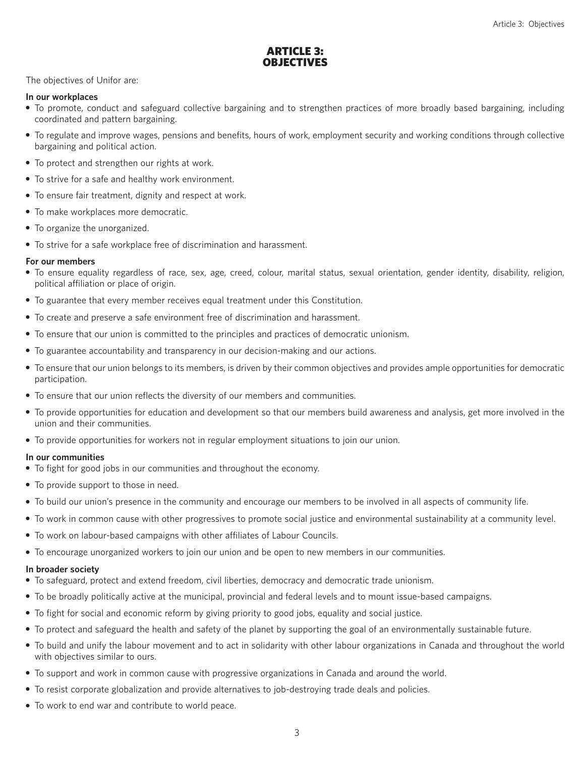# ARTICLE 3: OBJECTIVES

The objectives of Unifor are:

**In our workplaces**

- To promote, conduct and safeguard collective bargaining and to strengthen practices of more broadly based bargaining, including coordinated and pattern bargaining.
- To regulate and improve wages, pensions and benefits, hours of work, employment security and working conditions through collective bargaining and political action.
- To protect and strengthen our rights at work.
- To strive for a safe and healthy work environment.
- To ensure fair treatment, dignity and respect at work.
- To make workplaces more democratic.
- To organize the unorganized.
- To strive for a safe workplace free of discrimination and harassment.

**For our members**

- To ensure equality regardless of race, sex, age, creed, colour, marital status, sexual orientation, gender identity, disability, religion, political affiliation or place of origin.
- To guarantee that every member receives equal treatment under this Constitution.
- To create and preserve a safe environment free of discrimination and harassment.
- To ensure that our union is committed to the principles and practices of democratic unionism.
- To guarantee accountability and transparency in our decision-making and our actions.
- To ensure that our union belongs to its members, is driven by their common objectives and provides ample opportunities for democratic participation.
- To ensure that our union reflects the diversity of our members and communities.
- To provide opportunities for education and development so that our members build awareness and analysis, get more involved in the union and their communities.
- To provide opportunities for workers not in regular employment situations to join our union.

**In our communities**

- To fight for good jobs in our communities and throughout the economy.
- To provide support to those in need.
- To build our union's presence in the community and encourage our members to be involved in all aspects of community life.
- To work in common cause with other progressives to promote social justice and environmental sustainability at a community level.
- To work on labour-based campaigns with other affiliates of Labour Councils.
- To encourage unorganized workers to join our union and be open to new members in our communities.

**In broader society**

- To safeguard, protect and extend freedom, civil liberties, democracy and democratic trade unionism.
- To be broadly politically active at the municipal, provincial and federal levels and to mount issue-based campaigns.
- To fight for social and economic reform by giving priority to good jobs, equality and social justice.
- To protect and safeguard the health and safety of the planet by supporting the goal of an environmentally sustainable future.
- To build and unify the labour movement and to act in solidarity with other labour organizations in Canada and throughout the world with objectives similar to ours.
- To support and work in common cause with progressive organizations in Canada and around the world.
- To resist corporate globalization and provide alternatives to job-destroying trade deals and policies.
- To work to end war and contribute to world peace.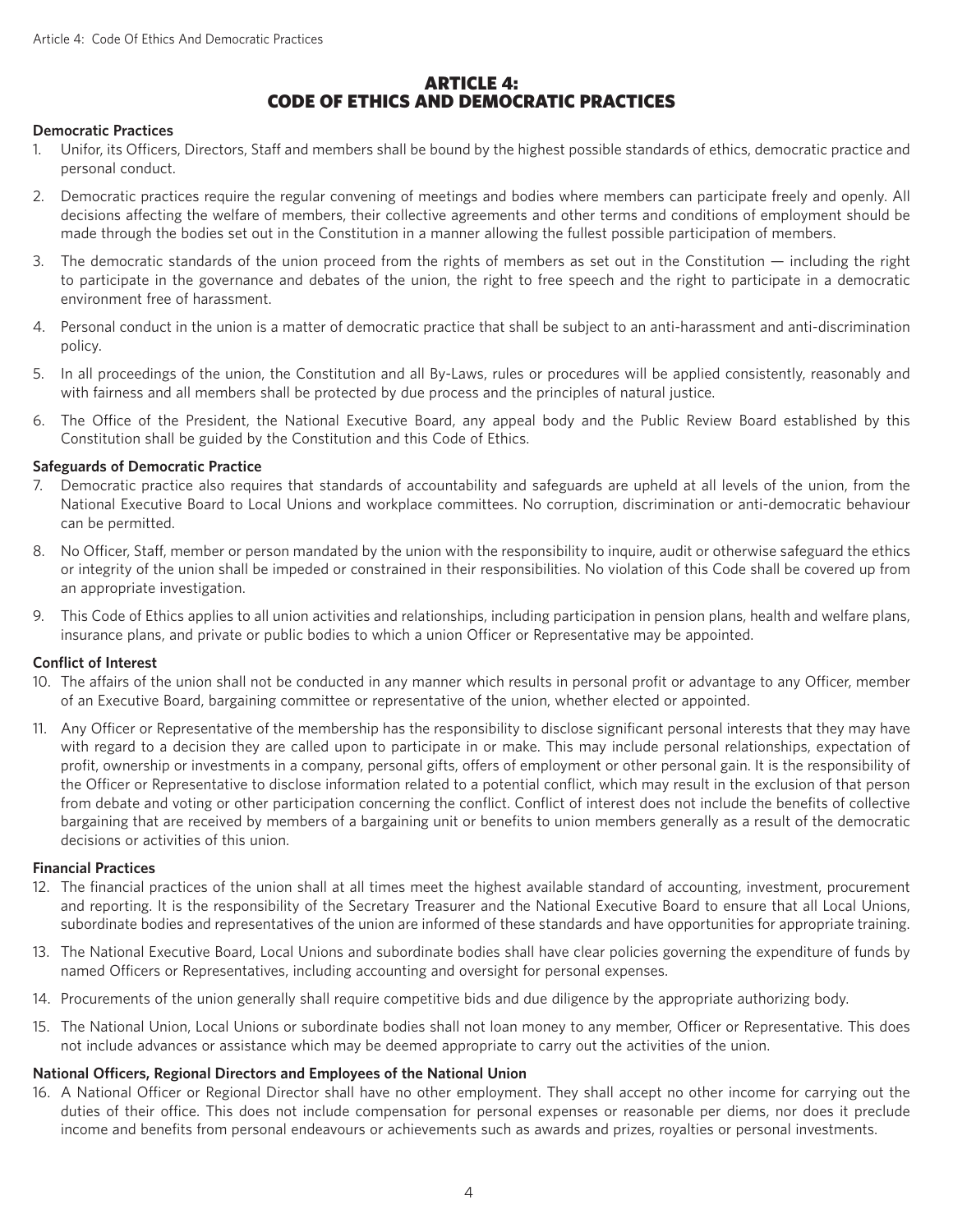# ARTICLE 4: CODE OF ETHICS AND DEMOCRATIC PRACTICES

**Democratic Practices**

1. Unifor, its Officers, Directors, Staff and members shall be bound by the highest possible standards of ethics, democratic practice and personal conduct.

2. Democratic practices require the regular convening of meetings and bodies where members can participate freely and openly. All decisions affecting the welfare of members, their collective agreements and other terms and conditions of employment should be made through the bodies set out in the Constitution in a manner allowing the fullest possible participation of members.

3. The democratic standards of the union proceed from the rights of members as set out in the Constitution — including the right to participate in the governance and debates of the union, the right to free speech and the right to participate in a democratic environment free of harassment.

4. Personal conduct in the union is a matter of democratic practice that shall be subject to an anti-harassment and anti-discrimination policy.

5. In all proceedings of the union, the Constitution and all By-Laws, rules or procedures will be applied consistently, reasonably and with fairness and all members shall be protected by due process and the principles of natural justice.

6. The Office of the President, the National Executive Board, any appeal body and the Public Review Board established by this Constitution shall be guided by the Constitution and this Code of Ethics.

**Safeguards of Democratic Practice**

7. Democratic practice also requires that standards of accountability and safeguards are upheld at all levels of the union, from the National Executive Board to Local Unions and workplace committees. No corruption, discrimination or anti-democratic behaviour can be permitted.

8. No Officer, Staff, member or person mandated by the union with the responsibility to inquire, audit or otherwise safeguard the ethics or integrity of the union shall be impeded or constrained in their responsibilities. No violation of this Code shall be covered up from an appropriate investigation.

9. This Code of Ethics applies to all union activities and relationships, including participation in pension plans, health and welfare plans, insurance plans, and private or public bodies to which a union Officer or Representative may be appointed.

**Conflict of Interest**

10. The affairs of the union shall not be conducted in any manner which results in personal profit or advantage to any Officer, member of an Executive Board, bargaining committee or representative of the union, whether elected or appointed.

11. Any Officer or Representative of the membership has the responsibility to disclose significant personal interests that they may have with regard to a decision they are called upon to participate in or make. This may include personal relationships, expectation of profit, ownership or investments in a company, personal gifts, offers of employment or other personal gain. It is the responsibility of the Officer or Representative to disclose information related to a potential conflict, which may result in the exclusion of that person from debate and voting or other participation concerning the conflict. Conflict of interest does not include the benefits of collective bargaining that are received by members of a bargaining unit or benefits to union members generally as a result of the democratic decisions or activities of this union.

**Financial Practices**

12. The financial practices of the union shall at all times meet the highest available standard of accounting, investment, procurement and reporting. It is the responsibility of the Secretary Treasurer and the National Executive Board to ensure that all Local Unions, subordinate bodies and representatives of the union are informed of these standards and have opportunities for appropriate training.

13. The National Executive Board, Local Unions and subordinate bodies shall have clear policies governing the expenditure of funds by named Officers or Representatives, including accounting and oversight for personal expenses.

14. Procurements of the union generally shall require competitive bids and due diligence by the appropriate authorizing body.

15. The National Union, Local Unions or subordinate bodies shall not loan money to any member, Officer or Representative. This does not include advances or assistance which may be deemed appropriate to carry out the activities of the union.

**National Officers, Regional Directors and Employees of the National Union**

16. A National Officer or Regional Director shall have no other employment. They shall accept no other income for carrying out the duties of their office. This does not include compensation for personal expenses or reasonable per diems, nor does it preclude income and benefits from personal endeavours or achievements such as awards and prizes, royalties or personal investments.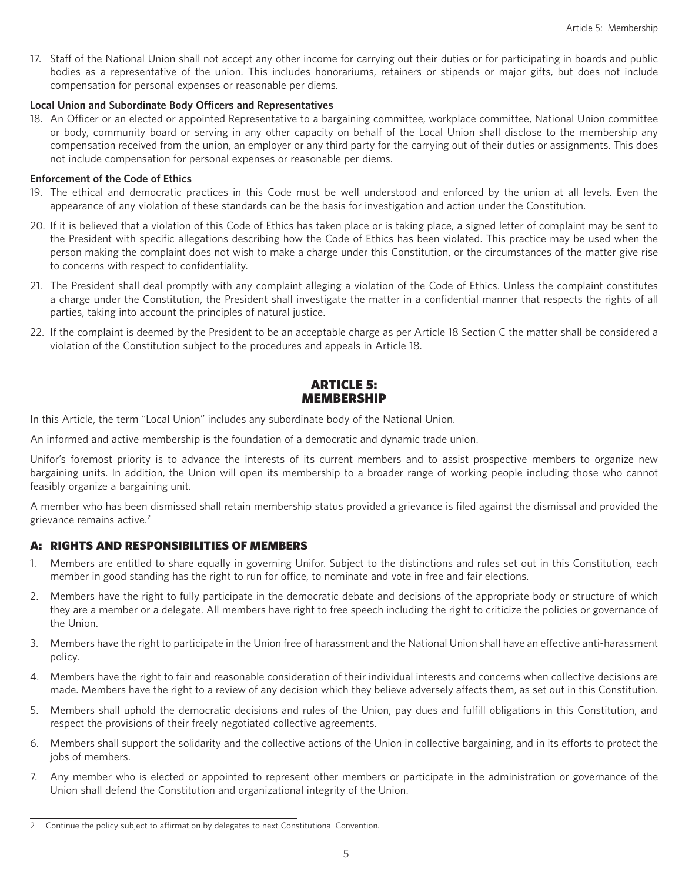17. Staff of the National Union shall not accept any other income for carrying out their duties or for participating in boards and public bodies as a representative of the union. This includes honorariums, retainers or stipends or major gifts, but does not include compensation for personal expenses or reasonable per diems.

**Local Union and Subordinate Body Officers and Representatives**

18. An Officer or an elected or appointed Representative to a bargaining committee, workplace committee, National Union committee or body, community board or serving in any other capacity on behalf of the Local Union shall disclose to the membership any compensation received from the union, an employer or any third party for the carrying out of their duties or assignments. This does not include compensation for personal expenses or reasonable per diems.

**Enforcement of the Code of Ethics**

19. The ethical and democratic practices in this Code must be well understood and enforced by the union at all levels. Even the appearance of any violation of these standards can be the basis for investigation and action under the Constitution.
20. If it is believed that a violation of this Code of Ethics has taken place or is taking place, a signed letter of complaint may be sent to the President with specific allegations describing how the Code of Ethics has been violated. This practice may be used when the person making the complaint does not wish to make a charge under this Constitution, or the circumstances of the matter give rise to concerns with respect to confidentiality.
21. The President shall deal promptly with any complaint alleging a violation of the Code of Ethics. Unless the complaint constitutes a charge under the Constitution, the President shall investigate the matter in a confidential manner that respects the rights of all parties, taking into account the principles of natural justice.
22. If the complaint is deemed by the President to be an acceptable charge as per Article 18 Section C the matter shall be considered a violation of the Constitution subject to the procedures and appeals in Article 18.

# ARTICLE 5: MEMBERSHIP

In this Article, the term "Local Union" includes any subordinate body of the National Union.

An informed and active membership is the foundation of a democratic and dynamic trade union.

Unifor's foremost priority is to advance the interests of its current members and to assist prospective members to organize new bargaining units. In addition, the Union will open its membership to a broader range of working people including those who cannot feasibly organize a bargaining unit.

A member who has been dismissed shall retain membership status provided a grievance is filed against the dismissal and provided the grievance remains active.[2]

## A: RIGHTS AND RESPONSIBILITIES OF MEMBERS

1. Members are entitled to share equally in governing Unifor. Subject to the distinctions and rules set out in this Constitution, each member in good standing has the right to run for office, to nominate and vote in free and fair elections.
2. Members have the right to fully participate in the democratic debate and decisions of the appropriate body or structure of which they are a member or a delegate. All members have right to free speech including the right to criticize the policies or governance of the Union.
3. Members have the right to participate in the Union free of harassment and the National Union shall have an effective anti-harassment policy.
4. Members have the right to fair and reasonable consideration of their individual interests and concerns when collective decisions are made. Members have the right to a review of any decision which they believe adversely affects them, as set out in this Constitution.
5. Members shall uphold the democratic decisions and rules of the Union, pay dues and fulfill obligations in this Constitution, and respect the provisions of their freely negotiated collective agreements.
6. Members shall support the solidarity and the collective actions of the Union in collective bargaining, and in its efforts to protect the jobs of members.
7. Any member who is elected or appointed to represent other members or participate in the administration or governance of the Union shall defend the Constitution and organizational integrity of the Union.

---

[2] Continue the policy subject to affirmation by delegates to next Constitutional Convention.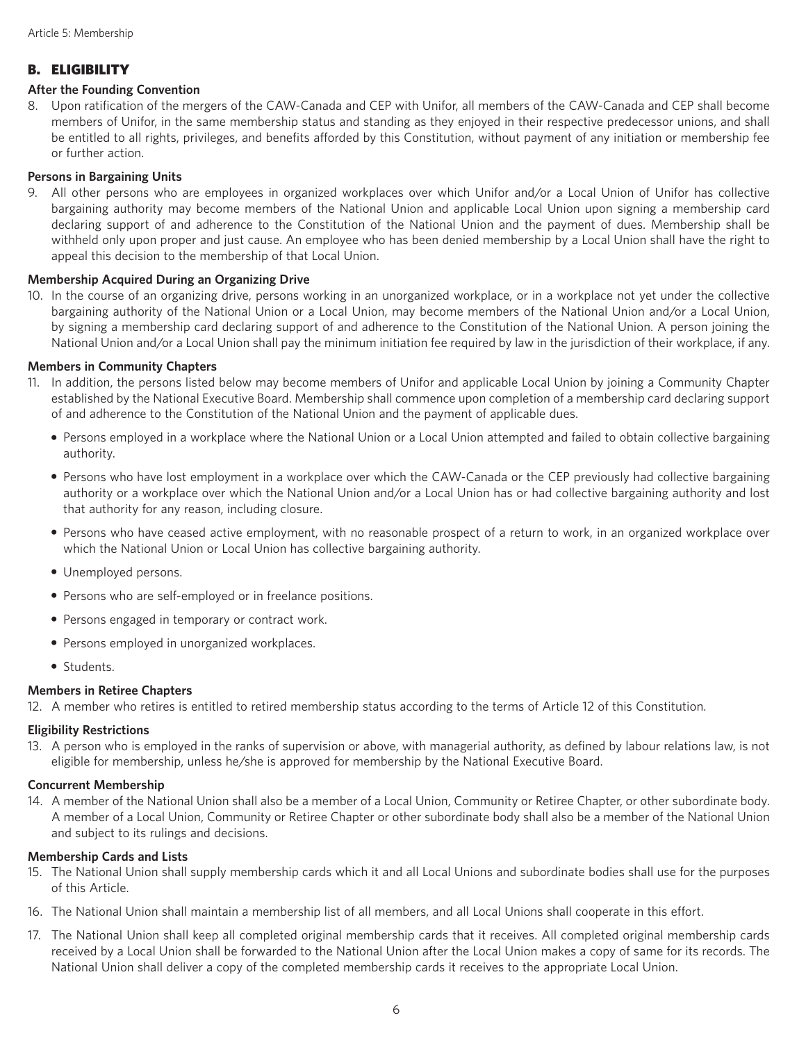## B. ELIGIBILITY

**After the Founding Convention**

8. Upon ratification of the mergers of the CAW-Canada and CEP with Unifor, all members of the CAW-Canada and CEP shall become members of Unifor, in the same membership status and standing as they enjoyed in their respective predecessor unions, and shall be entitled to all rights, privileges, and benefits afforded by this Constitution, without payment of any initiation or membership fee or further action.

**Persons in Bargaining Units**

9. All other persons who are employees in organized workplaces over which Unifor and/or a Local Union of Unifor has collective bargaining authority may become members of the National Union and applicable Local Union upon signing a membership card declaring support of and adherence to the Constitution of the National Union and the payment of dues. Membership shall be withheld only upon proper and just cause. An employee who has been denied membership by a Local Union shall have the right to appeal this decision to the membership of that Local Union.

**Membership Acquired During an Organizing Drive**

10. In the course of an organizing drive, persons working in an unorganized workplace, or in a workplace not yet under the collective bargaining authority of the National Union or a Local Union, may become members of the National Union and/or a Local Union, by signing a membership card declaring support of and adherence to the Constitution of the National Union. A person joining the National Union and/or a Local Union shall pay the minimum initiation fee required by law in the jurisdiction of their workplace, if any.

**Members in Community Chapters**

11. In addition, the persons listed below may become members of Unifor and applicable Local Union by joining a Community Chapter established by the National Executive Board. Membership shall commence upon completion of a membership card declaring support of and adherence to the Constitution of the National Union and the payment of applicable dues.
    - Persons employed in a workplace where the National Union or a Local Union attempted and failed to obtain collective bargaining authority.
    - Persons who have lost employment in a workplace over which the CAW-Canada or the CEP previously had collective bargaining authority or a workplace over which the National Union and/or a Local Union has or had collective bargaining authority and lost that authority for any reason, including closure.
    - Persons who have ceased active employment, with no reasonable prospect of a return to work, in an organized workplace over which the National Union or Local Union has collective bargaining authority.
    - Unemployed persons.
    - Persons who are self-employed or in freelance positions.
    - Persons engaged in temporary or contract work.
    - Persons employed in unorganized workplaces.
    - Students.

**Members in Retiree Chapters**

12. A member who retires is entitled to retired membership status according to the terms of Article 12 of this Constitution.

**Eligibility Restrictions**

13. A person who is employed in the ranks of supervision or above, with managerial authority, as defined by labour relations law, is not eligible for membership, unless he/she is approved for membership by the National Executive Board.

**Concurrent Membership**

14. A member of the National Union shall also be a member of a Local Union, Community or Retiree Chapter, or other subordinate body. A member of a Local Union, Community or Retiree Chapter or other subordinate body shall also be a member of the National Union and subject to its rulings and decisions.

**Membership Cards and Lists**

15. The National Union shall supply membership cards which it and all Local Unions and subordinate bodies shall use for the purposes of this Article.

16. The National Union shall maintain a membership list of all members, and all Local Unions shall cooperate in this effort.

17. The National Union shall keep all completed original membership cards that it receives. All completed original membership cards received by a Local Union shall be forwarded to the National Union after the Local Union makes a copy of same for its records. The National Union shall deliver a copy of the completed membership cards it receives to the appropriate Local Union.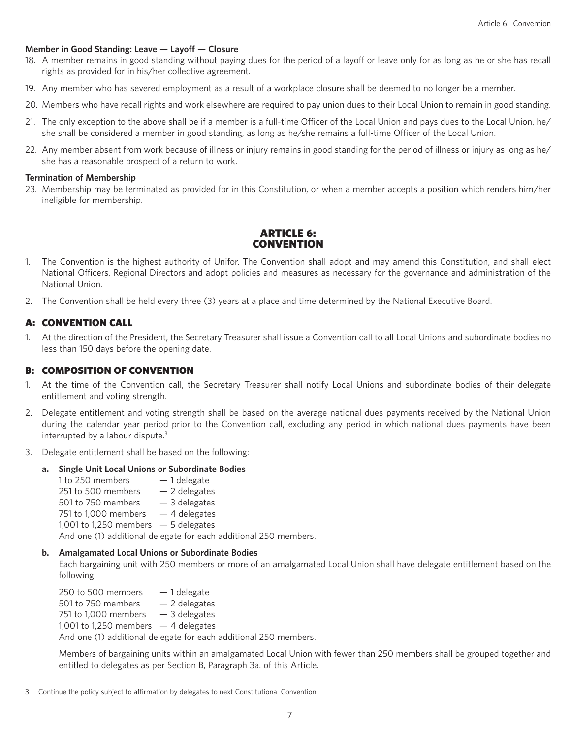**Member in Good Standing: Leave — Layoff — Closure**

18. A member remains in good standing without paying dues for the period of a layoff or leave only for as long as he or she has recall rights as provided for in his/her collective agreement.
19. Any member who has severed employment as a result of a workplace closure shall be deemed to no longer be a member.
20. Members who have recall rights and work elsewhere are required to pay union dues to their Local Union to remain in good standing.
21. The only exception to the above shall be if a member is a full-time Officer of the Local Union and pays dues to the Local Union, he/she shall be considered a member in good standing, as long as he/she remains a full-time Officer of the Local Union.
22. Any member absent from work because of illness or injury remains in good standing for the period of illness or injury as long as he/she has a reasonable prospect of a return to work.

**Termination of Membership**

23. Membership may be terminated as provided for in this Constitution, or when a member accepts a position which renders him/her ineligible for membership.

# ARTICLE 6: CONVENTION

1. The Convention is the highest authority of Unifor. The Convention shall adopt and may amend this Constitution, and shall elect National Officers, Regional Directors and adopt policies and measures as necessary for the governance and administration of the National Union.
2. The Convention shall be held every three (3) years at a place and time determined by the National Executive Board.

## A: CONVENTION CALL

1. At the direction of the President, the Secretary Treasurer shall issue a Convention call to all Local Unions and subordinate bodies no less than 150 days before the opening date.

## B: COMPOSITION OF CONVENTION

1. At the time of the Convention call, the Secretary Treasurer shall notify Local Unions and subordinate bodies of their delegate entitlement and voting strength.
2. Delegate entitlement and voting strength shall be based on the average national dues payments received by the National Union during the calendar year period prior to the Convention call, excluding any period in which national dues payments have been interrupted by a labour dispute.[3]
3. Delegate entitlement shall be based on the following:

   **a. Single Unit Local Unions or Subordinate Bodies**

   1 to 250 members — 1 delegate
   251 to 500 members — 2 delegates
   501 to 750 members — 3 delegates
   751 to 1,000 members — 4 delegates
   1,001 to 1,250 members — 5 delegates
   And one (1) additional delegate for each additional 250 members.

   **b. Amalgamated Local Unions or Subordinate Bodies**

   Each bargaining unit with 250 members or more of an amalgamated Local Union shall have delegate entitlement based on the following:

   250 to 500 members — 1 delegate
   501 to 750 members — 2 delegates
   751 to 1,000 members — 3 delegates
   1,001 to 1,250 members — 4 delegates
   And one (1) additional delegate for each additional 250 members.

   Members of bargaining units within an amalgamated Local Union with fewer than 250 members shall be grouped together and entitled to delegates as per Section B, Paragraph 3a. of this Article.

---

[3] Continue the policy subject to affirmation by delegates to next Constitutional Convention.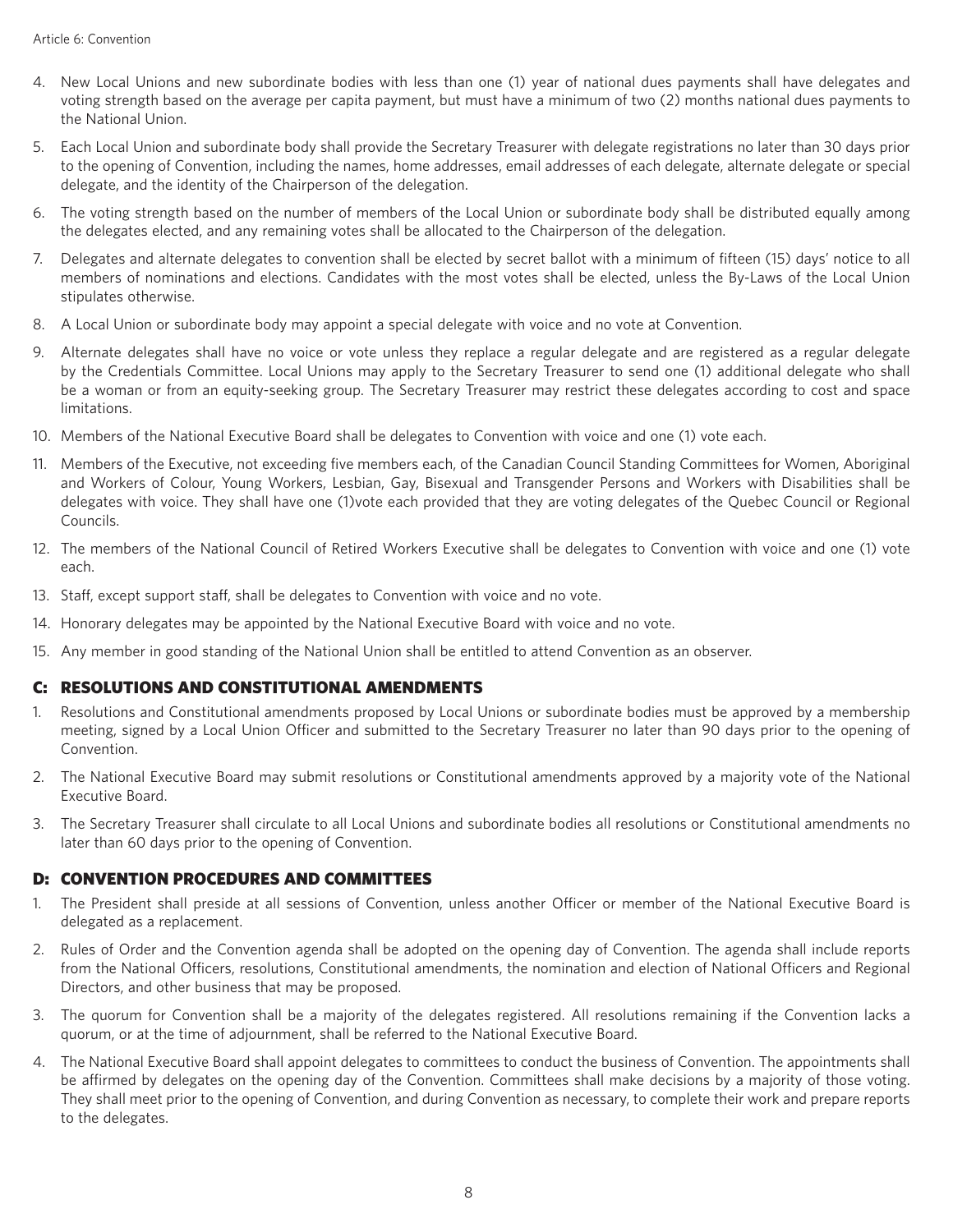4. New Local Unions and new subordinate bodies with less than one (1) year of national dues payments shall have delegates and voting strength based on the average per capita payment, but must have a minimum of two (2) months national dues payments to the National Union.
5. Each Local Union and subordinate body shall provide the Secretary Treasurer with delegate registrations no later than 30 days prior to the opening of Convention, including the names, home addresses, email addresses of each delegate, alternate delegate or special delegate, and the identity of the Chairperson of the delegation.
6. The voting strength based on the number of members of the Local Union or subordinate body shall be distributed equally among the delegates elected, and any remaining votes shall be allocated to the Chairperson of the delegation.
7. Delegates and alternate delegates to convention shall be elected by secret ballot with a minimum of fifteen (15) days' notice to all members of nominations and elections. Candidates with the most votes shall be elected, unless the By-Laws of the Local Union stipulates otherwise.
8. A Local Union or subordinate body may appoint a special delegate with voice and no vote at Convention.
9. Alternate delegates shall have no voice or vote unless they replace a regular delegate and are registered as a regular delegate by the Credentials Committee. Local Unions may apply to the Secretary Treasurer to send one (1) additional delegate who shall be a woman or from an equity-seeking group. The Secretary Treasurer may restrict these delegates according to cost and space limitations.
10. Members of the National Executive Board shall be delegates to Convention with voice and one (1) vote each.
11. Members of the Executive, not exceeding five members each, of the Canadian Council Standing Committees for Women, Aboriginal and Workers of Colour, Young Workers, Lesbian, Gay, Bisexual and Transgender Persons and Workers with Disabilities shall be delegates with voice. They shall have one (1)vote each provided that they are voting delegates of the Quebec Council or Regional Councils.
12. The members of the National Council of Retired Workers Executive shall be delegates to Convention with voice and one (1) vote each.
13. Staff, except support staff, shall be delegates to Convention with voice and no vote.
14. Honorary delegates may be appointed by the National Executive Board with voice and no vote.
15. Any member in good standing of the National Union shall be entitled to attend Convention as an observer.

## C: RESOLUTIONS AND CONSTITUTIONAL AMENDMENTS

1. Resolutions and Constitutional amendments proposed by Local Unions or subordinate bodies must be approved by a membership meeting, signed by a Local Union Officer and submitted to the Secretary Treasurer no later than 90 days prior to the opening of Convention.
2. The National Executive Board may submit resolutions or Constitutional amendments approved by a majority vote of the National Executive Board.
3. The Secretary Treasurer shall circulate to all Local Unions and subordinate bodies all resolutions or Constitutional amendments no later than 60 days prior to the opening of Convention.

## D: CONVENTION PROCEDURES AND COMMITTEES

1. The President shall preside at all sessions of Convention, unless another Officer or member of the National Executive Board is delegated as a replacement.
2. Rules of Order and the Convention agenda shall be adopted on the opening day of Convention. The agenda shall include reports from the National Officers, resolutions, Constitutional amendments, the nomination and election of National Officers and Regional Directors, and other business that may be proposed.
3. The quorum for Convention shall be a majority of the delegates registered. All resolutions remaining if the Convention lacks a quorum, or at the time of adjournment, shall be referred to the National Executive Board.
4. The National Executive Board shall appoint delegates to committees to conduct the business of Convention. The appointments shall be affirmed by delegates on the opening day of the Convention. Committees shall make decisions by a majority of those voting. They shall meet prior to the opening of Convention, and during Convention as necessary, to complete their work and prepare reports to the delegates.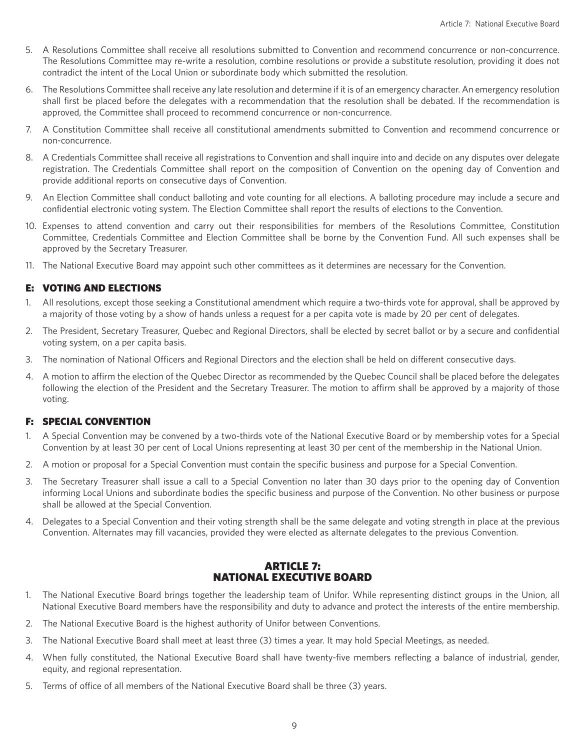5. A Resolutions Committee shall receive all resolutions submitted to Convention and recommend concurrence or non-concurrence. The Resolutions Committee may re-write a resolution, combine resolutions or provide a substitute resolution, providing it does not contradict the intent of the Local Union or subordinate body which submitted the resolution.
6. The Resolutions Committee shall receive any late resolution and determine if it is of an emergency character. An emergency resolution shall first be placed before the delegates with a recommendation that the resolution shall be debated. If the recommendation is approved, the Committee shall proceed to recommend concurrence or non-concurrence.
7. A Constitution Committee shall receive all constitutional amendments submitted to Convention and recommend concurrence or non-concurrence.
8. A Credentials Committee shall receive all registrations to Convention and shall inquire into and decide on any disputes over delegate registration. The Credentials Committee shall report on the composition of Convention on the opening day of Convention and provide additional reports on consecutive days of Convention.
9. An Election Committee shall conduct balloting and vote counting for all elections. A balloting procedure may include a secure and confidential electronic voting system. The Election Committee shall report the results of elections to the Convention.
10. Expenses to attend convention and carry out their responsibilities for members of the Resolutions Committee, Constitution Committee, Credentials Committee and Election Committee shall be borne by the Convention Fund. All such expenses shall be approved by the Secretary Treasurer.
11. The National Executive Board may appoint such other committees as it determines are necessary for the Convention.

### E: VOTING AND ELECTIONS

1. All resolutions, except those seeking a Constitutional amendment which require a two-thirds vote for approval, shall be approved by a majority of those voting by a show of hands unless a request for a per capita vote is made by 20 per cent of delegates.
2. The President, Secretary Treasurer, Quebec and Regional Directors, shall be elected by secret ballot or by a secure and confidential voting system, on a per capita basis.
3. The nomination of National Officers and Regional Directors and the election shall be held on different consecutive days.
4. A motion to affirm the election of the Quebec Director as recommended by the Quebec Council shall be placed before the delegates following the election of the President and the Secretary Treasurer. The motion to affirm shall be approved by a majority of those voting.

### F: SPECIAL CONVENTION

1. A Special Convention may be convened by a two-thirds vote of the National Executive Board or by membership votes for a Special Convention by at least 30 per cent of Local Unions representing at least 30 per cent of the membership in the National Union.
2. A motion or proposal for a Special Convention must contain the specific business and purpose for a Special Convention.
3. The Secretary Treasurer shall issue a call to a Special Convention no later than 30 days prior to the opening day of Convention informing Local Unions and subordinate bodies the specific business and purpose of the Convention. No other business or purpose shall be allowed at the Special Convention.
4. Delegates to a Special Convention and their voting strength shall be the same delegate and voting strength in place at the previous Convention. Alternates may fill vacancies, provided they were elected as alternate delegates to the previous Convention.

## ARTICLE 7: NATIONAL EXECUTIVE BOARD

1. The National Executive Board brings together the leadership team of Unifor. While representing distinct groups in the Union, all National Executive Board members have the responsibility and duty to advance and protect the interests of the entire membership.
2. The National Executive Board is the highest authority of Unifor between Conventions.
3. The National Executive Board shall meet at least three (3) times a year. It may hold Special Meetings, as needed.
4. When fully constituted, the National Executive Board shall have twenty-five members reflecting a balance of industrial, gender, equity, and regional representation.
5. Terms of office of all members of the National Executive Board shall be three (3) years.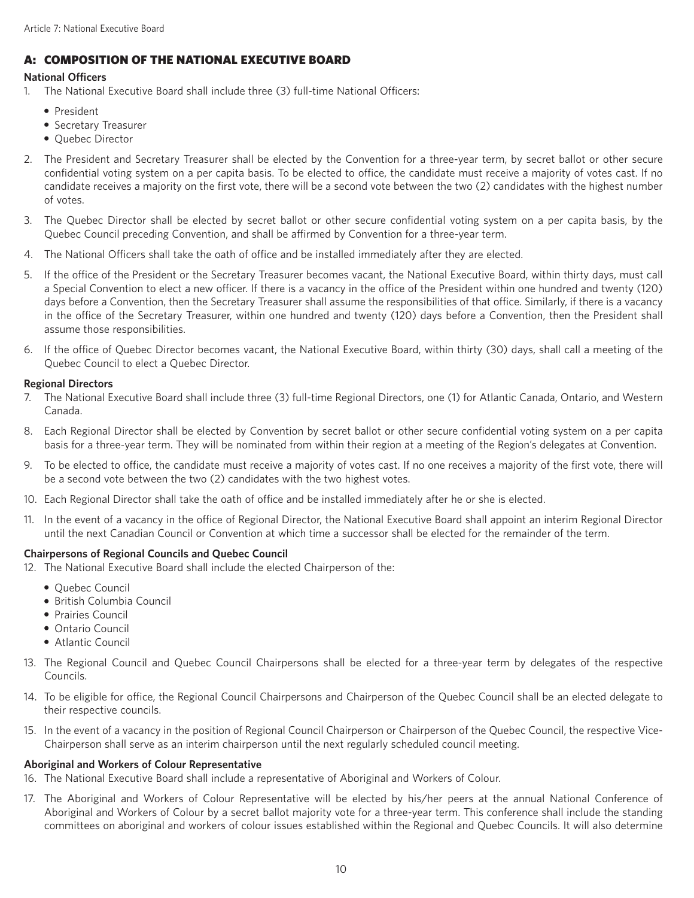## A: COMPOSITION OF THE NATIONAL EXECUTIVE BOARD

**National Officers**

1. The National Executive Board shall include three (3) full-time National Officers:
   - President
   - Secretary Treasurer
   - Quebec Director
2. The President and Secretary Treasurer shall be elected by the Convention for a three-year term, by secret ballot or other secure confidential voting system on a per capita basis. To be elected to office, the candidate must receive a majority of votes cast. If no candidate receives a majority on the first vote, there will be a second vote between the two (2) candidates with the highest number of votes.
3. The Quebec Director shall be elected by secret ballot or other secure confidential voting system on a per capita basis, by the Quebec Council preceding Convention, and shall be affirmed by Convention for a three-year term.
4. The National Officers shall take the oath of office and be installed immediately after they are elected.
5. If the office of the President or the Secretary Treasurer becomes vacant, the National Executive Board, within thirty days, must call a Special Convention to elect a new officer. If there is a vacancy in the office of the President within one hundred and twenty (120) days before a Convention, then the Secretary Treasurer shall assume the responsibilities of that office. Similarly, if there is a vacancy in the office of the Secretary Treasurer, within one hundred and twenty (120) days before a Convention, then the President shall assume those responsibilities.
6. If the office of Quebec Director becomes vacant, the National Executive Board, within thirty (30) days, shall call a meeting of the Quebec Council to elect a Quebec Director.

**Regional Directors**

7. The National Executive Board shall include three (3) full-time Regional Directors, one (1) for Atlantic Canada, Ontario, and Western Canada.
8. Each Regional Director shall be elected by Convention by secret ballot or other secure confidential voting system on a per capita basis for a three-year term. They will be nominated from within their region at a meeting of the Region's delegates at Convention.
9. To be elected to office, the candidate must receive a majority of votes cast. If no one receives a majority of the first vote, there will be a second vote between the two (2) candidates with the two highest votes.
10. Each Regional Director shall take the oath of office and be installed immediately after he or she is elected.
11. In the event of a vacancy in the office of Regional Director, the National Executive Board shall appoint an interim Regional Director until the next Canadian Council or Convention at which time a successor shall be elected for the remainder of the term.

**Chairpersons of Regional Councils and Quebec Council**

12. The National Executive Board shall include the elected Chairperson of the:
    - Quebec Council
    - British Columbia Council
    - Prairies Council
    - Ontario Council
    - Atlantic Council
13. The Regional Council and Quebec Council Chairpersons shall be elected for a three-year term by delegates of the respective Councils.
14. To be eligible for office, the Regional Council Chairpersons and Chairperson of the Quebec Council shall be an elected delegate to their respective councils.
15. In the event of a vacancy in the position of Regional Council Chairperson or Chairperson of the Quebec Council, the respective Vice-Chairperson shall serve as an interim chairperson until the next regularly scheduled council meeting.

**Aboriginal and Workers of Colour Representative**

16. The National Executive Board shall include a representative of Aboriginal and Workers of Colour.
17. The Aboriginal and Workers of Colour Representative will be elected by his/her peers at the annual National Conference of Aboriginal and Workers of Colour by a secret ballot majority vote for a three-year term. This conference shall include the standing committees on aboriginal and workers of colour issues established within the Regional and Quebec Councils. It will also determine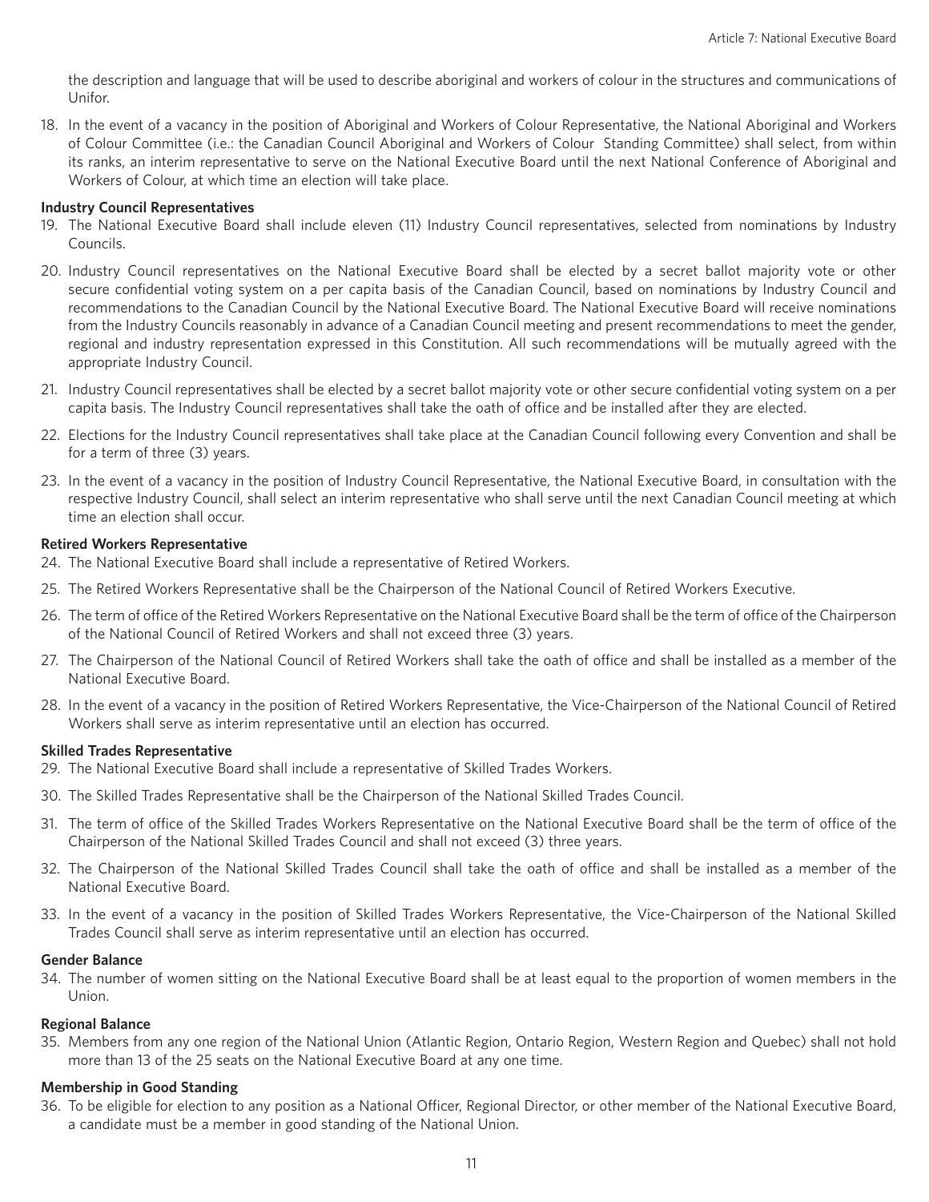the description and language that will be used to describe aboriginal and workers of colour in the structures and communications of Unifor.

18. In the event of a vacancy in the position of Aboriginal and Workers of Colour Representative, the National Aboriginal and Workers of Colour Committee (i.e.: the Canadian Council Aboriginal and Workers of Colour Standing Committee) shall select, from within its ranks, an interim representative to serve on the National Executive Board until the next National Conference of Aboriginal and Workers of Colour, at which time an election will take place.

**Industry Council Representatives**

19. The National Executive Board shall include eleven (11) Industry Council representatives, selected from nominations by Industry Councils.

20. Industry Council representatives on the National Executive Board shall be elected by a secret ballot majority vote or other secure confidential voting system on a per capita basis of the Canadian Council, based on nominations by Industry Council and recommendations to the Canadian Council by the National Executive Board. The National Executive Board will receive nominations from the Industry Councils reasonably in advance of a Canadian Council meeting and present recommendations to meet the gender, regional and industry representation expressed in this Constitution. All such recommendations will be mutually agreed with the appropriate Industry Council.

21. Industry Council representatives shall be elected by a secret ballot majority vote or other secure confidential voting system on a per capita basis. The Industry Council representatives shall take the oath of office and be installed after they are elected.

22. Elections for the Industry Council representatives shall take place at the Canadian Council following every Convention and shall be for a term of three (3) years.

23. In the event of a vacancy in the position of Industry Council Representative, the National Executive Board, in consultation with the respective Industry Council, shall select an interim representative who shall serve until the next Canadian Council meeting at which time an election shall occur.

**Retired Workers Representative**

24. The National Executive Board shall include a representative of Retired Workers.

25. The Retired Workers Representative shall be the Chairperson of the National Council of Retired Workers Executive.

26. The term of office of the Retired Workers Representative on the National Executive Board shall be the term of office of the Chairperson of the National Council of Retired Workers and shall not exceed three (3) years.

27. The Chairperson of the National Council of Retired Workers shall take the oath of office and shall be installed as a member of the National Executive Board.

28. In the event of a vacancy in the position of Retired Workers Representative, the Vice-Chairperson of the National Council of Retired Workers shall serve as interim representative until an election has occurred.

**Skilled Trades Representative**

29. The National Executive Board shall include a representative of Skilled Trades Workers.

30. The Skilled Trades Representative shall be the Chairperson of the National Skilled Trades Council.

31. The term of office of the Skilled Trades Workers Representative on the National Executive Board shall be the term of office of the Chairperson of the National Skilled Trades Council and shall not exceed (3) three years.

32. The Chairperson of the National Skilled Trades Council shall take the oath of office and shall be installed as a member of the National Executive Board.

33. In the event of a vacancy in the position of Skilled Trades Workers Representative, the Vice-Chairperson of the National Skilled Trades Council shall serve as interim representative until an election has occurred.

**Gender Balance**

34. The number of women sitting on the National Executive Board shall be at least equal to the proportion of women members in the Union.

**Regional Balance**

35. Members from any one region of the National Union (Atlantic Region, Ontario Region, Western Region and Quebec) shall not hold more than 13 of the 25 seats on the National Executive Board at any one time.

**Membership in Good Standing**

36. To be eligible for election to any position as a National Officer, Regional Director, or other member of the National Executive Board, a candidate must be a member in good standing of the National Union.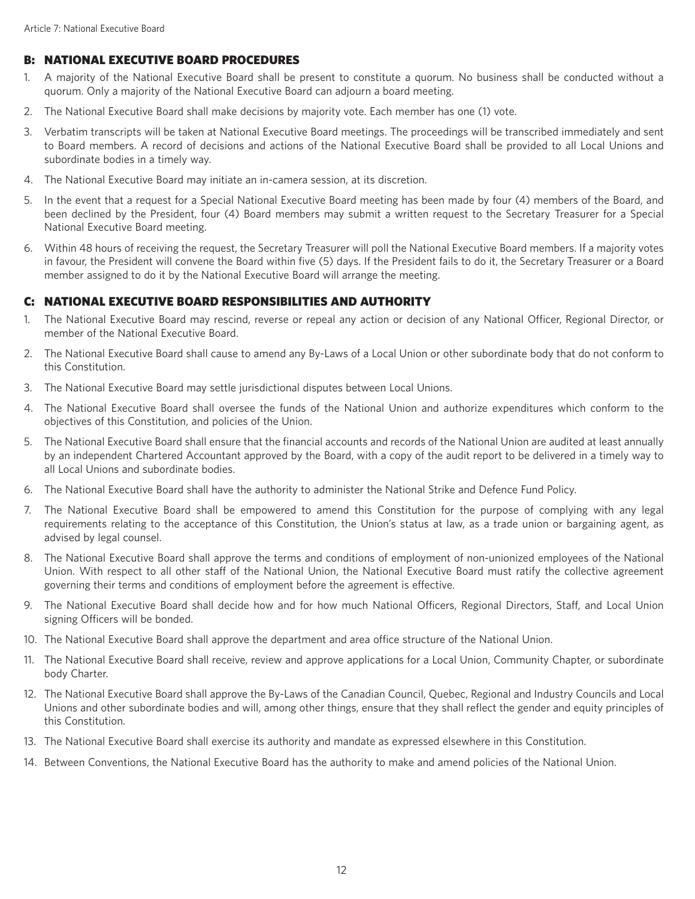## B: NATIONAL EXECUTIVE BOARD PROCEDURES

1. A majority of the National Executive Board shall be present to constitute a quorum. No business shall be conducted without a quorum. Only a majority of the National Executive Board can adjourn a board meeting.
2. The National Executive Board shall make decisions by majority vote. Each member has one (1) vote.
3. Verbatim transcripts will be taken at National Executive Board meetings. The proceedings will be transcribed immediately and sent to Board members. A record of decisions and actions of the National Executive Board shall be provided to all Local Unions and subordinate bodies in a timely way.
4. The National Executive Board may initiate an in-camera session, at its discretion.
5. In the event that a request for a Special National Executive Board meeting has been made by four (4) members of the Board, and been declined by the President, four (4) Board members may submit a written request to the Secretary Treasurer for a Special National Executive Board meeting.
6. Within 48 hours of receiving the request, the Secretary Treasurer will poll the National Executive Board members. If a majority votes in favour, the President will convene the Board within five (5) days. If the President fails to do it, the Secretary Treasurer or a Board member assigned to do it by the National Executive Board will arrange the meeting.

## C: NATIONAL EXECUTIVE BOARD RESPONSIBILITIES AND AUTHORITY

1. The National Executive Board may rescind, reverse or repeal any action or decision of any National Officer, Regional Director, or member of the National Executive Board.
2. The National Executive Board shall cause to amend any By-Laws of a Local Union or other subordinate body that do not conform to this Constitution.
3. The National Executive Board may settle jurisdictional disputes between Local Unions.
4. The National Executive Board shall oversee the funds of the National Union and authorize expenditures which conform to the objectives of this Constitution, and policies of the Union.
5. The National Executive Board shall ensure that the financial accounts and records of the National Union are audited at least annually by an independent Chartered Accountant approved by the Board, with a copy of the audit report to be delivered in a timely way to all Local Unions and subordinate bodies.
6. The National Executive Board shall have the authority to administer the National Strike and Defence Fund Policy.
7. The National Executive Board shall be empowered to amend this Constitution for the purpose of complying with any legal requirements relating to the acceptance of this Constitution, the Union's status at law, as a trade union or bargaining agent, as advised by legal counsel.
8. The National Executive Board shall approve the terms and conditions of employment of non-unionized employees of the National Union. With respect to all other staff of the National Union, the National Executive Board must ratify the collective agreement governing their terms and conditions of employment before the agreement is effective.
9. The National Executive Board shall decide how and for how much National Officers, Regional Directors, Staff, and Local Union signing Officers will be bonded.
10. The National Executive Board shall approve the department and area office structure of the National Union.
11. The National Executive Board shall receive, review and approve applications for a Local Union, Community Chapter, or subordinate body Charter.
12. The National Executive Board shall approve the By-Laws of the Canadian Council, Quebec, Regional and Industry Councils and Local Unions and other subordinate bodies and will, among other things, ensure that they shall reflect the gender and equity principles of this Constitution.
13. The National Executive Board shall exercise its authority and mandate as expressed elsewhere in this Constitution.
14. Between Conventions, the National Executive Board has the authority to make and amend policies of the National Union.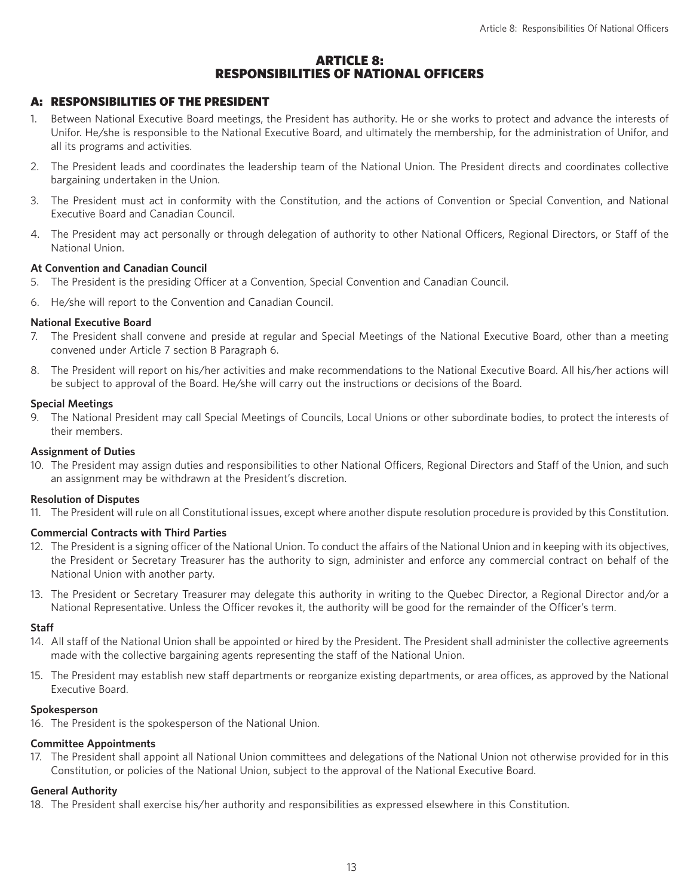# ARTICLE 8: RESPONSIBILITIES OF NATIONAL OFFICERS

## A: RESPONSIBILITIES OF THE PRESIDENT

1. Between National Executive Board meetings, the President has authority. He or she works to protect and advance the interests of Unifor. He/she is responsible to the National Executive Board, and ultimately the membership, for the administration of Unifor, and all its programs and activities.
2. The President leads and coordinates the leadership team of the National Union. The President directs and coordinates collective bargaining undertaken in the Union.
3. The President must act in conformity with the Constitution, and the actions of Convention or Special Convention, and National Executive Board and Canadian Council.
4. The President may act personally or through delegation of authority to other National Officers, Regional Directors, or Staff of the National Union.

**At Convention and Canadian Council**

5. The President is the presiding Officer at a Convention, Special Convention and Canadian Council.
6. He/she will report to the Convention and Canadian Council.

**National Executive Board**

7. The President shall convene and preside at regular and Special Meetings of the National Executive Board, other than a meeting convened under Article 7 section B Paragraph 6.
8. The President will report on his/her activities and make recommendations to the National Executive Board. All his/her actions will be subject to approval of the Board. He/she will carry out the instructions or decisions of the Board.

**Special Meetings**

9. The National President may call Special Meetings of Councils, Local Unions or other subordinate bodies, to protect the interests of their members.

**Assignment of Duties**

10. The President may assign duties and responsibilities to other National Officers, Regional Directors and Staff of the Union, and such an assignment may be withdrawn at the President's discretion.

**Resolution of Disputes**

11. The President will rule on all Constitutional issues, except where another dispute resolution procedure is provided by this Constitution.

**Commercial Contracts with Third Parties**

12. The President is a signing officer of the National Union. To conduct the affairs of the National Union and in keeping with its objectives, the President or Secretary Treasurer has the authority to sign, administer and enforce any commercial contract on behalf of the National Union with another party.
13. The President or Secretary Treasurer may delegate this authority in writing to the Quebec Director, a Regional Director and/or a National Representative. Unless the Officer revokes it, the authority will be good for the remainder of the Officer's term.

**Staff**

14. All staff of the National Union shall be appointed or hired by the President. The President shall administer the collective agreements made with the collective bargaining agents representing the staff of the National Union.
15. The President may establish new staff departments or reorganize existing departments, or area offices, as approved by the National Executive Board.

**Spokesperson**

16. The President is the spokesperson of the National Union.

**Committee Appointments**

17. The President shall appoint all National Union committees and delegations of the National Union not otherwise provided for in this Constitution, or policies of the National Union, subject to the approval of the National Executive Board.

**General Authority**

18. The President shall exercise his/her authority and responsibilities as expressed elsewhere in this Constitution.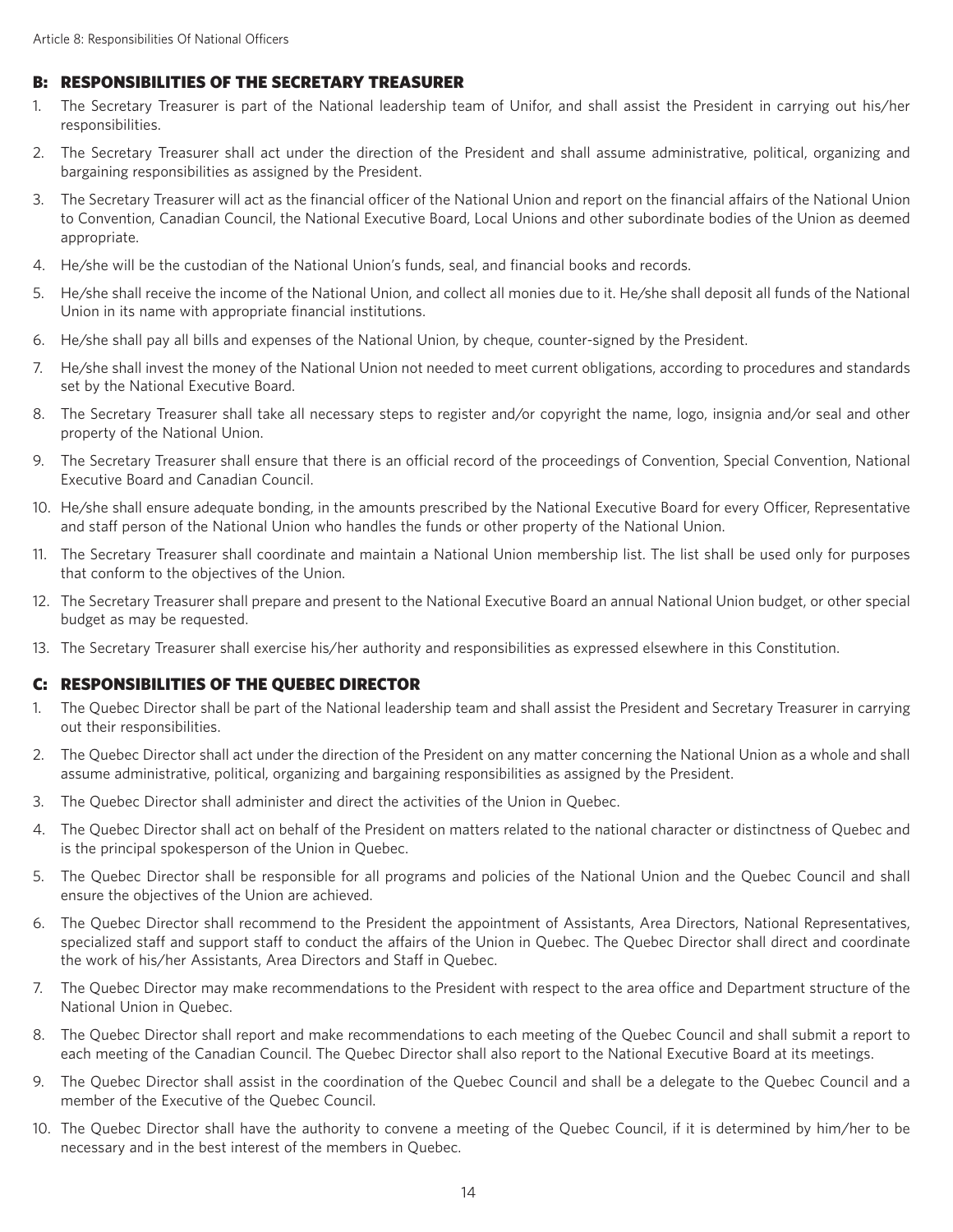## B: RESPONSIBILITIES OF THE SECRETARY TREASURER

1. The Secretary Treasurer is part of the National leadership team of Unifor, and shall assist the President in carrying out his/her responsibilities.
2. The Secretary Treasurer shall act under the direction of the President and shall assume administrative, political, organizing and bargaining responsibilities as assigned by the President.
3. The Secretary Treasurer will act as the financial officer of the National Union and report on the financial affairs of the National Union to Convention, Canadian Council, the National Executive Board, Local Unions and other subordinate bodies of the Union as deemed appropriate.
4. He/she will be the custodian of the National Union's funds, seal, and financial books and records.
5. He/she shall receive the income of the National Union, and collect all monies due to it. He/she shall deposit all funds of the National Union in its name with appropriate financial institutions.
6. He/she shall pay all bills and expenses of the National Union, by cheque, counter-signed by the President.
7. He/she shall invest the money of the National Union not needed to meet current obligations, according to procedures and standards set by the National Executive Board.
8. The Secretary Treasurer shall take all necessary steps to register and/or copyright the name, logo, insignia and/or seal and other property of the National Union.
9. The Secretary Treasurer shall ensure that there is an official record of the proceedings of Convention, Special Convention, National Executive Board and Canadian Council.
10. He/she shall ensure adequate bonding, in the amounts prescribed by the National Executive Board for every Officer, Representative and staff person of the National Union who handles the funds or other property of the National Union.
11. The Secretary Treasurer shall coordinate and maintain a National Union membership list. The list shall be used only for purposes that conform to the objectives of the Union.
12. The Secretary Treasurer shall prepare and present to the National Executive Board an annual National Union budget, or other special budget as may be requested.
13. The Secretary Treasurer shall exercise his/her authority and responsibilities as expressed elsewhere in this Constitution.

## C: RESPONSIBILITIES OF THE QUEBEC DIRECTOR

1. The Quebec Director shall be part of the National leadership team and shall assist the President and Secretary Treasurer in carrying out their responsibilities.
2. The Quebec Director shall act under the direction of the President on any matter concerning the National Union as a whole and shall assume administrative, political, organizing and bargaining responsibilities as assigned by the President.
3. The Quebec Director shall administer and direct the activities of the Union in Quebec.
4. The Quebec Director shall act on behalf of the President on matters related to the national character or distinctness of Quebec and is the principal spokesperson of the Union in Quebec.
5. The Quebec Director shall be responsible for all programs and policies of the National Union and the Quebec Council and shall ensure the objectives of the Union are achieved.
6. The Quebec Director shall recommend to the President the appointment of Assistants, Area Directors, National Representatives, specialized staff and support staff to conduct the affairs of the Union in Quebec. The Quebec Director shall direct and coordinate the work of his/her Assistants, Area Directors and Staff in Quebec.
7. The Quebec Director may make recommendations to the President with respect to the area office and Department structure of the National Union in Quebec.
8. The Quebec Director shall report and make recommendations to each meeting of the Quebec Council and shall submit a report to each meeting of the Canadian Council. The Quebec Director shall also report to the National Executive Board at its meetings.
9. The Quebec Director shall assist in the coordination of the Quebec Council and shall be a delegate to the Quebec Council and a member of the Executive of the Quebec Council.
10. The Quebec Director shall have the authority to convene a meeting of the Quebec Council, if it is determined by him/her to be necessary and in the best interest of the members in Quebec.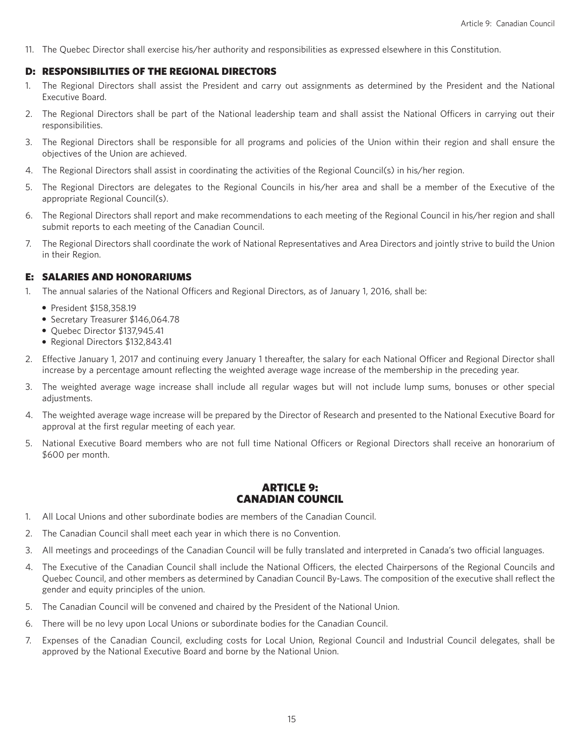11. The Quebec Director shall exercise his/her authority and responsibilities as expressed elsewhere in this Constitution.

### D: RESPONSIBILITIES OF THE REGIONAL DIRECTORS

1. The Regional Directors shall assist the President and carry out assignments as determined by the President and the National Executive Board.
2. The Regional Directors shall be part of the National leadership team and shall assist the National Officers in carrying out their responsibilities.
3. The Regional Directors shall be responsible for all programs and policies of the Union within their region and shall ensure the objectives of the Union are achieved.
4. The Regional Directors shall assist in coordinating the activities of the Regional Council(s) in his/her region.
5. The Regional Directors are delegates to the Regional Councils in his/her area and shall be a member of the Executive of the appropriate Regional Council(s).
6. The Regional Directors shall report and make recommendations to each meeting of the Regional Council in his/her region and shall submit reports to each meeting of the Canadian Council.
7. The Regional Directors shall coordinate the work of National Representatives and Area Directors and jointly strive to build the Union in their Region.

### E: SALARIES AND HONORARIUMS

1. The annual salaries of the National Officers and Regional Directors, as of January 1, 2016, shall be:
   - President $158,358.19
   - Secretary Treasurer $146,064.78
   - Quebec Director $137,945.41
   - Regional Directors $132,843.41
2. Effective January 1, 2017 and continuing every January 1 thereafter, the salary for each National Officer and Regional Director shall increase by a percentage amount reflecting the weighted average wage increase of the membership in the preceding year.
3. The weighted average wage increase shall include all regular wages but will not include lump sums, bonuses or other special adjustments.
4. The weighted average wage increase will be prepared by the Director of Research and presented to the National Executive Board for approval at the first regular meeting of each year.
5. National Executive Board members who are not full time National Officers or Regional Directors shall receive an honorarium of $600 per month.

## ARTICLE 9: CANADIAN COUNCIL

1. All Local Unions and other subordinate bodies are members of the Canadian Council.
2. The Canadian Council shall meet each year in which there is no Convention.
3. All meetings and proceedings of the Canadian Council will be fully translated and interpreted in Canada's two official languages.
4. The Executive of the Canadian Council shall include the National Officers, the elected Chairpersons of the Regional Councils and Quebec Council, and other members as determined by Canadian Council By-Laws. The composition of the executive shall reflect the gender and equity principles of the union.
5. The Canadian Council will be convened and chaired by the President of the National Union.
6. There will be no levy upon Local Unions or subordinate bodies for the Canadian Council.
7. Expenses of the Canadian Council, excluding costs for Local Union, Regional Council and Industrial Council delegates, shall be approved by the National Executive Board and borne by the National Union.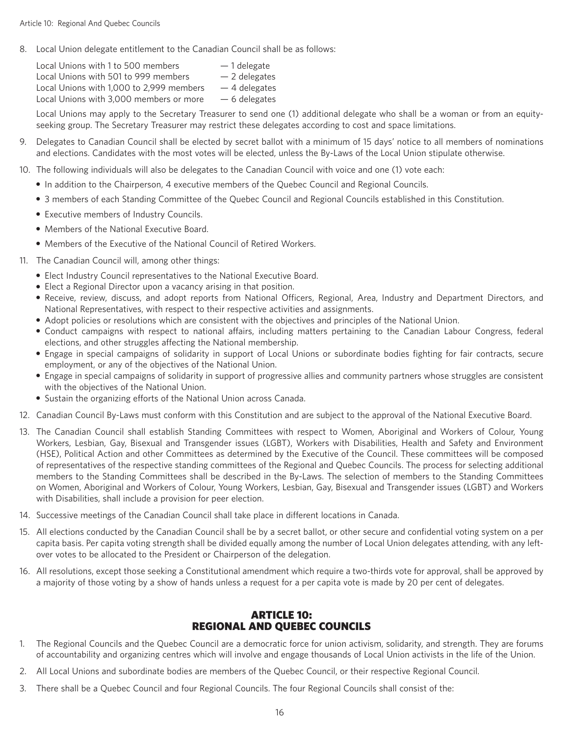8. Local Union delegate entitlement to the Canadian Council shall be as follows:

   | | |
   |---|---|
   | Local Unions with 1 to 500 members | — 1 delegate |
   | Local Unions with 501 to 999 members | — 2 delegates |
   | Local Unions with 1,000 to 2,999 members | — 4 delegates |
   | Local Unions with 3,000 members or more | — 6 delegates |

   Local Unions may apply to the Secretary Treasurer to send one (1) additional delegate who shall be a woman or from an equity-seeking group. The Secretary Treasurer may restrict these delegates according to cost and space limitations.

9. Delegates to Canadian Council shall be elected by secret ballot with a minimum of 15 days' notice to all members of nominations and elections. Candidates with the most votes will be elected, unless the By-Laws of the Local Union stipulate otherwise.

10. The following individuals will also be delegates to the Canadian Council with voice and one (1) vote each:
    - In addition to the Chairperson, 4 executive members of the Quebec Council and Regional Councils.
    - 3 members of each Standing Committee of the Quebec Council and Regional Councils established in this Constitution.
    - Executive members of Industry Councils.
    - Members of the National Executive Board.
    - Members of the Executive of the National Council of Retired Workers.

11. The Canadian Council will, among other things:
    - Elect Industry Council representatives to the National Executive Board.
    - Elect a Regional Director upon a vacancy arising in that position.
    - Receive, review, discuss, and adopt reports from National Officers, Regional, Area, Industry and Department Directors, and National Representatives, with respect to their respective activities and assignments.
    - Adopt policies or resolutions which are consistent with the objectives and principles of the National Union.
    - Conduct campaigns with respect to national affairs, including matters pertaining to the Canadian Labour Congress, federal elections, and other struggles affecting the National membership.
    - Engage in special campaigns of solidarity in support of Local Unions or subordinate bodies fighting for fair contracts, secure employment, or any of the objectives of the National Union.
    - Engage in special campaigns of solidarity in support of progressive allies and community partners whose struggles are consistent with the objectives of the National Union.
    - Sustain the organizing efforts of the National Union across Canada.

12. Canadian Council By-Laws must conform with this Constitution and are subject to the approval of the National Executive Board.

13. The Canadian Council shall establish Standing Committees with respect to Women, Aboriginal and Workers of Colour, Young Workers, Lesbian, Gay, Bisexual and Transgender issues (LGBT), Workers with Disabilities, Health and Safety and Environment (HSE), Political Action and other Committees as determined by the Executive of the Council. These committees will be composed of representatives of the respective standing committees of the Regional and Quebec Councils. The process for selecting additional members to the Standing Committees shall be described in the By-Laws. The selection of members to the Standing Committees on Women, Aboriginal and Workers of Colour, Young Workers, Lesbian, Gay, Bisexual and Transgender issues (LGBT) and Workers with Disabilities, shall include a provision for peer election.

14. Successive meetings of the Canadian Council shall take place in different locations in Canada.

15. All elections conducted by the Canadian Council shall be by a secret ballot, or other secure and confidential voting system on a per capita basis. Per capita voting strength shall be divided equally among the number of Local Union delegates attending, with any left-over votes to be allocated to the President or Chairperson of the delegation.

16. All resolutions, except those seeking a Constitutional amendment which require a two-thirds vote for approval, shall be approved by a majority of those voting by a show of hands unless a request for a per capita vote is made by 20 per cent of delegates.

## ARTICLE 10: REGIONAL AND QUEBEC COUNCILS

1. The Regional Councils and the Quebec Council are a democratic force for union activism, solidarity, and strength. They are forums of accountability and organizing centres which will involve and engage thousands of Local Union activists in the life of the Union.

2. All Local Unions and subordinate bodies are members of the Quebec Council, or their respective Regional Council.

3. There shall be a Quebec Council and four Regional Councils. The four Regional Councils shall consist of the: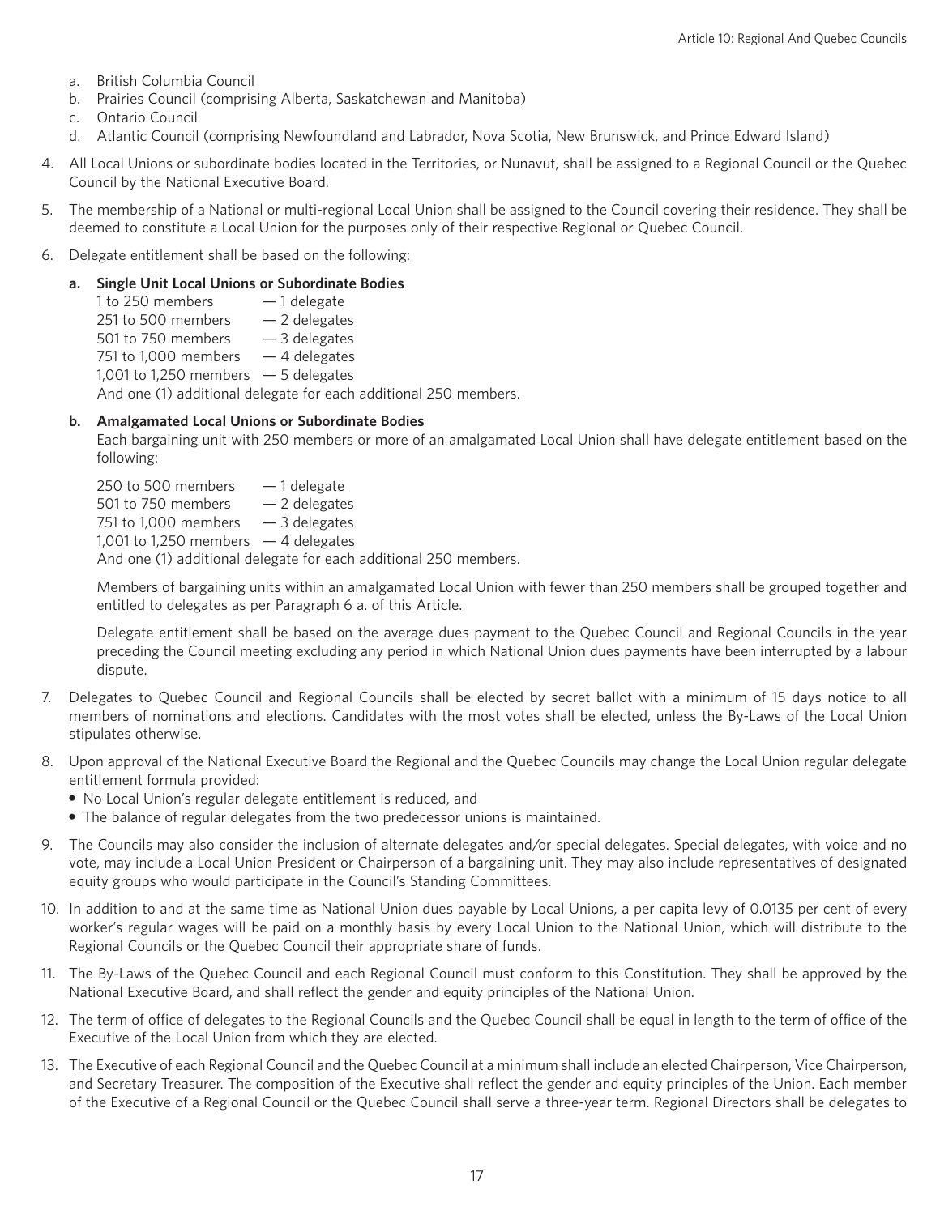a. British Columbia Council
b. Prairies Council (comprising Alberta, Saskatchewan and Manitoba)
c. Ontario Council
d. Atlantic Council (comprising Newfoundland and Labrador, Nova Scotia, New Brunswick, and Prince Edward Island)

4. All Local Unions or subordinate bodies located in the Territories, or Nunavut, shall be assigned to a Regional Council or the Quebec Council by the National Executive Board.

5. The membership of a National or multi-regional Local Union shall be assigned to the Council covering their residence. They shall be deemed to constitute a Local Union for the purposes only of their respective Regional or Quebec Council.

6. Delegate entitlement shall be based on the following:

   **a. Single Unit Local Unions or Subordinate Bodies**

   1 to 250 members — 1 delegate
   251 to 500 members — 2 delegates
   501 to 750 members — 3 delegates
   751 to 1,000 members — 4 delegates
   1,001 to 1,250 members — 5 delegates
   And one (1) additional delegate for each additional 250 members.

   **b. Amalgamated Local Unions or Subordinate Bodies**

   Each bargaining unit with 250 members or more of an amalgamated Local Union shall have delegate entitlement based on the following:

   250 to 500 members — 1 delegate
   501 to 750 members — 2 delegates
   751 to 1,000 members — 3 delegates
   1,001 to 1,250 members — 4 delegates
   And one (1) additional delegate for each additional 250 members.

   Members of bargaining units within an amalgamated Local Union with fewer than 250 members shall be grouped together and entitled to delegates as per Paragraph 6 a. of this Article.

   Delegate entitlement shall be based on the average dues payment to the Quebec Council and Regional Councils in the year preceding the Council meeting excluding any period in which National Union dues payments have been interrupted by a labour dispute.

7. Delegates to Quebec Council and Regional Councils shall be elected by secret ballot with a minimum of 15 days notice to all members of nominations and elections. Candidates with the most votes shall be elected, unless the By-Laws of the Local Union stipulates otherwise.

8. Upon approval of the National Executive Board the Regional and the Quebec Councils may change the Local Union regular delegate entitlement formula provided:
   - No Local Union's regular delegate entitlement is reduced, and
   - The balance of regular delegates from the two predecessor unions is maintained.

9. The Councils may also consider the inclusion of alternate delegates and/or special delegates. Special delegates, with voice and no vote, may include a Local Union President or Chairperson of a bargaining unit. They may also include representatives of designated equity groups who would participate in the Council's Standing Committees.

10. In addition to and at the same time as National Union dues payable by Local Unions, a per capita levy of 0.0135 per cent of every worker's regular wages will be paid on a monthly basis by every Local Union to the National Union, which will distribute to the Regional Councils or the Quebec Council their appropriate share of funds.

11. The By-Laws of the Quebec Council and each Regional Council must conform to this Constitution. They shall be approved by the National Executive Board, and shall reflect the gender and equity principles of the National Union.

12. The term of office of delegates to the Regional Councils and the Quebec Council shall be equal in length to the term of office of the Executive of the Local Union from which they are elected.

13. The Executive of each Regional Council and the Quebec Council at a minimum shall include an elected Chairperson, Vice Chairperson, and Secretary Treasurer. The composition of the Executive shall reflect the gender and equity principles of the Union. Each member of the Executive of a Regional Council or the Quebec Council shall serve a three-year term. Regional Directors shall be delegates to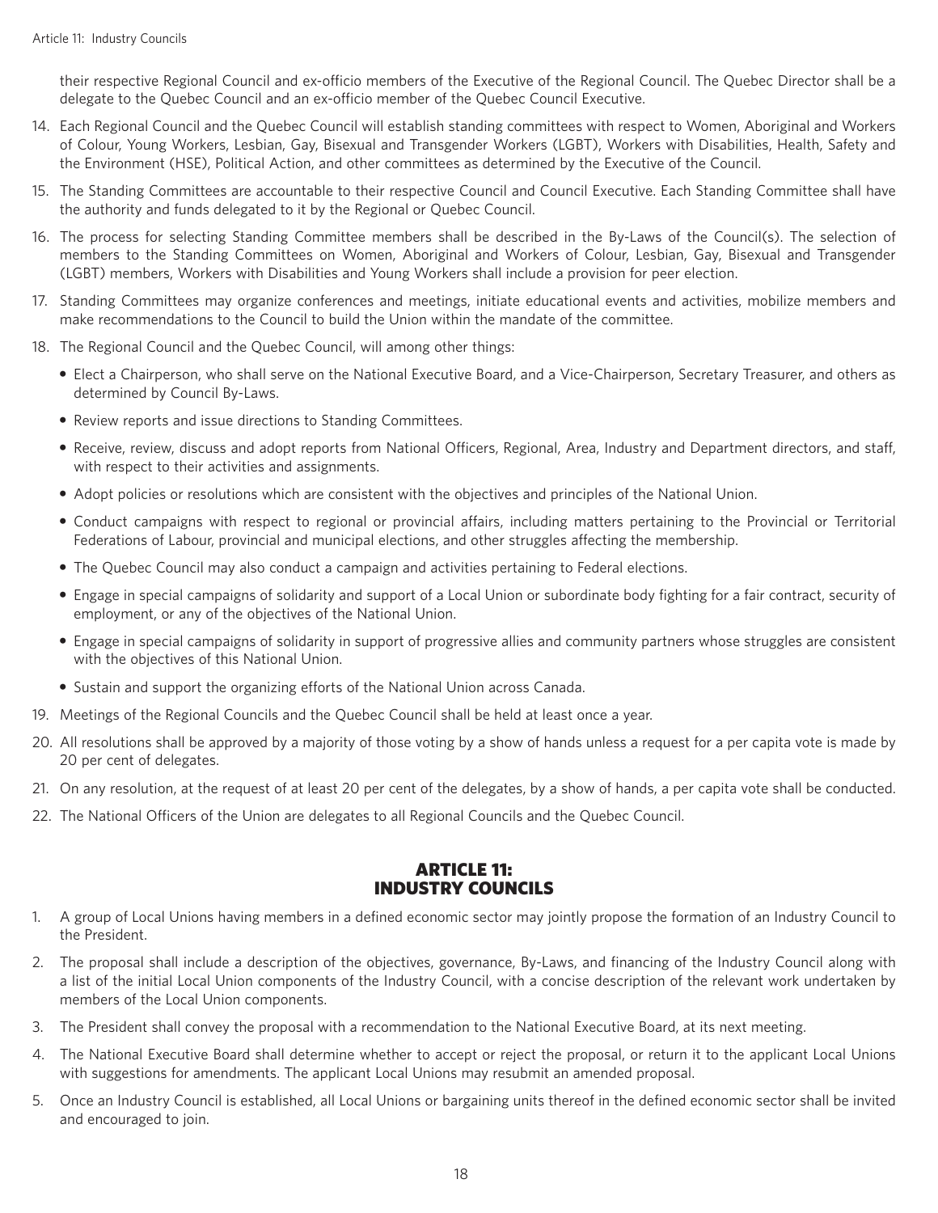their respective Regional Council and ex-officio members of the Executive of the Regional Council. The Quebec Director shall be a delegate to the Quebec Council and an ex-officio member of the Quebec Council Executive.

14. Each Regional Council and the Quebec Council will establish standing committees with respect to Women, Aboriginal and Workers of Colour, Young Workers, Lesbian, Gay, Bisexual and Transgender Workers (LGBT), Workers with Disabilities, Health, Safety and the Environment (HSE), Political Action, and other committees as determined by the Executive of the Council.
15. The Standing Committees are accountable to their respective Council and Council Executive. Each Standing Committee shall have the authority and funds delegated to it by the Regional or Quebec Council.
16. The process for selecting Standing Committee members shall be described in the By-Laws of the Council(s). The selection of members to the Standing Committees on Women, Aboriginal and Workers of Colour, Lesbian, Gay, Bisexual and Transgender (LGBT) members, Workers with Disabilities and Young Workers shall include a provision for peer election.
17. Standing Committees may organize conferences and meetings, initiate educational events and activities, mobilize members and make recommendations to the Council to build the Union within the mandate of the committee.
18. The Regional Council and the Quebec Council, will among other things:
    - Elect a Chairperson, who shall serve on the National Executive Board, and a Vice-Chairperson, Secretary Treasurer, and others as determined by Council By-Laws.
    - Review reports and issue directions to Standing Committees.
    - Receive, review, discuss and adopt reports from National Officers, Regional, Area, Industry and Department directors, and staff, with respect to their activities and assignments.
    - Adopt policies or resolutions which are consistent with the objectives and principles of the National Union.
    - Conduct campaigns with respect to regional or provincial affairs, including matters pertaining to the Provincial or Territorial Federations of Labour, provincial and municipal elections, and other struggles affecting the membership.
    - The Quebec Council may also conduct a campaign and activities pertaining to Federal elections.
    - Engage in special campaigns of solidarity and support of a Local Union or subordinate body fighting for a fair contract, security of employment, or any of the objectives of the National Union.
    - Engage in special campaigns of solidarity in support of progressive allies and community partners whose struggles are consistent with the objectives of this National Union.
    - Sustain and support the organizing efforts of the National Union across Canada.
19. Meetings of the Regional Councils and the Quebec Council shall be held at least once a year.
20. All resolutions shall be approved by a majority of those voting by a show of hands unless a request for a per capita vote is made by 20 per cent of delegates.
21. On any resolution, at the request of at least 20 per cent of the delegates, by a show of hands, a per capita vote shall be conducted.
22. The National Officers of the Union are delegates to all Regional Councils and the Quebec Council.

## ARTICLE 11: INDUSTRY COUNCILS

1. A group of Local Unions having members in a defined economic sector may jointly propose the formation of an Industry Council to the President.
2. The proposal shall include a description of the objectives, governance, By-Laws, and financing of the Industry Council along with a list of the initial Local Union components of the Industry Council, with a concise description of the relevant work undertaken by members of the Local Union components.
3. The President shall convey the proposal with a recommendation to the National Executive Board, at its next meeting.
4. The National Executive Board shall determine whether to accept or reject the proposal, or return it to the applicant Local Unions with suggestions for amendments. The applicant Local Unions may resubmit an amended proposal.
5. Once an Industry Council is established, all Local Unions or bargaining units thereof in the defined economic sector shall be invited and encouraged to join.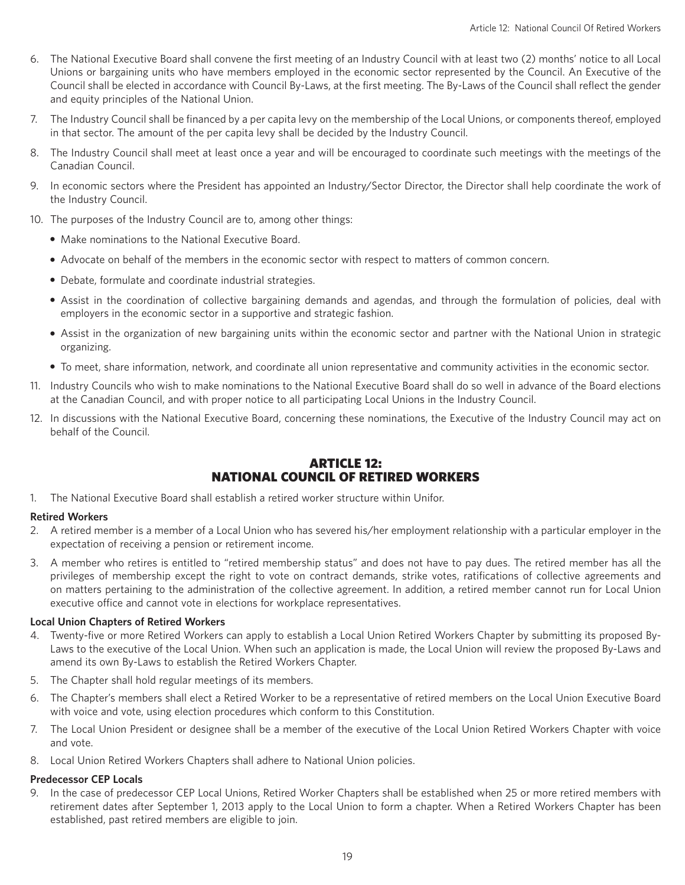6. The National Executive Board shall convene the first meeting of an Industry Council with at least two (2) months' notice to all Local Unions or bargaining units who have members employed in the economic sector represented by the Council. An Executive of the Council shall be elected in accordance with Council By-Laws, at the first meeting. The By-Laws of the Council shall reflect the gender and equity principles of the National Union.
7. The Industry Council shall be financed by a per capita levy on the membership of the Local Unions, or components thereof, employed in that sector. The amount of the per capita levy shall be decided by the Industry Council.
8. The Industry Council shall meet at least once a year and will be encouraged to coordinate such meetings with the meetings of the Canadian Council.
9. In economic sectors where the President has appointed an Industry/Sector Director, the Director shall help coordinate the work of the Industry Council.
10. The purposes of the Industry Council are to, among other things:
    - Make nominations to the National Executive Board.
    - Advocate on behalf of the members in the economic sector with respect to matters of common concern.
    - Debate, formulate and coordinate industrial strategies.
    - Assist in the coordination of collective bargaining demands and agendas, and through the formulation of policies, deal with employers in the economic sector in a supportive and strategic fashion.
    - Assist in the organization of new bargaining units within the economic sector and partner with the National Union in strategic organizing.
    - To meet, share information, network, and coordinate all union representative and community activities in the economic sector.
11. Industry Councils who wish to make nominations to the National Executive Board shall do so well in advance of the Board elections at the Canadian Council, and with proper notice to all participating Local Unions in the Industry Council.
12. In discussions with the National Executive Board, concerning these nominations, the Executive of the Industry Council may act on behalf of the Council.

## ARTICLE 12: NATIONAL COUNCIL OF RETIRED WORKERS

1. The National Executive Board shall establish a retired worker structure within Unifor.

**Retired Workers**

2. A retired member is a member of a Local Union who has severed his/her employment relationship with a particular employer in the expectation of receiving a pension or retirement income.
3. A member who retires is entitled to "retired membership status" and does not have to pay dues. The retired member has all the privileges of membership except the right to vote on contract demands, strike votes, ratifications of collective agreements and on matters pertaining to the administration of the collective agreement. In addition, a retired member cannot run for Local Union executive office and cannot vote in elections for workplace representatives.

**Local Union Chapters of Retired Workers**

4. Twenty-five or more Retired Workers can apply to establish a Local Union Retired Workers Chapter by submitting its proposed By-Laws to the executive of the Local Union. When such an application is made, the Local Union will review the proposed By-Laws and amend its own By-Laws to establish the Retired Workers Chapter.
5. The Chapter shall hold regular meetings of its members.
6. The Chapter's members shall elect a Retired Worker to be a representative of retired members on the Local Union Executive Board with voice and vote, using election procedures which conform to this Constitution.
7. The Local Union President or designee shall be a member of the executive of the Local Union Retired Workers Chapter with voice and vote.
8. Local Union Retired Workers Chapters shall adhere to National Union policies.

**Predecessor CEP Locals**

9. In the case of predecessor CEP Local Unions, Retired Worker Chapters shall be established when 25 or more retired members with retirement dates after September 1, 2013 apply to the Local Union to form a chapter. When a Retired Workers Chapter has been established, past retired members are eligible to join.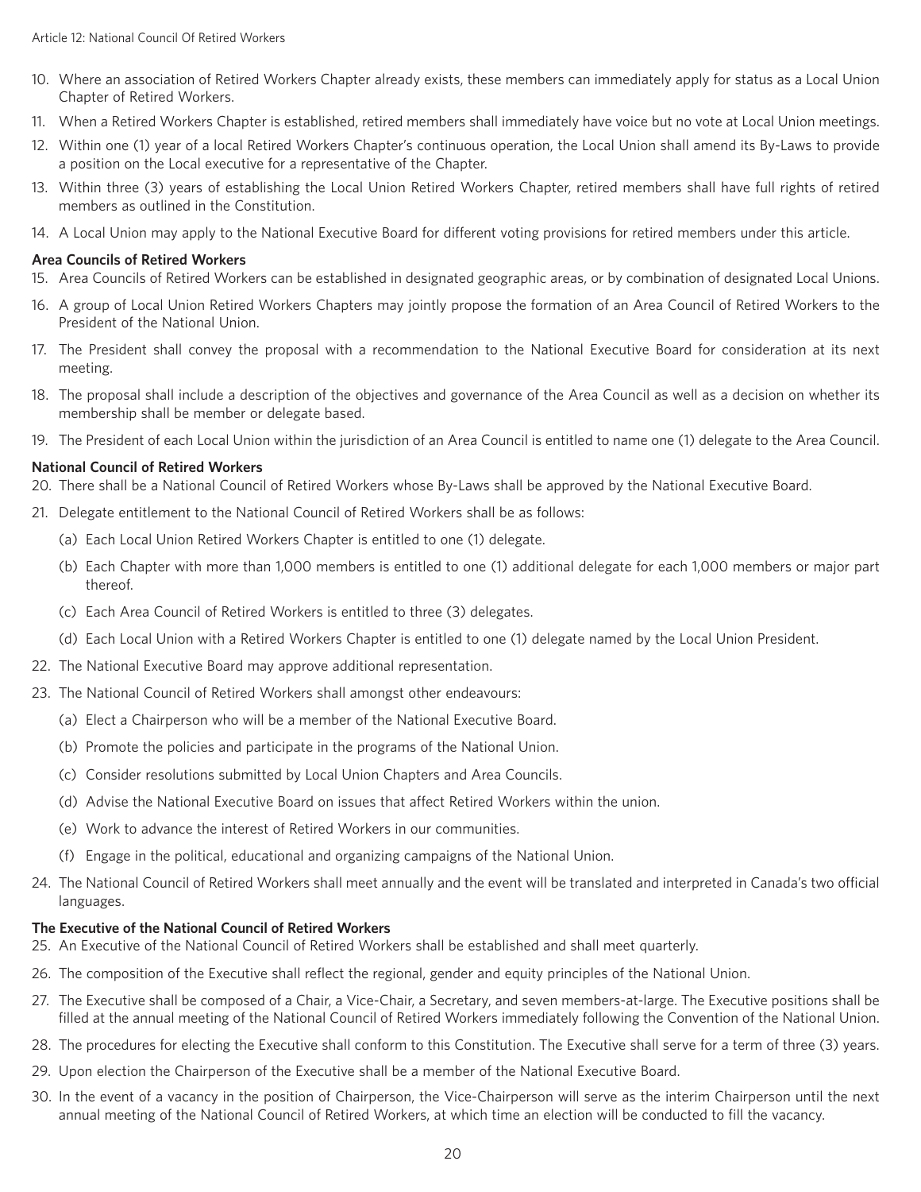10. Where an association of Retired Workers Chapter already exists, these members can immediately apply for status as a Local Union Chapter of Retired Workers.
11. When a Retired Workers Chapter is established, retired members shall immediately have voice but no vote at Local Union meetings.
12. Within one (1) year of a local Retired Workers Chapter's continuous operation, the Local Union shall amend its By-Laws to provide a position on the Local executive for a representative of the Chapter.
13. Within three (3) years of establishing the Local Union Retired Workers Chapter, retired members shall have full rights of retired members as outlined in the Constitution.
14. A Local Union may apply to the National Executive Board for different voting provisions for retired members under this article.

**Area Councils of Retired Workers**

15. Area Councils of Retired Workers can be established in designated geographic areas, or by combination of designated Local Unions.
16. A group of Local Union Retired Workers Chapters may jointly propose the formation of an Area Council of Retired Workers to the President of the National Union.
17. The President shall convey the proposal with a recommendation to the National Executive Board for consideration at its next meeting.
18. The proposal shall include a description of the objectives and governance of the Area Council as well as a decision on whether its membership shall be member or delegate based.
19. The President of each Local Union within the jurisdiction of an Area Council is entitled to name one (1) delegate to the Area Council.

**National Council of Retired Workers**

20. There shall be a National Council of Retired Workers whose By-Laws shall be approved by the National Executive Board.
21. Delegate entitlement to the National Council of Retired Workers shall be as follows:
    (a) Each Local Union Retired Workers Chapter is entitled to one (1) delegate.
    (b) Each Chapter with more than 1,000 members is entitled to one (1) additional delegate for each 1,000 members or major part thereof.
    (c) Each Area Council of Retired Workers is entitled to three (3) delegates.
    (d) Each Local Union with a Retired Workers Chapter is entitled to one (1) delegate named by the Local Union President.
22. The National Executive Board may approve additional representation.
23. The National Council of Retired Workers shall amongst other endeavours:
    (a) Elect a Chairperson who will be a member of the National Executive Board.
    (b) Promote the policies and participate in the programs of the National Union.
    (c) Consider resolutions submitted by Local Union Chapters and Area Councils.
    (d) Advise the National Executive Board on issues that affect Retired Workers within the union.
    (e) Work to advance the interest of Retired Workers in our communities.
    (f) Engage in the political, educational and organizing campaigns of the National Union.
24. The National Council of Retired Workers shall meet annually and the event will be translated and interpreted in Canada's two official languages.

**The Executive of the National Council of Retired Workers**

25. An Executive of the National Council of Retired Workers shall be established and shall meet quarterly.
26. The composition of the Executive shall reflect the regional, gender and equity principles of the National Union.
27. The Executive shall be composed of a Chair, a Vice-Chair, a Secretary, and seven members-at-large. The Executive positions shall be filled at the annual meeting of the National Council of Retired Workers immediately following the Convention of the National Union.
28. The procedures for electing the Executive shall conform to this Constitution. The Executive shall serve for a term of three (3) years.
29. Upon election the Chairperson of the Executive shall be a member of the National Executive Board.
30. In the event of a vacancy in the position of Chairperson, the Vice-Chairperson will serve as the interim Chairperson until the next annual meeting of the National Council of Retired Workers, at which time an election will be conducted to fill the vacancy.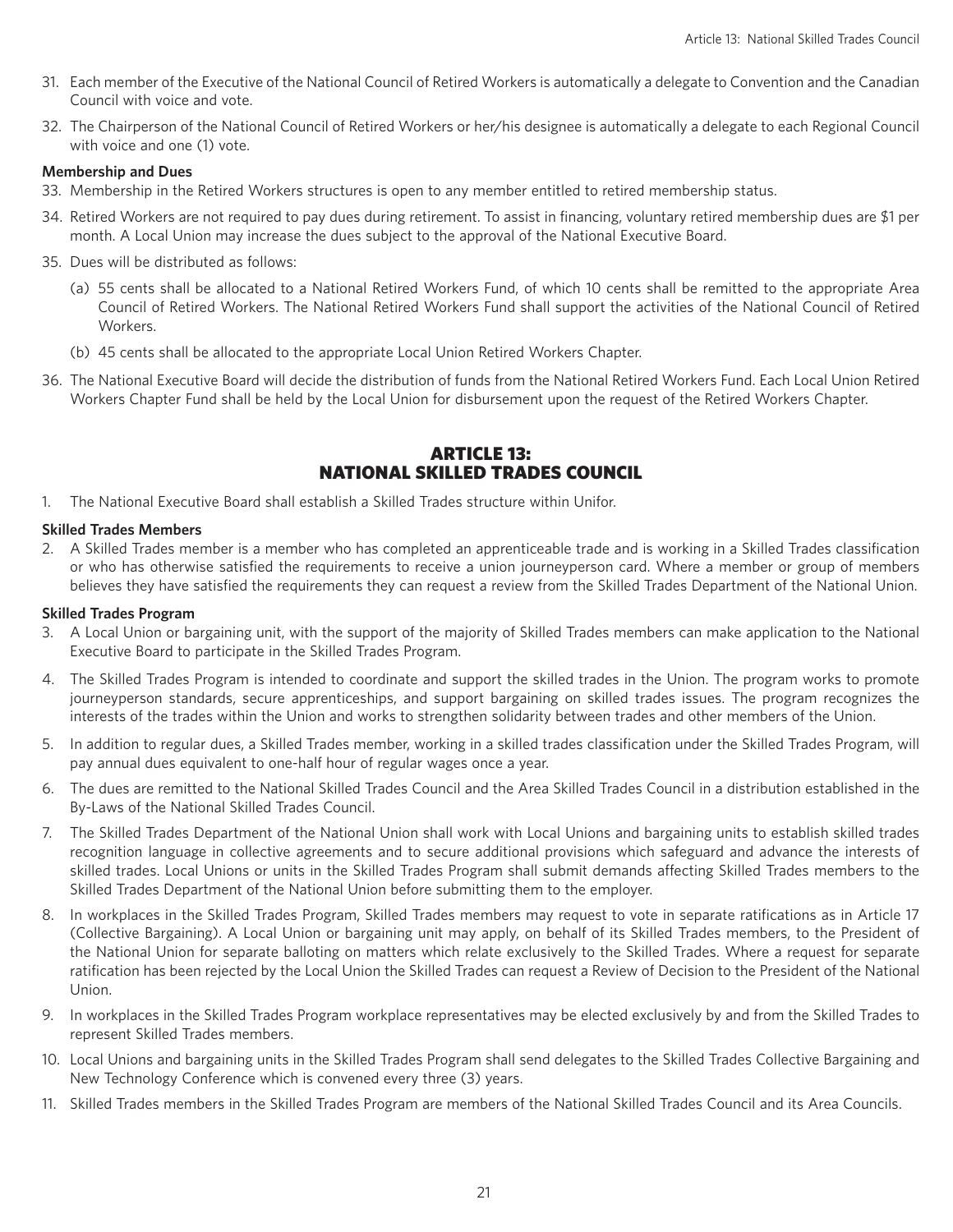31. Each member of the Executive of the National Council of Retired Workers is automatically a delegate to Convention and the Canadian Council with voice and vote.
32. The Chairperson of the National Council of Retired Workers or her/his designee is automatically a delegate to each Regional Council with voice and one (1) vote.

**Membership and Dues**

33. Membership in the Retired Workers structures is open to any member entitled to retired membership status.
34. Retired Workers are not required to pay dues during retirement. To assist in financing, voluntary retired membership dues are $1 per month. A Local Union may increase the dues subject to the approval of the National Executive Board.
35. Dues will be distributed as follows:
    (a) 55 cents shall be allocated to a National Retired Workers Fund, of which 10 cents shall be remitted to the appropriate Area Council of Retired Workers. The National Retired Workers Fund shall support the activities of the National Council of Retired Workers.
    (b) 45 cents shall be allocated to the appropriate Local Union Retired Workers Chapter.
36. The National Executive Board will decide the distribution of funds from the National Retired Workers Fund. Each Local Union Retired Workers Chapter Fund shall be held by the Local Union for disbursement upon the request of the Retired Workers Chapter.

## ARTICLE 13: NATIONAL SKILLED TRADES COUNCIL

1. The National Executive Board shall establish a Skilled Trades structure within Unifor.

**Skilled Trades Members**

2. A Skilled Trades member is a member who has completed an apprenticeable trade and is working in a Skilled Trades classification or who has otherwise satisfied the requirements to receive a union journeyperson card. Where a member or group of members believes they have satisfied the requirements they can request a review from the Skilled Trades Department of the National Union.

**Skilled Trades Program**

3. A Local Union or bargaining unit, with the support of the majority of Skilled Trades members can make application to the National Executive Board to participate in the Skilled Trades Program.
4. The Skilled Trades Program is intended to coordinate and support the skilled trades in the Union. The program works to promote journeyperson standards, secure apprenticeships, and support bargaining on skilled trades issues. The program recognizes the interests of the trades within the Union and works to strengthen solidarity between trades and other members of the Union.
5. In addition to regular dues, a Skilled Trades member, working in a skilled trades classification under the Skilled Trades Program, will pay annual dues equivalent to one-half hour of regular wages once a year.
6. The dues are remitted to the National Skilled Trades Council and the Area Skilled Trades Council in a distribution established in the By-Laws of the National Skilled Trades Council.
7. The Skilled Trades Department of the National Union shall work with Local Unions and bargaining units to establish skilled trades recognition language in collective agreements and to secure additional provisions which safeguard and advance the interests of skilled trades. Local Unions or units in the Skilled Trades Program shall submit demands affecting Skilled Trades members to the Skilled Trades Department of the National Union before submitting them to the employer.
8. In workplaces in the Skilled Trades Program, Skilled Trades members may request to vote in separate ratifications as in Article 17 (Collective Bargaining). A Local Union or bargaining unit may apply, on behalf of its Skilled Trades members, to the President of the National Union for separate balloting on matters which relate exclusively to the Skilled Trades. Where a request for separate ratification has been rejected by the Local Union the Skilled Trades can request a Review of Decision to the President of the National Union.
9. In workplaces in the Skilled Trades Program workplace representatives may be elected exclusively by and from the Skilled Trades to represent Skilled Trades members.
10. Local Unions and bargaining units in the Skilled Trades Program shall send delegates to the Skilled Trades Collective Bargaining and New Technology Conference which is convened every three (3) years.
11. Skilled Trades members in the Skilled Trades Program are members of the National Skilled Trades Council and its Area Councils.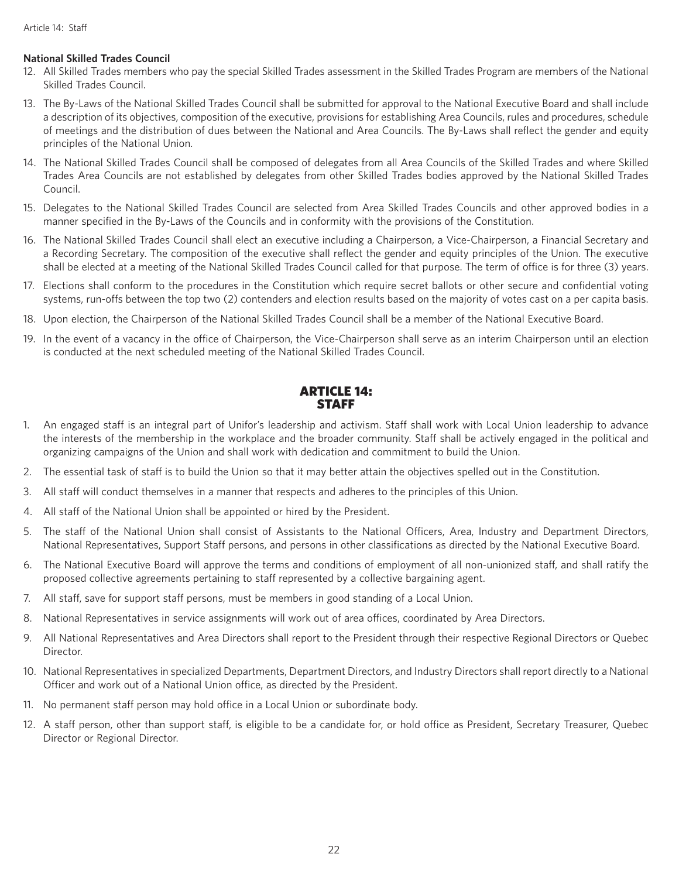### National Skilled Trades Council

12. All Skilled Trades members who pay the special Skilled Trades assessment in the Skilled Trades Program are members of the National Skilled Trades Council.
13. The By-Laws of the National Skilled Trades Council shall be submitted for approval to the National Executive Board and shall include a description of its objectives, composition of the executive, provisions for establishing Area Councils, rules and procedures, schedule of meetings and the distribution of dues between the National and Area Councils. The By-Laws shall reflect the gender and equity principles of the National Union.
14. The National Skilled Trades Council shall be composed of delegates from all Area Councils of the Skilled Trades and where Skilled Trades Area Councils are not established by delegates from other Skilled Trades bodies approved by the National Skilled Trades Council.
15. Delegates to the National Skilled Trades Council are selected from Area Skilled Trades Councils and other approved bodies in a manner specified in the By-Laws of the Councils and in conformity with the provisions of the Constitution.
16. The National Skilled Trades Council shall elect an executive including a Chairperson, a Vice-Chairperson, a Financial Secretary and a Recording Secretary. The composition of the executive shall reflect the gender and equity principles of the Union. The executive shall be elected at a meeting of the National Skilled Trades Council called for that purpose. The term of office is for three (3) years.
17. Elections shall conform to the procedures in the Constitution which require secret ballots or other secure and confidential voting systems, run-offs between the top two (2) contenders and election results based on the majority of votes cast on a per capita basis.
18. Upon election, the Chairperson of the National Skilled Trades Council shall be a member of the National Executive Board.
19. In the event of a vacancy in the office of Chairperson, the Vice-Chairperson shall serve as an interim Chairperson until an election is conducted at the next scheduled meeting of the National Skilled Trades Council.

## ARTICLE 14: STAFF

1. An engaged staff is an integral part of Unifor's leadership and activism. Staff shall work with Local Union leadership to advance the interests of the membership in the workplace and the broader community. Staff shall be actively engaged in the political and organizing campaigns of the Union and shall work with dedication and commitment to build the Union.
2. The essential task of staff is to build the Union so that it may better attain the objectives spelled out in the Constitution.
3. All staff will conduct themselves in a manner that respects and adheres to the principles of this Union.
4. All staff of the National Union shall be appointed or hired by the President.
5. The staff of the National Union shall consist of Assistants to the National Officers, Area, Industry and Department Directors, National Representatives, Support Staff persons, and persons in other classifications as directed by the National Executive Board.
6. The National Executive Board will approve the terms and conditions of employment of all non-unionized staff, and shall ratify the proposed collective agreements pertaining to staff represented by a collective bargaining agent.
7. All staff, save for support staff persons, must be members in good standing of a Local Union.
8. National Representatives in service assignments will work out of area offices, coordinated by Area Directors.
9. All National Representatives and Area Directors shall report to the President through their respective Regional Directors or Quebec Director.
10. National Representatives in specialized Departments, Department Directors, and Industry Directors shall report directly to a National Officer and work out of a National Union office, as directed by the President.
11. No permanent staff person may hold office in a Local Union or subordinate body.
12. A staff person, other than support staff, is eligible to be a candidate for, or hold office as President, Secretary Treasurer, Quebec Director or Regional Director.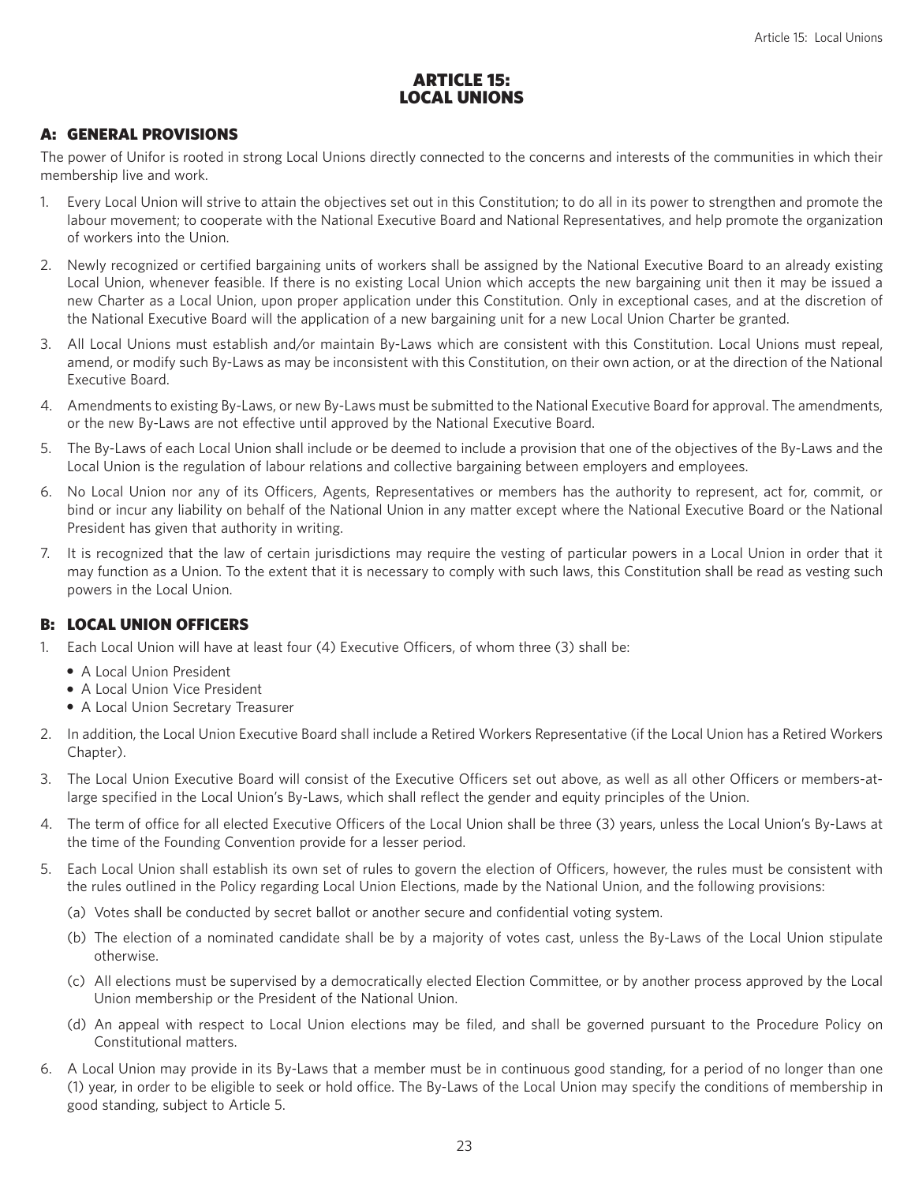# ARTICLE 15: LOCAL UNIONS

## A: GENERAL PROVISIONS

The power of Unifor is rooted in strong Local Unions directly connected to the concerns and interests of the communities in which their membership live and work.

1. Every Local Union will strive to attain the objectives set out in this Constitution; to do all in its power to strengthen and promote the labour movement; to cooperate with the National Executive Board and National Representatives, and help promote the organization of workers into the Union.
2. Newly recognized or certified bargaining units of workers shall be assigned by the National Executive Board to an already existing Local Union, whenever feasible. If there is no existing Local Union which accepts the new bargaining unit then it may be issued a new Charter as a Local Union, upon proper application under this Constitution. Only in exceptional cases, and at the discretion of the National Executive Board will the application of a new bargaining unit for a new Local Union Charter be granted.
3. All Local Unions must establish and/or maintain By-Laws which are consistent with this Constitution. Local Unions must repeal, amend, or modify such By-Laws as may be inconsistent with this Constitution, on their own action, or at the direction of the National Executive Board.
4. Amendments to existing By-Laws, or new By-Laws must be submitted to the National Executive Board for approval. The amendments, or the new By-Laws are not effective until approved by the National Executive Board.
5. The By-Laws of each Local Union shall include or be deemed to include a provision that one of the objectives of the By-Laws and the Local Union is the regulation of labour relations and collective bargaining between employers and employees.
6. No Local Union nor any of its Officers, Agents, Representatives or members has the authority to represent, act for, commit, or bind or incur any liability on behalf of the National Union in any matter except where the National Executive Board or the National President has given that authority in writing.
7. It is recognized that the law of certain jurisdictions may require the vesting of particular powers in a Local Union in order that it may function as a Union. To the extent that it is necessary to comply with such laws, this Constitution shall be read as vesting such powers in the Local Union.

## B: LOCAL UNION OFFICERS

1. Each Local Union will have at least four (4) Executive Officers, of whom three (3) shall be:
   - A Local Union President
   - A Local Union Vice President
   - A Local Union Secretary Treasurer
2. In addition, the Local Union Executive Board shall include a Retired Workers Representative (if the Local Union has a Retired Workers Chapter).
3. The Local Union Executive Board will consist of the Executive Officers set out above, as well as all other Officers or members-at-large specified in the Local Union's By-Laws, which shall reflect the gender and equity principles of the Union.
4. The term of office for all elected Executive Officers of the Local Union shall be three (3) years, unless the Local Union's By-Laws at the time of the Founding Convention provide for a lesser period.
5. Each Local Union shall establish its own set of rules to govern the election of Officers, however, the rules must be consistent with the rules outlined in the Policy regarding Local Union Elections, made by the National Union, and the following provisions:
   (a) Votes shall be conducted by secret ballot or another secure and confidential voting system.
   (b) The election of a nominated candidate shall be by a majority of votes cast, unless the By-Laws of the Local Union stipulate otherwise.
   (c) All elections must be supervised by a democratically elected Election Committee, or by another process approved by the Local Union membership or the President of the National Union.
   (d) An appeal with respect to Local Union elections may be filed, and shall be governed pursuant to the Procedure Policy on Constitutional matters.
6. A Local Union may provide in its By-Laws that a member must be in continuous good standing, for a period of no longer than one (1) year, in order to be eligible to seek or hold office. The By-Laws of the Local Union may specify the conditions of membership in good standing, subject to Article 5.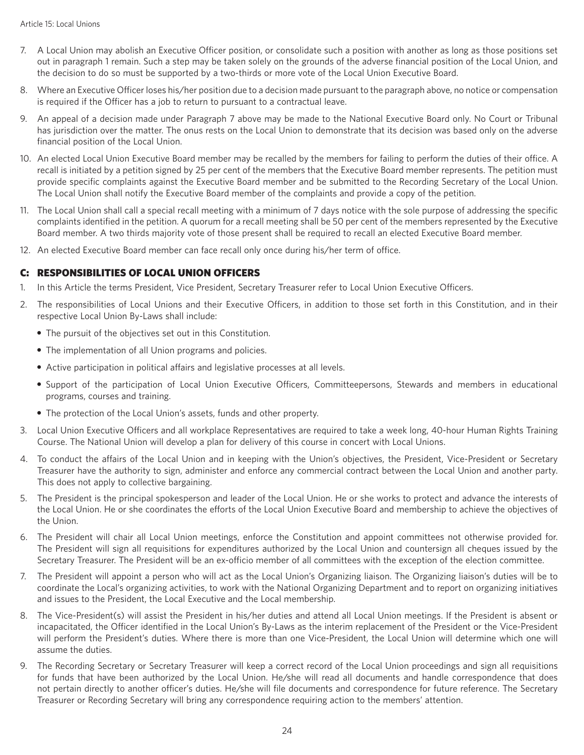7. A Local Union may abolish an Executive Officer position, or consolidate such a position with another as long as those positions set out in paragraph 1 remain. Such a step may be taken solely on the grounds of the adverse financial position of the Local Union, and the decision to do so must be supported by a two-thirds or more vote of the Local Union Executive Board.

8. Where an Executive Officer loses his/her position due to a decision made pursuant to the paragraph above, no notice or compensation is required if the Officer has a job to return to pursuant to a contractual leave.

9. An appeal of a decision made under Paragraph 7 above may be made to the National Executive Board only. No Court or Tribunal has jurisdiction over the matter. The onus rests on the Local Union to demonstrate that its decision was based only on the adverse financial position of the Local Union.

10. An elected Local Union Executive Board member may be recalled by the members for failing to perform the duties of their office. A recall is initiated by a petition signed by 25 per cent of the members that the Executive Board member represents. The petition must provide specific complaints against the Executive Board member and be submitted to the Recording Secretary of the Local Union. The Local Union shall notify the Executive Board member of the complaints and provide a copy of the petition.

11. The Local Union shall call a special recall meeting with a minimum of 7 days notice with the sole purpose of addressing the specific complaints identified in the petition. A quorum for a recall meeting shall be 50 per cent of the members represented by the Executive Board member. A two thirds majority vote of those present shall be required to recall an elected Executive Board member.

12. An elected Executive Board member can face recall only once during his/her term of office.

## C: RESPONSIBILITIES OF LOCAL UNION OFFICERS

1. In this Article the terms President, Vice President, Secretary Treasurer refer to Local Union Executive Officers.

2. The responsibilities of Local Unions and their Executive Officers, in addition to those set forth in this Constitution, and in their respective Local Union By-Laws shall include:
   - The pursuit of the objectives set out in this Constitution.
   - The implementation of all Union programs and policies.
   - Active participation in political affairs and legislative processes at all levels.
   - Support of the participation of Local Union Executive Officers, Committeepersons, Stewards and members in educational programs, courses and training.
   - The protection of the Local Union's assets, funds and other property.

3. Local Union Executive Officers and all workplace Representatives are required to take a week long, 40-hour Human Rights Training Course. The National Union will develop a plan for delivery of this course in concert with Local Unions.

4. To conduct the affairs of the Local Union and in keeping with the Union's objectives, the President, Vice-President or Secretary Treasurer have the authority to sign, administer and enforce any commercial contract between the Local Union and another party. This does not apply to collective bargaining.

5. The President is the principal spokesperson and leader of the Local Union. He or she works to protect and advance the interests of the Local Union. He or she coordinates the efforts of the Local Union Executive Board and membership to achieve the objectives of the Union.

6. The President will chair all Local Union meetings, enforce the Constitution and appoint committees not otherwise provided for. The President will sign all requisitions for expenditures authorized by the Local Union and countersign all cheques issued by the Secretary Treasurer. The President will be an ex-officio member of all committees with the exception of the election committee.

7. The President will appoint a person who will act as the Local Union's Organizing liaison. The Organizing liaison's duties will be to coordinate the Local's organizing activities, to work with the National Organizing Department and to report on organizing initiatives and issues to the President, the Local Executive and the Local membership.

8. The Vice-President(s) will assist the President in his/her duties and attend all Local Union meetings. If the President is absent or incapacitated, the Officer identified in the Local Union's By-Laws as the interim replacement of the President or the Vice-President will perform the President's duties. Where there is more than one Vice-President, the Local Union will determine which one will assume the duties.

9. The Recording Secretary or Secretary Treasurer will keep a correct record of the Local Union proceedings and sign all requisitions for funds that have been authorized by the Local Union. He/she will read all documents and handle correspondence that does not pertain directly to another officer's duties. He/she will file documents and correspondence for future reference. The Secretary Treasurer or Recording Secretary will bring any correspondence requiring action to the members' attention.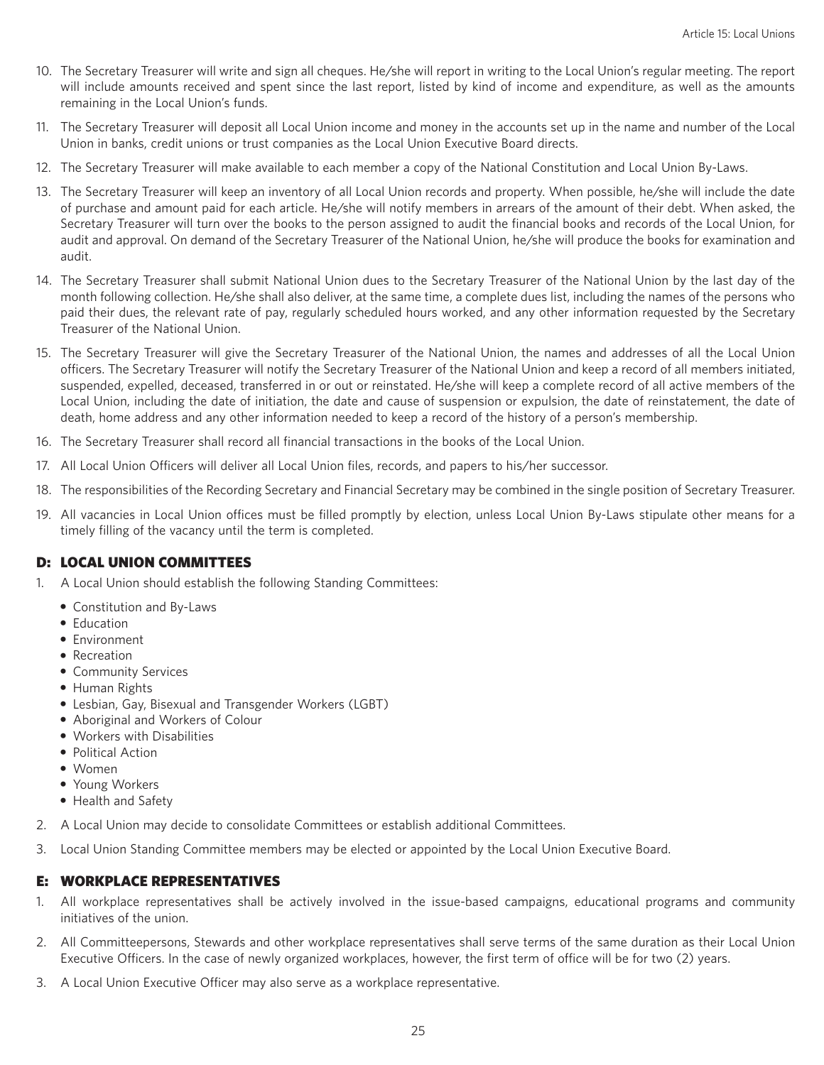10. The Secretary Treasurer will write and sign all cheques. He/she will report in writing to the Local Union's regular meeting. The report will include amounts received and spent since the last report, listed by kind of income and expenditure, as well as the amounts remaining in the Local Union's funds.
11. The Secretary Treasurer will deposit all Local Union income and money in the accounts set up in the name and number of the Local Union in banks, credit unions or trust companies as the Local Union Executive Board directs.
12. The Secretary Treasurer will make available to each member a copy of the National Constitution and Local Union By-Laws.
13. The Secretary Treasurer will keep an inventory of all Local Union records and property. When possible, he/she will include the date of purchase and amount paid for each article. He/she will notify members in arrears of the amount of their debt. When asked, the Secretary Treasurer will turn over the books to the person assigned to audit the financial books and records of the Local Union, for audit and approval. On demand of the Secretary Treasurer of the National Union, he/she will produce the books for examination and audit.
14. The Secretary Treasurer shall submit National Union dues to the Secretary Treasurer of the National Union by the last day of the month following collection. He/she shall also deliver, at the same time, a complete dues list, including the names of the persons who paid their dues, the relevant rate of pay, regularly scheduled hours worked, and any other information requested by the Secretary Treasurer of the National Union.
15. The Secretary Treasurer will give the Secretary Treasurer of the National Union, the names and addresses of all the Local Union officers. The Secretary Treasurer will notify the Secretary Treasurer of the National Union and keep a record of all members initiated, suspended, expelled, deceased, transferred in or out or reinstated. He/she will keep a complete record of all active members of the Local Union, including the date of initiation, the date and cause of suspension or expulsion, the date of reinstatement, the date of death, home address and any other information needed to keep a record of the history of a person's membership.
16. The Secretary Treasurer shall record all financial transactions in the books of the Local Union.
17. All Local Union Officers will deliver all Local Union files, records, and papers to his/her successor.
18. The responsibilities of the Recording Secretary and Financial Secretary may be combined in the single position of Secretary Treasurer.
19. All vacancies in Local Union offices must be filled promptly by election, unless Local Union By-Laws stipulate other means for a timely filling of the vacancy until the term is completed.

## D: LOCAL UNION COMMITTEES

1. A Local Union should establish the following Standing Committees:
   - Constitution and By-Laws
   - Education
   - Environment
   - Recreation
   - Community Services
   - Human Rights
   - Lesbian, Gay, Bisexual and Transgender Workers (LGBT)
   - Aboriginal and Workers of Colour
   - Workers with Disabilities
   - Political Action
   - Women
   - Young Workers
   - Health and Safety
2. A Local Union may decide to consolidate Committees or establish additional Committees.
3. Local Union Standing Committee members may be elected or appointed by the Local Union Executive Board.

## E: WORKPLACE REPRESENTATIVES

1. All workplace representatives shall be actively involved in the issue-based campaigns, educational programs and community initiatives of the union.
2. All Committeepersons, Stewards and other workplace representatives shall serve terms of the same duration as their Local Union Executive Officers. In the case of newly organized workplaces, however, the first term of office will be for two (2) years.
3. A Local Union Executive Officer may also serve as a workplace representative.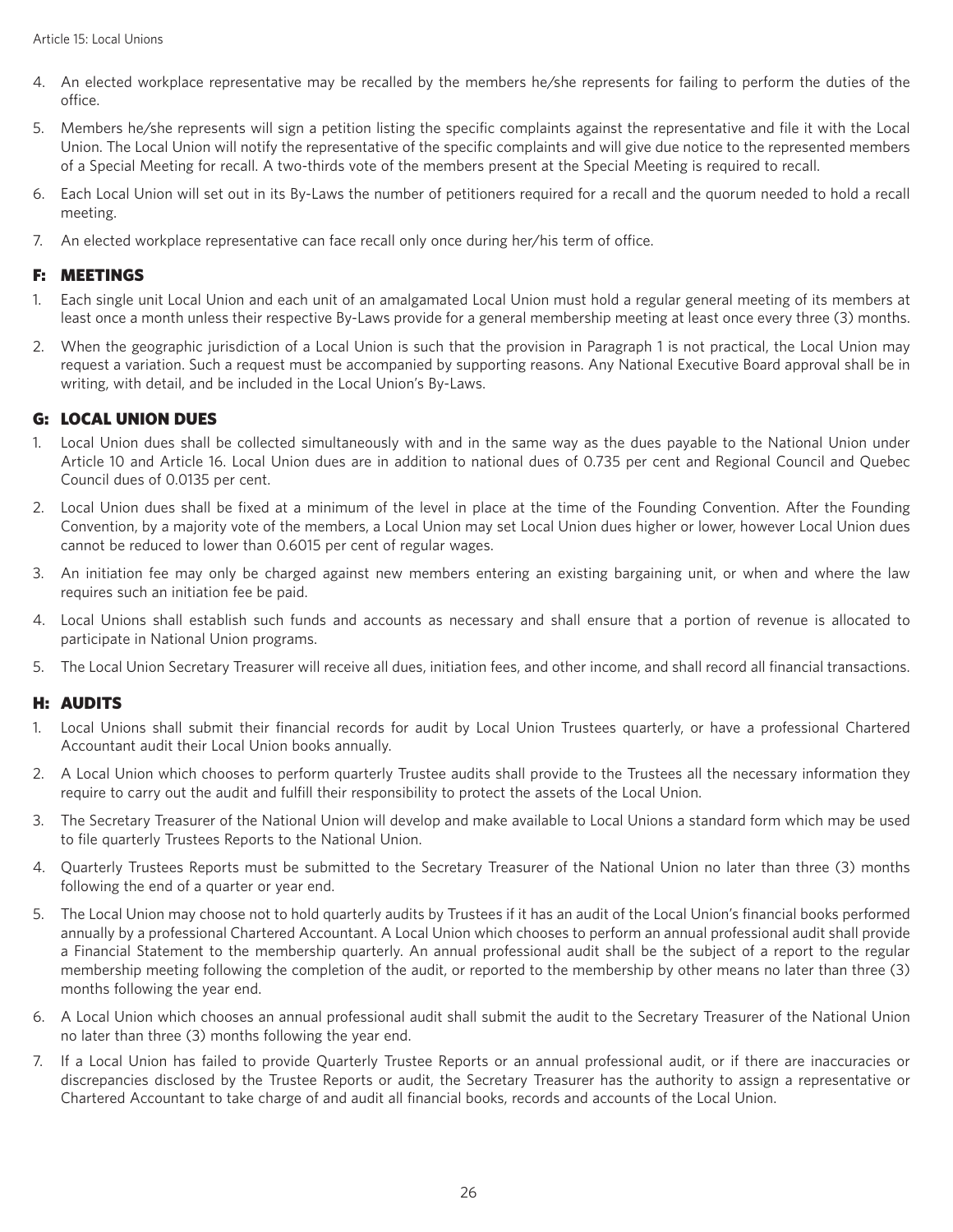4. An elected workplace representative may be recalled by the members he/she represents for failing to perform the duties of the office.
5. Members he/she represents will sign a petition listing the specific complaints against the representative and file it with the Local Union. The Local Union will notify the representative of the specific complaints and will give due notice to the represented members of a Special Meeting for recall. A two-thirds vote of the members present at the Special Meeting is required to recall.
6. Each Local Union will set out in its By-Laws the number of petitioners required for a recall and the quorum needed to hold a recall meeting.
7. An elected workplace representative can face recall only once during her/his term of office.

## F: MEETINGS

1. Each single unit Local Union and each unit of an amalgamated Local Union must hold a regular general meeting of its members at least once a month unless their respective By-Laws provide for a general membership meeting at least once every three (3) months.
2. When the geographic jurisdiction of a Local Union is such that the provision in Paragraph 1 is not practical, the Local Union may request a variation. Such a request must be accompanied by supporting reasons. Any National Executive Board approval shall be in writing, with detail, and be included in the Local Union's By-Laws.

## G: LOCAL UNION DUES

1. Local Union dues shall be collected simultaneously with and in the same way as the dues payable to the National Union under Article 10 and Article 16. Local Union dues are in addition to national dues of 0.735 per cent and Regional Council and Quebec Council dues of 0.0135 per cent.
2. Local Union dues shall be fixed at a minimum of the level in place at the time of the Founding Convention. After the Founding Convention, by a majority vote of the members, a Local Union may set Local Union dues higher or lower, however Local Union dues cannot be reduced to lower than 0.6015 per cent of regular wages.
3. An initiation fee may only be charged against new members entering an existing bargaining unit, or when and where the law requires such an initiation fee be paid.
4. Local Unions shall establish such funds and accounts as necessary and shall ensure that a portion of revenue is allocated to participate in National Union programs.
5. The Local Union Secretary Treasurer will receive all dues, initiation fees, and other income, and shall record all financial transactions.

## H: AUDITS

1. Local Unions shall submit their financial records for audit by Local Union Trustees quarterly, or have a professional Chartered Accountant audit their Local Union books annually.
2. A Local Union which chooses to perform quarterly Trustee audits shall provide to the Trustees all the necessary information they require to carry out the audit and fulfill their responsibility to protect the assets of the Local Union.
3. The Secretary Treasurer of the National Union will develop and make available to Local Unions a standard form which may be used to file quarterly Trustees Reports to the National Union.
4. Quarterly Trustees Reports must be submitted to the Secretary Treasurer of the National Union no later than three (3) months following the end of a quarter or year end.
5. The Local Union may choose not to hold quarterly audits by Trustees if it has an audit of the Local Union's financial books performed annually by a professional Chartered Accountant. A Local Union which chooses to perform an annual professional audit shall provide a Financial Statement to the membership quarterly. An annual professional audit shall be the subject of a report to the regular membership meeting following the completion of the audit, or reported to the membership by other means no later than three (3) months following the year end.
6. A Local Union which chooses an annual professional audit shall submit the audit to the Secretary Treasurer of the National Union no later than three (3) months following the year end.
7. If a Local Union has failed to provide Quarterly Trustee Reports or an annual professional audit, or if there are inaccuracies or discrepancies disclosed by the Trustee Reports or audit, the Secretary Treasurer has the authority to assign a representative or Chartered Accountant to take charge of and audit all financial books, records and accounts of the Local Union.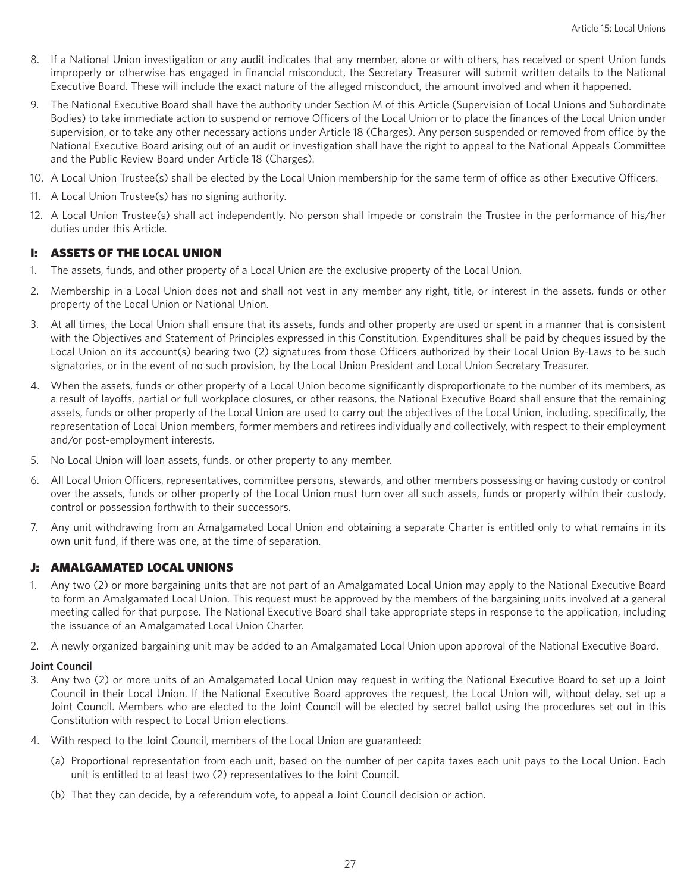8. If a National Union investigation or any audit indicates that any member, alone or with others, has received or spent Union funds improperly or otherwise has engaged in financial misconduct, the Secretary Treasurer will submit written details to the National Executive Board. These will include the exact nature of the alleged misconduct, the amount involved and when it happened.
9. The National Executive Board shall have the authority under Section M of this Article (Supervision of Local Unions and Subordinate Bodies) to take immediate action to suspend or remove Officers of the Local Union or to place the finances of the Local Union under supervision, or to take any other necessary actions under Article 18 (Charges). Any person suspended or removed from office by the National Executive Board arising out of an audit or investigation shall have the right to appeal to the National Appeals Committee and the Public Review Board under Article 18 (Charges).
10. A Local Union Trustee(s) shall be elected by the Local Union membership for the same term of office as other Executive Officers.
11. A Local Union Trustee(s) has no signing authority.
12. A Local Union Trustee(s) shall act independently. No person shall impede or constrain the Trustee in the performance of his/her duties under this Article.

## I: ASSETS OF THE LOCAL UNION

1. The assets, funds, and other property of a Local Union are the exclusive property of the Local Union.
2. Membership in a Local Union does not and shall not vest in any member any right, title, or interest in the assets, funds or other property of the Local Union or National Union.
3. At all times, the Local Union shall ensure that its assets, funds and other property are used or spent in a manner that is consistent with the Objectives and Statement of Principles expressed in this Constitution. Expenditures shall be paid by cheques issued by the Local Union on its account(s) bearing two (2) signatures from those Officers authorized by their Local Union By-Laws to be such signatories, or in the event of no such provision, by the Local Union President and Local Union Secretary Treasurer.
4. When the assets, funds or other property of a Local Union become significantly disproportionate to the number of its members, as a result of layoffs, partial or full workplace closures, or other reasons, the National Executive Board shall ensure that the remaining assets, funds or other property of the Local Union are used to carry out the objectives of the Local Union, including, specifically, the representation of Local Union members, former members and retirees individually and collectively, with respect to their employment and/or post-employment interests.
5. No Local Union will loan assets, funds, or other property to any member.
6. All Local Union Officers, representatives, committee persons, stewards, and other members possessing or having custody or control over the assets, funds or other property of the Local Union must turn over all such assets, funds or property within their custody, control or possession forthwith to their successors.
7. Any unit withdrawing from an Amalgamated Local Union and obtaining a separate Charter is entitled only to what remains in its own unit fund, if there was one, at the time of separation.

## J: AMALGAMATED LOCAL UNIONS

1. Any two (2) or more bargaining units that are not part of an Amalgamated Local Union may apply to the National Executive Board to form an Amalgamated Local Union. This request must be approved by the members of the bargaining units involved at a general meeting called for that purpose. The National Executive Board shall take appropriate steps in response to the application, including the issuance of an Amalgamated Local Union Charter.
2. A newly organized bargaining unit may be added to an Amalgamated Local Union upon approval of the National Executive Board.

**Joint Council**

3. Any two (2) or more units of an Amalgamated Local Union may request in writing the National Executive Board to set up a Joint Council in their Local Union. If the National Executive Board approves the request, the Local Union will, without delay, set up a Joint Council. Members who are elected to the Joint Council will be elected by secret ballot using the procedures set out in this Constitution with respect to Local Union elections.
4. With respect to the Joint Council, members of the Local Union are guaranteed:
   (a) Proportional representation from each unit, based on the number of per capita taxes each unit pays to the Local Union. Each unit is entitled to at least two (2) representatives to the Joint Council.
   (b) That they can decide, by a referendum vote, to appeal a Joint Council decision or action.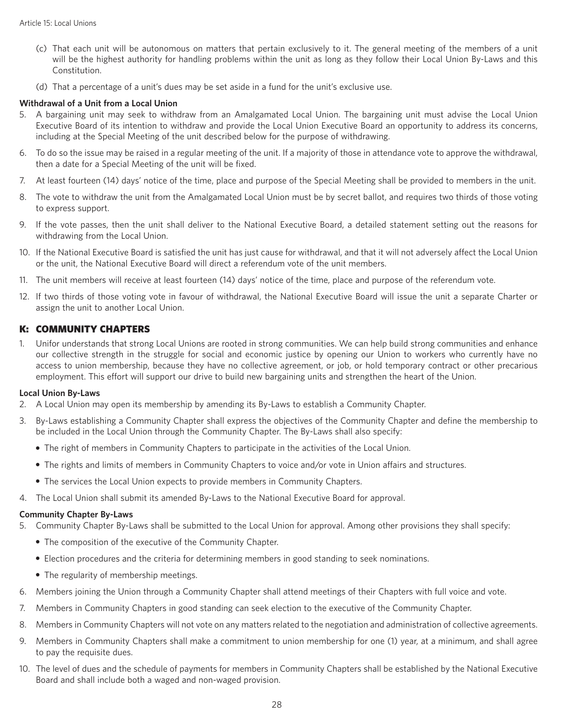(c) That each unit will be autonomous on matters that pertain exclusively to it. The general meeting of the members of a unit will be the highest authority for handling problems within the unit as long as they follow their Local Union By-Laws and this Constitution.

(d) That a percentage of a unit's dues may be set aside in a fund for the unit's exclusive use.

**Withdrawal of a Unit from a Local Union**

5. A bargaining unit may seek to withdraw from an Amalgamated Local Union. The bargaining unit must advise the Local Union Executive Board of its intention to withdraw and provide the Local Union Executive Board an opportunity to address its concerns, including at the Special Meeting of the unit described below for the purpose of withdrawing.
6. To do so the issue may be raised in a regular meeting of the unit. If a majority of those in attendance vote to approve the withdrawal, then a date for a Special Meeting of the unit will be fixed.
7. At least fourteen (14) days' notice of the time, place and purpose of the Special Meeting shall be provided to members in the unit.
8. The vote to withdraw the unit from the Amalgamated Local Union must be by secret ballot, and requires two thirds of those voting to express support.
9. If the vote passes, then the unit shall deliver to the National Executive Board, a detailed statement setting out the reasons for withdrawing from the Local Union.
10. If the National Executive Board is satisfied the unit has just cause for withdrawal, and that it will not adversely affect the Local Union or the unit, the National Executive Board will direct a referendum vote of the unit members.
11. The unit members will receive at least fourteen (14) days' notice of the time, place and purpose of the referendum vote.
12. If two thirds of those voting vote in favour of withdrawal, the National Executive Board will issue the unit a separate Charter or assign the unit to another Local Union.

## K: COMMUNITY CHAPTERS

1. Unifor understands that strong Local Unions are rooted in strong communities. We can help build strong communities and enhance our collective strength in the struggle for social and economic justice by opening our Union to workers who currently have no access to union membership, because they have no collective agreement, or job, or hold temporary contract or other precarious employment. This effort will support our drive to build new bargaining units and strengthen the heart of the Union.

**Local Union By-Laws**

2. A Local Union may open its membership by amending its By-Laws to establish a Community Chapter.
3. By-Laws establishing a Community Chapter shall express the objectives of the Community Chapter and define the membership to be included in the Local Union through the Community Chapter. The By-Laws shall also specify:
   - The right of members in Community Chapters to participate in the activities of the Local Union.
   - The rights and limits of members in Community Chapters to voice and/or vote in Union affairs and structures.
   - The services the Local Union expects to provide members in Community Chapters.
4. The Local Union shall submit its amended By-Laws to the National Executive Board for approval.

**Community Chapter By-Laws**

5. Community Chapter By-Laws shall be submitted to the Local Union for approval. Among other provisions they shall specify:
   - The composition of the executive of the Community Chapter.
   - Election procedures and the criteria for determining members in good standing to seek nominations.
   - The regularity of membership meetings.
6. Members joining the Union through a Community Chapter shall attend meetings of their Chapters with full voice and vote.
7. Members in Community Chapters in good standing can seek election to the executive of the Community Chapter.
8. Members in Community Chapters will not vote on any matters related to the negotiation and administration of collective agreements.
9. Members in Community Chapters shall make a commitment to union membership for one (1) year, at a minimum, and shall agree to pay the requisite dues.
10. The level of dues and the schedule of payments for members in Community Chapters shall be established by the National Executive Board and shall include both a waged and non-waged provision.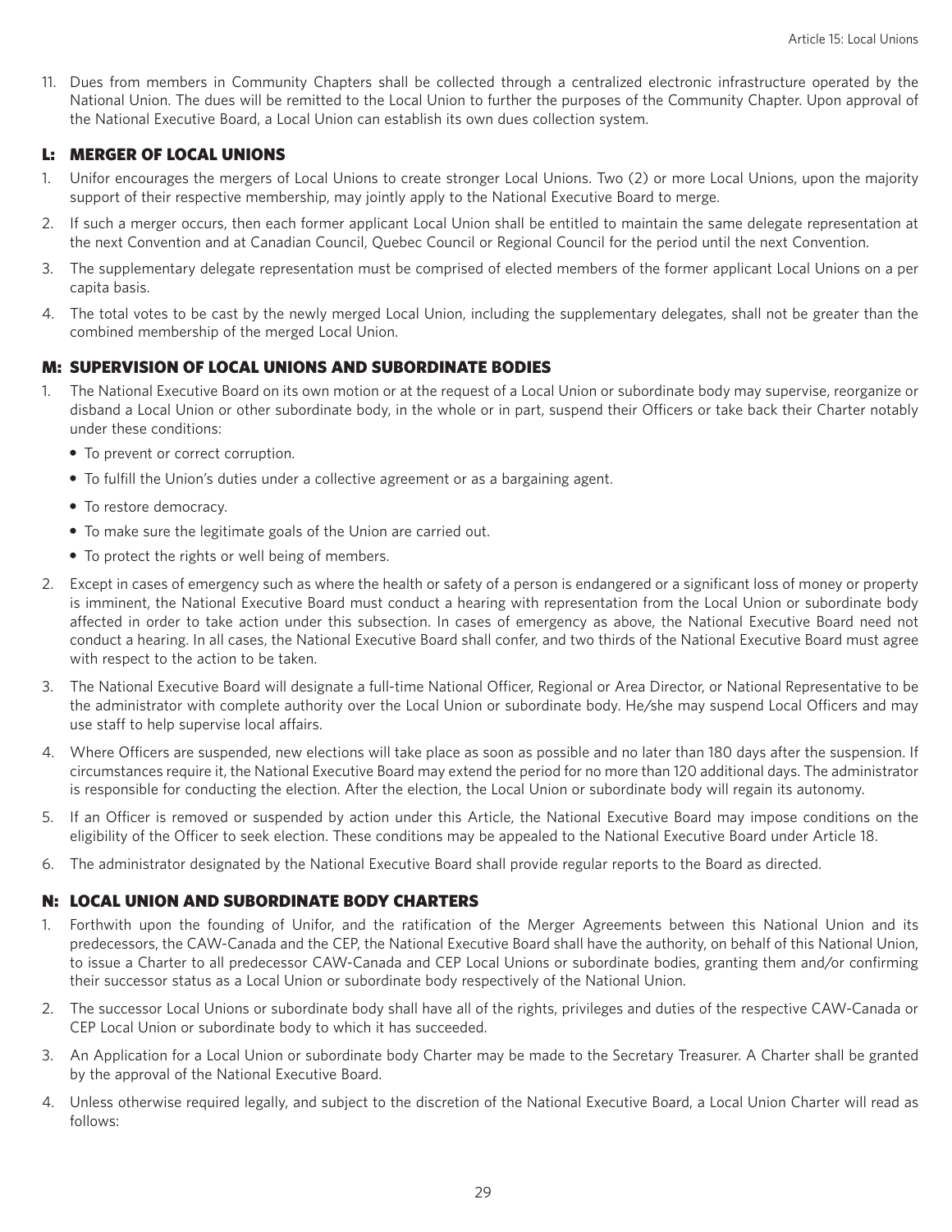11. Dues from members in Community Chapters shall be collected through a centralized electronic infrastructure operated by the National Union. The dues will be remitted to the Local Union to further the purposes of the Community Chapter. Upon approval of the National Executive Board, a Local Union can establish its own dues collection system.

## L: MERGER OF LOCAL UNIONS

1. Unifor encourages the mergers of Local Unions to create stronger Local Unions. Two (2) or more Local Unions, upon the majority support of their respective membership, may jointly apply to the National Executive Board to merge.
2. If such a merger occurs, then each former applicant Local Union shall be entitled to maintain the same delegate representation at the next Convention and at Canadian Council, Quebec Council or Regional Council for the period until the next Convention.
3. The supplementary delegate representation must be comprised of elected members of the former applicant Local Unions on a per capita basis.
4. The total votes to be cast by the newly merged Local Union, including the supplementary delegates, shall not be greater than the combined membership of the merged Local Union.

## M: SUPERVISION OF LOCAL UNIONS AND SUBORDINATE BODIES

1. The National Executive Board on its own motion or at the request of a Local Union or subordinate body may supervise, reorganize or disband a Local Union or other subordinate body, in the whole or in part, suspend their Officers or take back their Charter notably under these conditions:
   - To prevent or correct corruption.
   - To fulfill the Union's duties under a collective agreement or as a bargaining agent.
   - To restore democracy.
   - To make sure the legitimate goals of the Union are carried out.
   - To protect the rights or well being of members.
2. Except in cases of emergency such as where the health or safety of a person is endangered or a significant loss of money or property is imminent, the National Executive Board must conduct a hearing with representation from the Local Union or subordinate body affected in order to take action under this subsection. In cases of emergency as above, the National Executive Board need not conduct a hearing. In all cases, the National Executive Board shall confer, and two thirds of the National Executive Board must agree with respect to the action to be taken.
3. The National Executive Board will designate a full-time National Officer, Regional or Area Director, or National Representative to be the administrator with complete authority over the Local Union or subordinate body. He/she may suspend Local Officers and may use staff to help supervise local affairs.
4. Where Officers are suspended, new elections will take place as soon as possible and no later than 180 days after the suspension. If circumstances require it, the National Executive Board may extend the period for no more than 120 additional days. The administrator is responsible for conducting the election. After the election, the Local Union or subordinate body will regain its autonomy.
5. If an Officer is removed or suspended by action under this Article, the National Executive Board may impose conditions on the eligibility of the Officer to seek election. These conditions may be appealed to the National Executive Board under Article 18.
6. The administrator designated by the National Executive Board shall provide regular reports to the Board as directed.

## N: LOCAL UNION AND SUBORDINATE BODY CHARTERS

1. Forthwith upon the founding of Unifor, and the ratification of the Merger Agreements between this National Union and its predecessors, the CAW-Canada and the CEP, the National Executive Board shall have the authority, on behalf of this National Union, to issue a Charter to all predecessor CAW-Canada and CEP Local Unions or subordinate bodies, granting them and/or confirming their successor status as a Local Union or subordinate body respectively of the National Union.
2. The successor Local Unions or subordinate body shall have all of the rights, privileges and duties of the respective CAW-Canada or CEP Local Union or subordinate body to which it has succeeded.
3. An Application for a Local Union or subordinate body Charter may be made to the Secretary Treasurer. A Charter shall be granted by the approval of the National Executive Board.
4. Unless otherwise required legally, and subject to the discretion of the National Executive Board, a Local Union Charter will read as follows: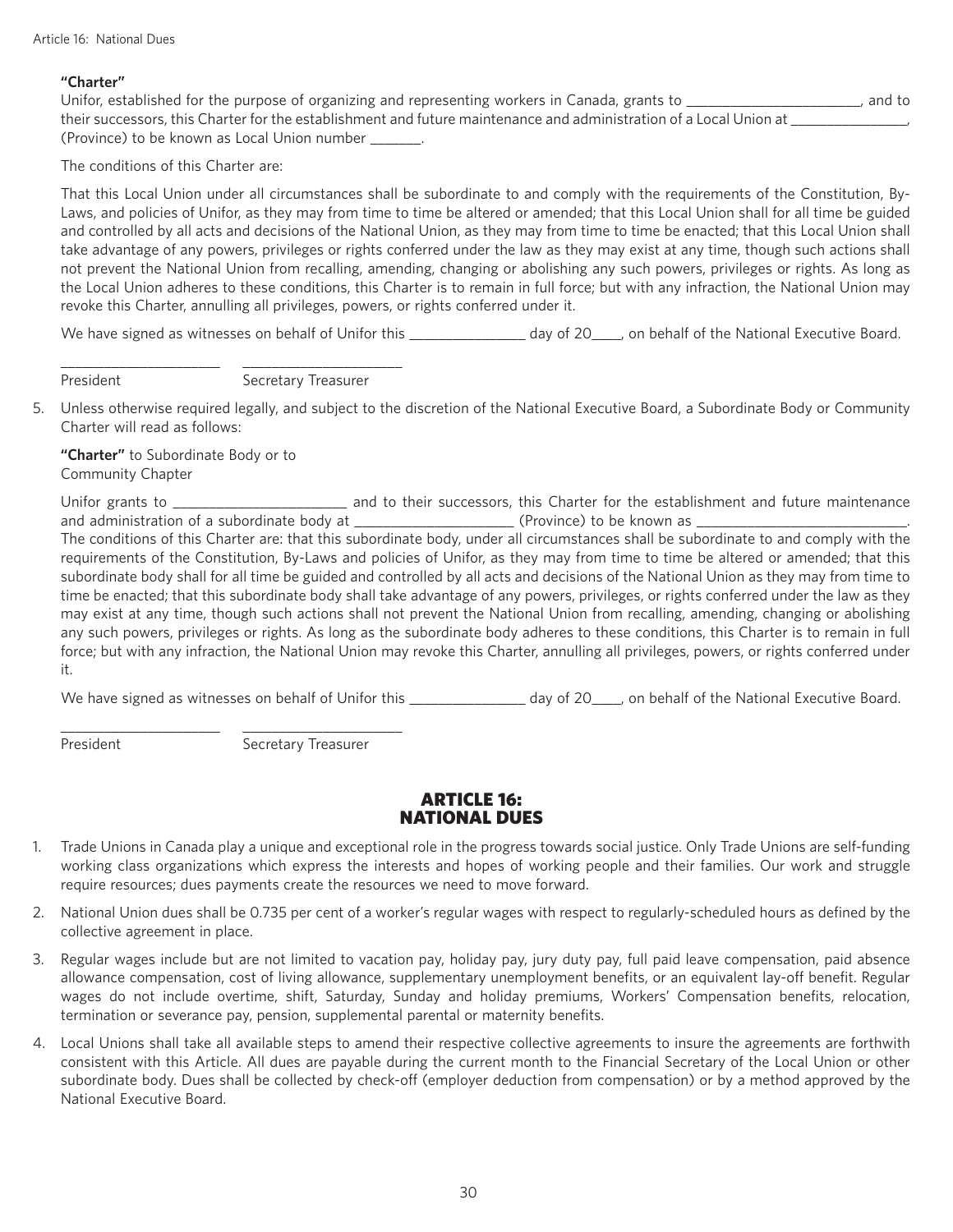**"Charter"**

Unifor, established for the purpose of organizing and representing workers in Canada, grants to _______________________, and to their successors, this Charter for the establishment and future maintenance and administration of a Local Union at ________________, (Province) to be known as Local Union number _______.

The conditions of this Charter are:

That this Local Union under all circumstances shall be subordinate to and comply with the requirements of the Constitution, By-Laws, and policies of Unifor, as they may from time to time be altered or amended; that this Local Union shall for all time be guided and controlled by all acts and decisions of the National Union, as they may from time to time be enacted; that this Local Union shall take advantage of any powers, privileges or rights conferred under the law as they may exist at any time, though such actions shall not prevent the National Union from recalling, amending, changing or abolishing any such powers, privileges or rights. As long as the Local Union adheres to these conditions, this Charter is to remain in full force; but with any infraction, the National Union may revoke this Charter, annulling all privileges, powers, or rights conferred under it.

We have signed as witnesses on behalf of Unifor this _______________ day of 20____, on behalf of the National Executive Board.

_____________________ _____________________
President Secretary Treasurer

5. Unless otherwise required legally, and subject to the discretion of the National Executive Board, a Subordinate Body or Community Charter will read as follows:

**"Charter"** to Subordinate Body or to Community Chapter

Unifor grants to _______________________ and to their successors, this Charter for the establishment and future maintenance and administration of a subordinate body at _____________________ (Province) to be known as ____________________________.
The conditions of this Charter are: that this subordinate body, under all circumstances shall be subordinate to and comply with the requirements of the Constitution, By-Laws and policies of Unifor, as they may from time to time be altered or amended; that this subordinate body shall for all time be guided and controlled by all acts and decisions of the National Union as they may from time to time be enacted; that this subordinate body shall take advantage of any powers, privileges, or rights conferred under the law as they may exist at any time, though such actions shall not prevent the National Union from recalling, amending, changing or abolishing any such powers, privileges or rights. As long as the subordinate body adheres to these conditions, this Charter is to remain in full force; but with any infraction, the National Union may revoke this Charter, annulling all privileges, powers, or rights conferred under it.

We have signed as witnesses on behalf of Unifor this _______________ day of 20____, on behalf of the National Executive Board.

_____________________ _____________________
President Secretary Treasurer

## ARTICLE 16: NATIONAL DUES

1. Trade Unions in Canada play a unique and exceptional role in the progress towards social justice. Only Trade Unions are self-funding working class organizations which express the interests and hopes of working people and their families. Our work and struggle require resources; dues payments create the resources we need to move forward.
2. National Union dues shall be 0.735 per cent of a worker's regular wages with respect to regularly-scheduled hours as defined by the collective agreement in place.
3. Regular wages include but are not limited to vacation pay, holiday pay, jury duty pay, full paid leave compensation, paid absence allowance compensation, cost of living allowance, supplementary unemployment benefits, or an equivalent lay-off benefit. Regular wages do not include overtime, shift, Saturday, Sunday and holiday premiums, Workers' Compensation benefits, relocation, termination or severance pay, pension, supplemental parental or maternity benefits.
4. Local Unions shall take all available steps to amend their respective collective agreements to insure the agreements are forthwith consistent with this Article. All dues are payable during the current month to the Financial Secretary of the Local Union or other subordinate body. Dues shall be collected by check-off (employer deduction from compensation) or by a method approved by the National Executive Board.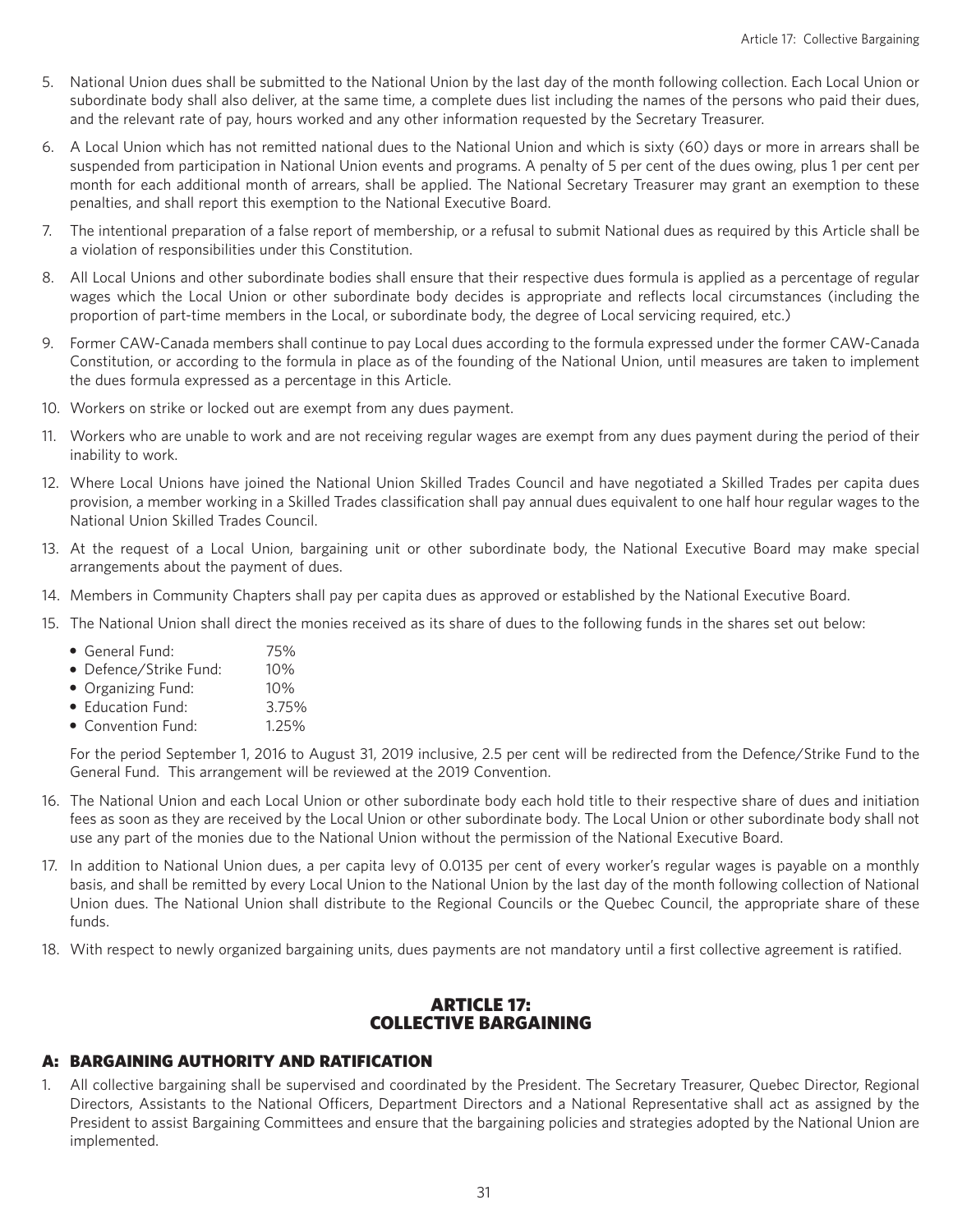5. National Union dues shall be submitted to the National Union by the last day of the month following collection. Each Local Union or subordinate body shall also deliver, at the same time, a complete dues list including the names of the persons who paid their dues, and the relevant rate of pay, hours worked and any other information requested by the Secretary Treasurer.

6. A Local Union which has not remitted national dues to the National Union and which is sixty (60) days or more in arrears shall be suspended from participation in National Union events and programs. A penalty of 5 per cent of the dues owing, plus 1 per cent per month for each additional month of arrears, shall be applied. The National Secretary Treasurer may grant an exemption to these penalties, and shall report this exemption to the National Executive Board.

7. The intentional preparation of a false report of membership, or a refusal to submit National dues as required by this Article shall be a violation of responsibilities under this Constitution.

8. All Local Unions and other subordinate bodies shall ensure that their respective dues formula is applied as a percentage of regular wages which the Local Union or other subordinate body decides is appropriate and reflects local circumstances (including the proportion of part-time members in the Local, or subordinate body, the degree of Local servicing required, etc.)

9. Former CAW-Canada members shall continue to pay Local dues according to the formula expressed under the former CAW-Canada Constitution, or according to the formula in place as of the founding of the National Union, until measures are taken to implement the dues formula expressed as a percentage in this Article.

10. Workers on strike or locked out are exempt from any dues payment.

11. Workers who are unable to work and are not receiving regular wages are exempt from any dues payment during the period of their inability to work.

12. Where Local Unions have joined the National Union Skilled Trades Council and have negotiated a Skilled Trades per capita dues provision, a member working in a Skilled Trades classification shall pay annual dues equivalent to one half hour regular wages to the National Union Skilled Trades Council.

13. At the request of a Local Union, bargaining unit or other subordinate body, the National Executive Board may make special arrangements about the payment of dues.

14. Members in Community Chapters shall pay per capita dues as approved or established by the National Executive Board.

15. The National Union shall direct the monies received as its share of dues to the following funds in the shares set out below:

    - General Fund: 75%
    - Defence/Strike Fund: 10%
    - Organizing Fund: 10%
    - Education Fund: 3.75%
    - Convention Fund: 1.25%

    For the period September 1, 2016 to August 31, 2019 inclusive, 2.5 per cent will be redirected from the Defence/Strike Fund to the General Fund. This arrangement will be reviewed at the 2019 Convention.

16. The National Union and each Local Union or other subordinate body each hold title to their respective share of dues and initiation fees as soon as they are received by the Local Union or other subordinate body. The Local Union or other subordinate body shall not use any part of the monies due to the National Union without the permission of the National Executive Board.

17. In addition to National Union dues, a per capita levy of 0.0135 per cent of every worker's regular wages is payable on a monthly basis, and shall be remitted by every Local Union to the National Union by the last day of the month following collection of National Union dues. The National Union shall distribute to the Regional Councils or the Quebec Council, the appropriate share of these funds.

18. With respect to newly organized bargaining units, dues payments are not mandatory until a first collective agreement is ratified.

# ARTICLE 17: COLLECTIVE BARGAINING

## A: BARGAINING AUTHORITY AND RATIFICATION

1. All collective bargaining shall be supervised and coordinated by the President. The Secretary Treasurer, Quebec Director, Regional Directors, Assistants to the National Officers, Department Directors and a National Representative shall act as assigned by the President to assist Bargaining Committees and ensure that the bargaining policies and strategies adopted by the National Union are implemented.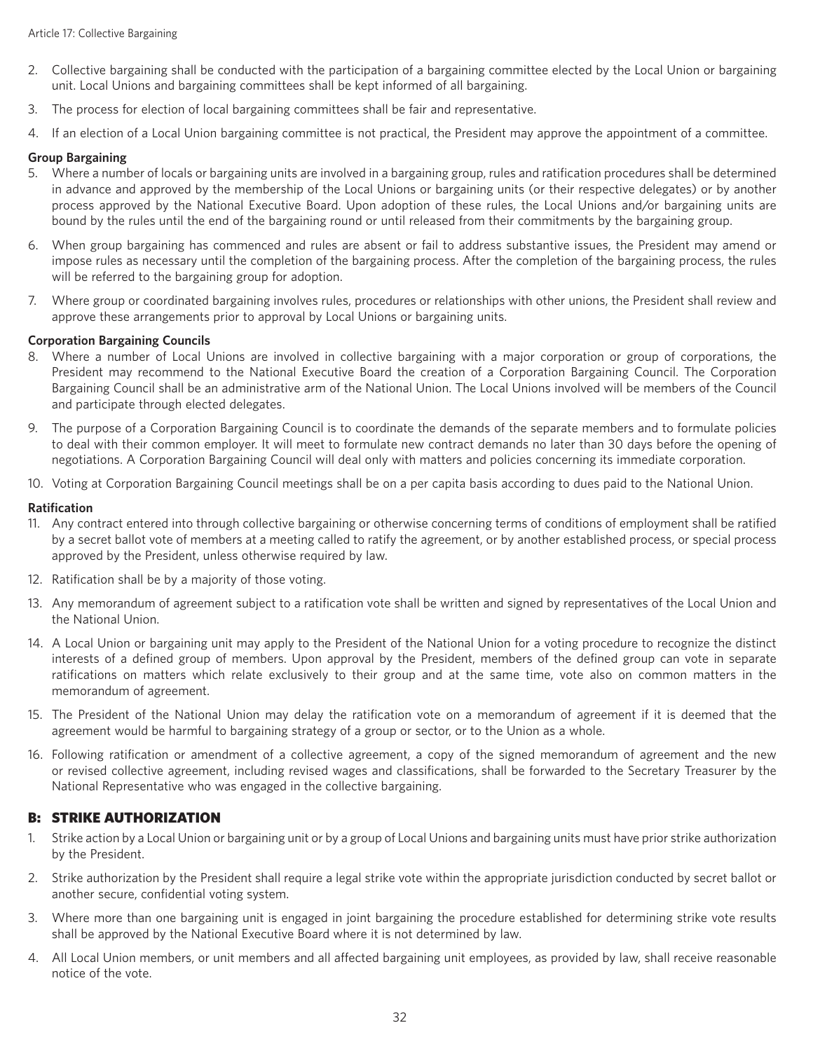2. Collective bargaining shall be conducted with the participation of a bargaining committee elected by the Local Union or bargaining unit. Local Unions and bargaining committees shall be kept informed of all bargaining.
3. The process for election of local bargaining committees shall be fair and representative.
4. If an election of a Local Union bargaining committee is not practical, the President may approve the appointment of a committee.

**Group Bargaining**

5. Where a number of locals or bargaining units are involved in a bargaining group, rules and ratification procedures shall be determined in advance and approved by the membership of the Local Unions or bargaining units (or their respective delegates) or by another process approved by the National Executive Board. Upon adoption of these rules, the Local Unions and/or bargaining units are bound by the rules until the end of the bargaining round or until released from their commitments by the bargaining group.
6. When group bargaining has commenced and rules are absent or fail to address substantive issues, the President may amend or impose rules as necessary until the completion of the bargaining process. After the completion of the bargaining process, the rules will be referred to the bargaining group for adoption.
7. Where group or coordinated bargaining involves rules, procedures or relationships with other unions, the President shall review and approve these arrangements prior to approval by Local Unions or bargaining units.

**Corporation Bargaining Councils**

8. Where a number of Local Unions are involved in collective bargaining with a major corporation or group of corporations, the President may recommend to the National Executive Board the creation of a Corporation Bargaining Council. The Corporation Bargaining Council shall be an administrative arm of the National Union. The Local Unions involved will be members of the Council and participate through elected delegates.
9. The purpose of a Corporation Bargaining Council is to coordinate the demands of the separate members and to formulate policies to deal with their common employer. It will meet to formulate new contract demands no later than 30 days before the opening of negotiations. A Corporation Bargaining Council will deal only with matters and policies concerning its immediate corporation.
10. Voting at Corporation Bargaining Council meetings shall be on a per capita basis according to dues paid to the National Union.

**Ratification**

11. Any contract entered into through collective bargaining or otherwise concerning terms of conditions of employment shall be ratified by a secret ballot vote of members at a meeting called to ratify the agreement, or by another established process, or special process approved by the President, unless otherwise required by law.
12. Ratification shall be by a majority of those voting.
13. Any memorandum of agreement subject to a ratification vote shall be written and signed by representatives of the Local Union and the National Union.
14. A Local Union or bargaining unit may apply to the President of the National Union for a voting procedure to recognize the distinct interests of a defined group of members. Upon approval by the President, members of the defined group can vote in separate ratifications on matters which relate exclusively to their group and at the same time, vote also on common matters in the memorandum of agreement.
15. The President of the National Union may delay the ratification vote on a memorandum of agreement if it is deemed that the agreement would be harmful to bargaining strategy of a group or sector, or to the Union as a whole.
16. Following ratification or amendment of a collective agreement, a copy of the signed memorandum of agreement and the new or revised collective agreement, including revised wages and classifications, shall be forwarded to the Secretary Treasurer by the National Representative who was engaged in the collective bargaining.

## B: STRIKE AUTHORIZATION

1. Strike action by a Local Union or bargaining unit or by a group of Local Unions and bargaining units must have prior strike authorization by the President.
2. Strike authorization by the President shall require a legal strike vote within the appropriate jurisdiction conducted by secret ballot or another secure, confidential voting system.
3. Where more than one bargaining unit is engaged in joint bargaining the procedure established for determining strike vote results shall be approved by the National Executive Board where it is not determined by law.
4. All Local Union members, or unit members and all affected bargaining unit employees, as provided by law, shall receive reasonable notice of the vote.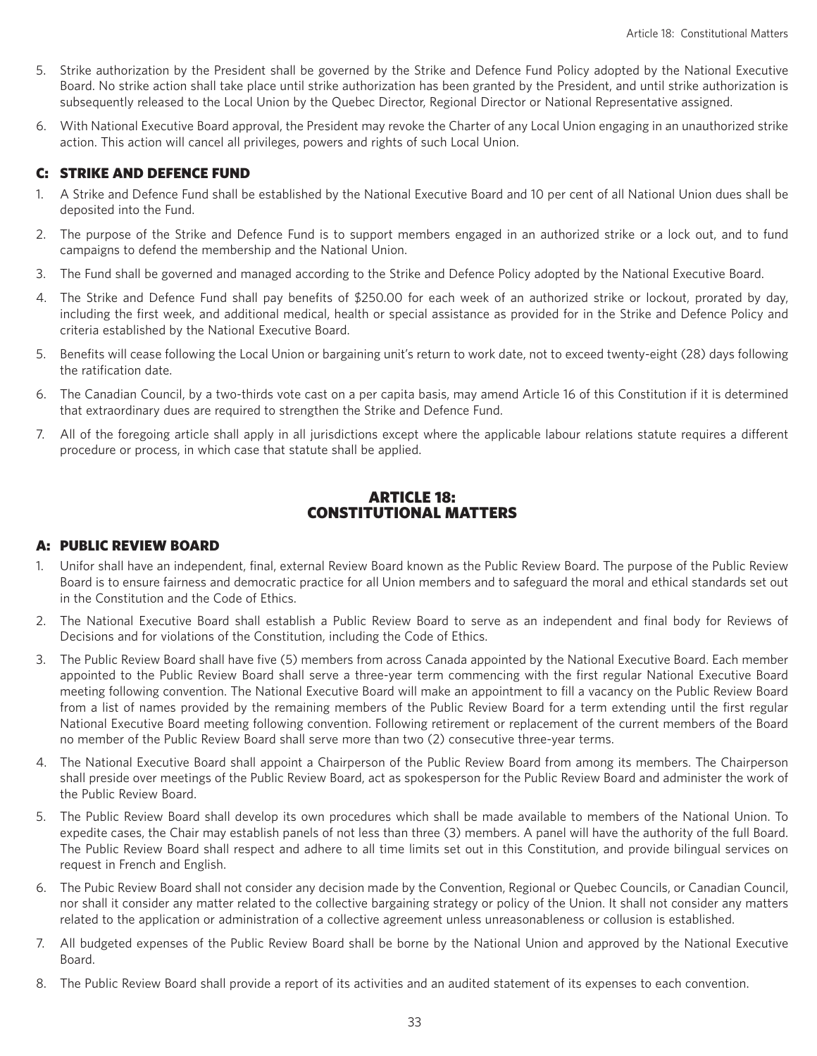5. Strike authorization by the President shall be governed by the Strike and Defence Fund Policy adopted by the National Executive Board. No strike action shall take place until strike authorization has been granted by the President, and until strike authorization is subsequently released to the Local Union by the Quebec Director, Regional Director or National Representative assigned.
6. With National Executive Board approval, the President may revoke the Charter of any Local Union engaging in an unauthorized strike action. This action will cancel all privileges, powers and rights of such Local Union.

### C: STRIKE AND DEFENCE FUND

1. A Strike and Defence Fund shall be established by the National Executive Board and 10 per cent of all National Union dues shall be deposited into the Fund.
2. The purpose of the Strike and Defence Fund is to support members engaged in an authorized strike or a lock out, and to fund campaigns to defend the membership and the National Union.
3. The Fund shall be governed and managed according to the Strike and Defence Policy adopted by the National Executive Board.
4. The Strike and Defence Fund shall pay benefits of $250.00 for each week of an authorized strike or lockout, prorated by day, including the first week, and additional medical, health or special assistance as provided for in the Strike and Defence Policy and criteria established by the National Executive Board.
5. Benefits will cease following the Local Union or bargaining unit's return to work date, not to exceed twenty-eight (28) days following the ratification date.
6. The Canadian Council, by a two-thirds vote cast on a per capita basis, may amend Article 16 of this Constitution if it is determined that extraordinary dues are required to strengthen the Strike and Defence Fund.
7. All of the foregoing article shall apply in all jurisdictions except where the applicable labour relations statute requires a different procedure or process, in which case that statute shall be applied.

## ARTICLE 18: CONSTITUTIONAL MATTERS

### A: PUBLIC REVIEW BOARD

1. Unifor shall have an independent, final, external Review Board known as the Public Review Board. The purpose of the Public Review Board is to ensure fairness and democratic practice for all Union members and to safeguard the moral and ethical standards set out in the Constitution and the Code of Ethics.
2. The National Executive Board shall establish a Public Review Board to serve as an independent and final body for Reviews of Decisions and for violations of the Constitution, including the Code of Ethics.
3. The Public Review Board shall have five (5) members from across Canada appointed by the National Executive Board. Each member appointed to the Public Review Board shall serve a three-year term commencing with the first regular National Executive Board meeting following convention. The National Executive Board will make an appointment to fill a vacancy on the Public Review Board from a list of names provided by the remaining members of the Public Review Board for a term extending until the first regular National Executive Board meeting following convention. Following retirement or replacement of the current members of the Board no member of the Public Review Board shall serve more than two (2) consecutive three-year terms.
4. The National Executive Board shall appoint a Chairperson of the Public Review Board from among its members. The Chairperson shall preside over meetings of the Public Review Board, act as spokesperson for the Public Review Board and administer the work of the Public Review Board.
5. The Public Review Board shall develop its own procedures which shall be made available to members of the National Union. To expedite cases, the Chair may establish panels of not less than three (3) members. A panel will have the authority of the full Board. The Public Review Board shall respect and adhere to all time limits set out in this Constitution, and provide bilingual services on request in French and English.
6. The Pubic Review Board shall not consider any decision made by the Convention, Regional or Quebec Councils, or Canadian Council, nor shall it consider any matter related to the collective bargaining strategy or policy of the Union. It shall not consider any matters related to the application or administration of a collective agreement unless unreasonableness or collusion is established.
7. All budgeted expenses of the Public Review Board shall be borne by the National Union and approved by the National Executive Board.
8. The Public Review Board shall provide a report of its activities and an audited statement of its expenses to each convention.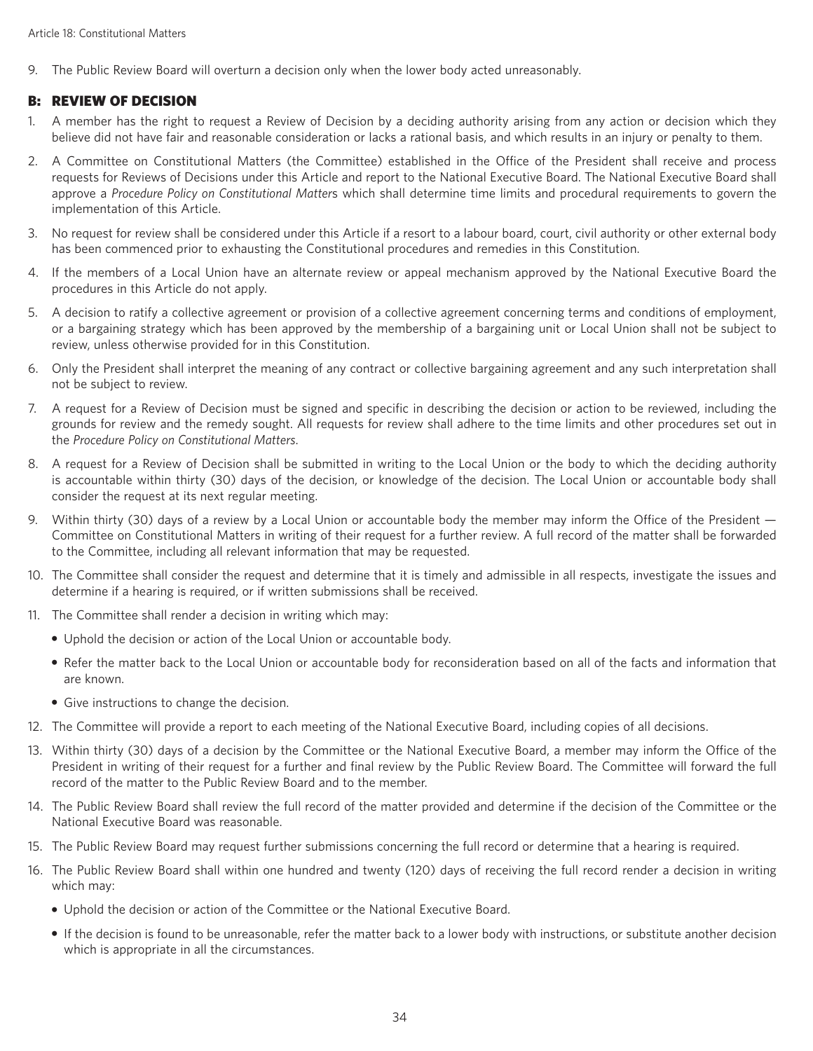9. The Public Review Board will overturn a decision only when the lower body acted unreasonably.

## B: REVIEW OF DECISION

1. A member has the right to request a Review of Decision by a deciding authority arising from any action or decision which they believe did not have fair and reasonable consideration or lacks a rational basis, and which results in an injury or penalty to them.
2. A Committee on Constitutional Matters (the Committee) established in the Office of the President shall receive and process requests for Reviews of Decisions under this Article and report to the National Executive Board. The National Executive Board shall approve a *Procedure Policy on Constitutional Matters* which shall determine time limits and procedural requirements to govern the implementation of this Article.
3. No request for review shall be considered under this Article if a resort to a labour board, court, civil authority or other external body has been commenced prior to exhausting the Constitutional procedures and remedies in this Constitution.
4. If the members of a Local Union have an alternate review or appeal mechanism approved by the National Executive Board the procedures in this Article do not apply.
5. A decision to ratify a collective agreement or provision of a collective agreement concerning terms and conditions of employment, or a bargaining strategy which has been approved by the membership of a bargaining unit or Local Union shall not be subject to review, unless otherwise provided for in this Constitution.
6. Only the President shall interpret the meaning of any contract or collective bargaining agreement and any such interpretation shall not be subject to review.
7. A request for a Review of Decision must be signed and specific in describing the decision or action to be reviewed, including the grounds for review and the remedy sought. All requests for review shall adhere to the time limits and other procedures set out in the *Procedure Policy on Constitutional Matters*.
8. A request for a Review of Decision shall be submitted in writing to the Local Union or the body to which the deciding authority is accountable within thirty (30) days of the decision, or knowledge of the decision. The Local Union or accountable body shall consider the request at its next regular meeting.
9. Within thirty (30) days of a review by a Local Union or accountable body the member may inform the Office of the President — Committee on Constitutional Matters in writing of their request for a further review. A full record of the matter shall be forwarded to the Committee, including all relevant information that may be requested.
10. The Committee shall consider the request and determine that it is timely and admissible in all respects, investigate the issues and determine if a hearing is required, or if written submissions shall be received.
11. The Committee shall render a decision in writing which may:
    - Uphold the decision or action of the Local Union or accountable body.
    - Refer the matter back to the Local Union or accountable body for reconsideration based on all of the facts and information that are known.
    - Give instructions to change the decision.
12. The Committee will provide a report to each meeting of the National Executive Board, including copies of all decisions.
13. Within thirty (30) days of a decision by the Committee or the National Executive Board, a member may inform the Office of the President in writing of their request for a further and final review by the Public Review Board. The Committee will forward the full record of the matter to the Public Review Board and to the member.
14. The Public Review Board shall review the full record of the matter provided and determine if the decision of the Committee or the National Executive Board was reasonable.
15. The Public Review Board may request further submissions concerning the full record or determine that a hearing is required.
16. The Public Review Board shall within one hundred and twenty (120) days of receiving the full record render a decision in writing which may:
    - Uphold the decision or action of the Committee or the National Executive Board.
    - If the decision is found to be unreasonable, refer the matter back to a lower body with instructions, or substitute another decision which is appropriate in all the circumstances.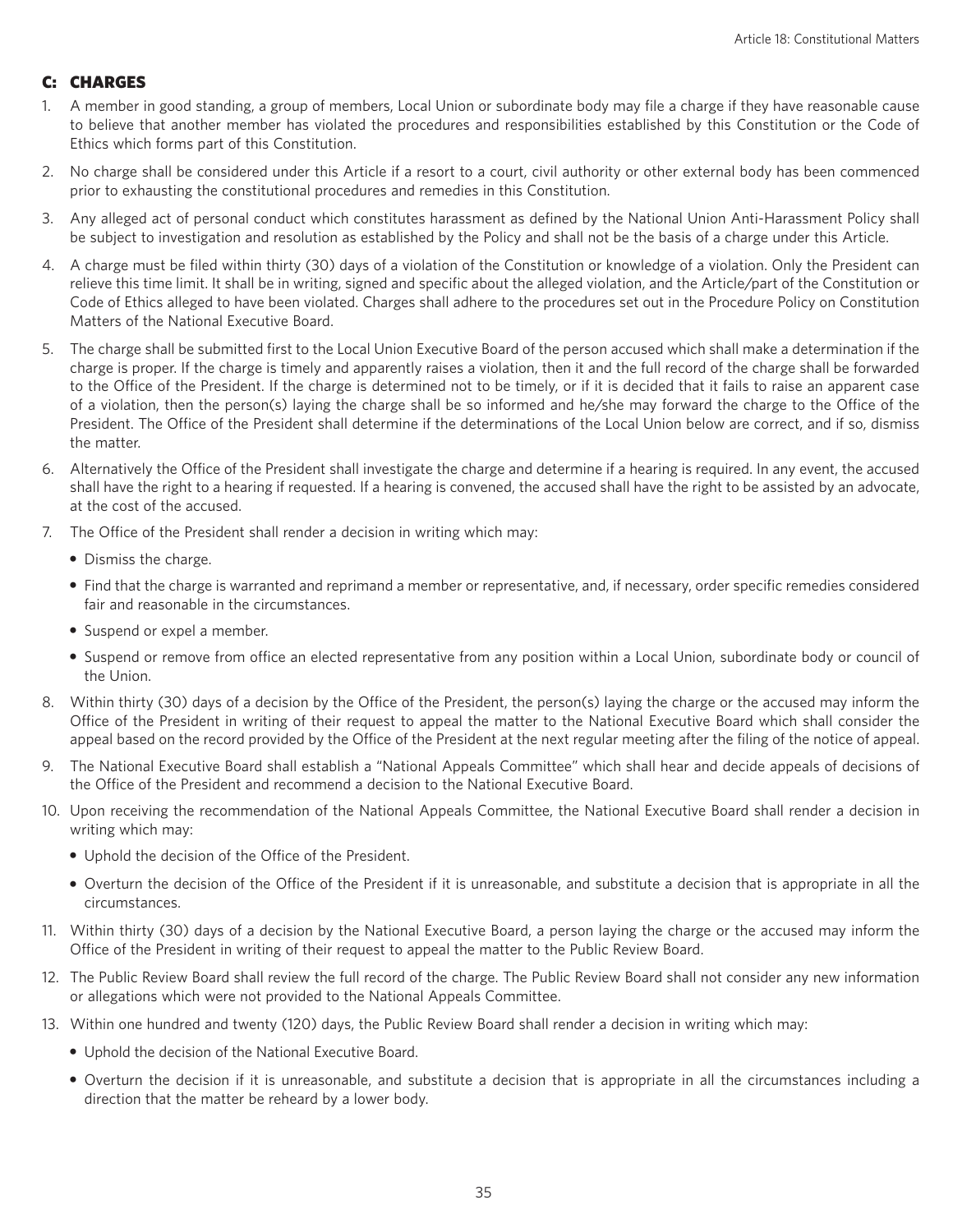## C: CHARGES

1. A member in good standing, a group of members, Local Union or subordinate body may file a charge if they have reasonable cause to believe that another member has violated the procedures and responsibilities established by this Constitution or the Code of Ethics which forms part of this Constitution.
2. No charge shall be considered under this Article if a resort to a court, civil authority or other external body has been commenced prior to exhausting the constitutional procedures and remedies in this Constitution.
3. Any alleged act of personal conduct which constitutes harassment as defined by the National Union Anti-Harassment Policy shall be subject to investigation and resolution as established by the Policy and shall not be the basis of a charge under this Article.
4. A charge must be filed within thirty (30) days of a violation of the Constitution or knowledge of a violation. Only the President can relieve this time limit. It shall be in writing, signed and specific about the alleged violation, and the Article/part of the Constitution or Code of Ethics alleged to have been violated. Charges shall adhere to the procedures set out in the Procedure Policy on Constitution Matters of the National Executive Board.
5. The charge shall be submitted first to the Local Union Executive Board of the person accused which shall make a determination if the charge is proper. If the charge is timely and apparently raises a violation, then it and the full record of the charge shall be forwarded to the Office of the President. If the charge is determined not to be timely, or if it is decided that it fails to raise an apparent case of a violation, then the person(s) laying the charge shall be so informed and he/she may forward the charge to the Office of the President. The Office of the President shall determine if the determinations of the Local Union below are correct, and if so, dismiss the matter.
6. Alternatively the Office of the President shall investigate the charge and determine if a hearing is required. In any event, the accused shall have the right to a hearing if requested. If a hearing is convened, the accused shall have the right to be assisted by an advocate, at the cost of the accused.
7. The Office of the President shall render a decision in writing which may:
   - Dismiss the charge.
   - Find that the charge is warranted and reprimand a member or representative, and, if necessary, order specific remedies considered fair and reasonable in the circumstances.
   - Suspend or expel a member.
   - Suspend or remove from office an elected representative from any position within a Local Union, subordinate body or council of the Union.
8. Within thirty (30) days of a decision by the Office of the President, the person(s) laying the charge or the accused may inform the Office of the President in writing of their request to appeal the matter to the National Executive Board which shall consider the appeal based on the record provided by the Office of the President at the next regular meeting after the filing of the notice of appeal.
9. The National Executive Board shall establish a "National Appeals Committee" which shall hear and decide appeals of decisions of the Office of the President and recommend a decision to the National Executive Board.
10. Upon receiving the recommendation of the National Appeals Committee, the National Executive Board shall render a decision in writing which may:
    - Uphold the decision of the Office of the President.
    - Overturn the decision of the Office of the President if it is unreasonable, and substitute a decision that is appropriate in all the circumstances.
11. Within thirty (30) days of a decision by the National Executive Board, a person laying the charge or the accused may inform the Office of the President in writing of their request to appeal the matter to the Public Review Board.
12. The Public Review Board shall review the full record of the charge. The Public Review Board shall not consider any new information or allegations which were not provided to the National Appeals Committee.
13. Within one hundred and twenty (120) days, the Public Review Board shall render a decision in writing which may:
    - Uphold the decision of the National Executive Board.
    - Overturn the decision if it is unreasonable, and substitute a decision that is appropriate in all the circumstances including a direction that the matter be reheard by a lower body.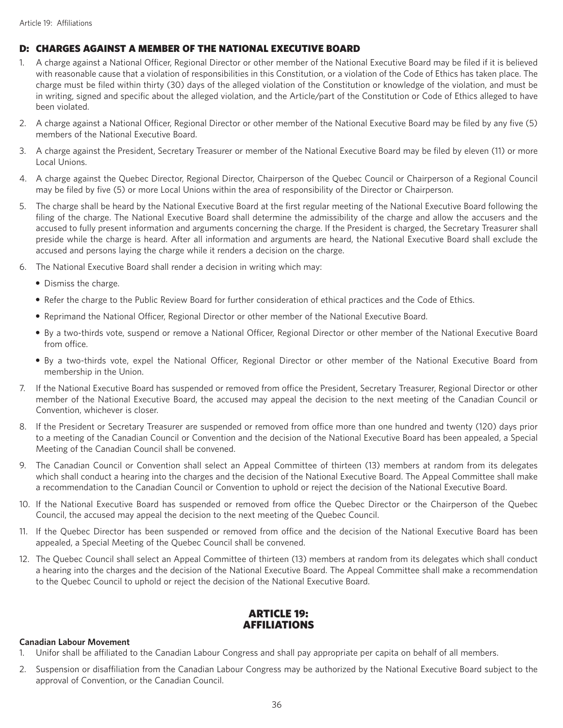## D: CHARGES AGAINST A MEMBER OF THE NATIONAL EXECUTIVE BOARD

1. A charge against a National Officer, Regional Director or other member of the National Executive Board may be filed if it is believed with reasonable cause that a violation of responsibilities in this Constitution, or a violation of the Code of Ethics has taken place. The charge must be filed within thirty (30) days of the alleged violation of the Constitution or knowledge of the violation, and must be in writing, signed and specific about the alleged violation, and the Article/part of the Constitution or Code of Ethics alleged to have been violated.
2. A charge against a National Officer, Regional Director or other member of the National Executive Board may be filed by any five (5) members of the National Executive Board.
3. A charge against the President, Secretary Treasurer or member of the National Executive Board may be filed by eleven (11) or more Local Unions.
4. A charge against the Quebec Director, Regional Director, Chairperson of the Quebec Council or Chairperson of a Regional Council may be filed by five (5) or more Local Unions within the area of responsibility of the Director or Chairperson.
5. The charge shall be heard by the National Executive Board at the first regular meeting of the National Executive Board following the filing of the charge. The National Executive Board shall determine the admissibility of the charge and allow the accusers and the accused to fully present information and arguments concerning the charge. If the President is charged, the Secretary Treasurer shall preside while the charge is heard. After all information and arguments are heard, the National Executive Board shall exclude the accused and persons laying the charge while it renders a decision on the charge.
6. The National Executive Board shall render a decision in writing which may:
   - Dismiss the charge.
   - Refer the charge to the Public Review Board for further consideration of ethical practices and the Code of Ethics.
   - Reprimand the National Officer, Regional Director or other member of the National Executive Board.
   - By a two-thirds vote, suspend or remove a National Officer, Regional Director or other member of the National Executive Board from office.
   - By a two-thirds vote, expel the National Officer, Regional Director or other member of the National Executive Board from membership in the Union.
7. If the National Executive Board has suspended or removed from office the President, Secretary Treasurer, Regional Director or other member of the National Executive Board, the accused may appeal the decision to the next meeting of the Canadian Council or Convention, whichever is closer.
8. If the President or Secretary Treasurer are suspended or removed from office more than one hundred and twenty (120) days prior to a meeting of the Canadian Council or Convention and the decision of the National Executive Board has been appealed, a Special Meeting of the Canadian Council shall be convened.
9. The Canadian Council or Convention shall select an Appeal Committee of thirteen (13) members at random from its delegates which shall conduct a hearing into the charges and the decision of the National Executive Board. The Appeal Committee shall make a recommendation to the Canadian Council or Convention to uphold or reject the decision of the National Executive Board.
10. If the National Executive Board has suspended or removed from office the Quebec Director or the Chairperson of the Quebec Council, the accused may appeal the decision to the next meeting of the Quebec Council.
11. If the Quebec Director has been suspended or removed from office and the decision of the National Executive Board has been appealed, a Special Meeting of the Quebec Council shall be convened.
12. The Quebec Council shall select an Appeal Committee of thirteen (13) members at random from its delegates which shall conduct a hearing into the charges and the decision of the National Executive Board. The Appeal Committee shall make a recommendation to the Quebec Council to uphold or reject the decision of the National Executive Board.

# ARTICLE 19: AFFILIATIONS

**Canadian Labour Movement**

1. Unifor shall be affiliated to the Canadian Labour Congress and shall pay appropriate per capita on behalf of all members.
2. Suspension or disaffiliation from the Canadian Labour Congress may be authorized by the National Executive Board subject to the approval of Convention, or the Canadian Council.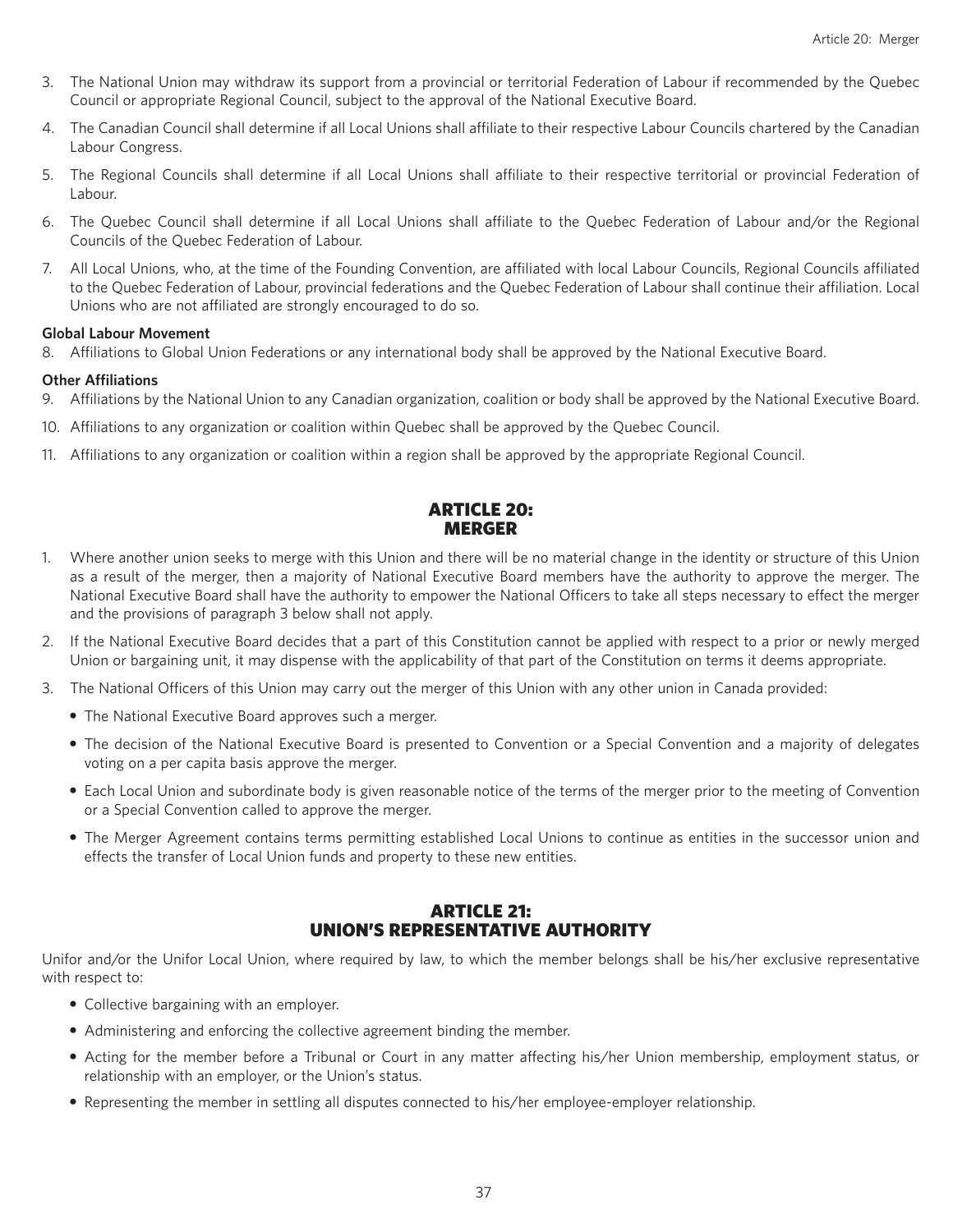3. The National Union may withdraw its support from a provincial or territorial Federation of Labour if recommended by the Quebec Council or appropriate Regional Council, subject to the approval of the National Executive Board.
4. The Canadian Council shall determine if all Local Unions shall affiliate to their respective Labour Councils chartered by the Canadian Labour Congress.
5. The Regional Councils shall determine if all Local Unions shall affiliate to their respective territorial or provincial Federation of Labour.
6. The Quebec Council shall determine if all Local Unions shall affiliate to the Quebec Federation of Labour and/or the Regional Councils of the Quebec Federation of Labour.
7. All Local Unions, who, at the time of the Founding Convention, are affiliated with local Labour Councils, Regional Councils affiliated to the Quebec Federation of Labour, provincial federations and the Quebec Federation of Labour shall continue their affiliation. Local Unions who are not affiliated are strongly encouraged to do so.

**Global Labour Movement**

8. Affiliations to Global Union Federations or any international body shall be approved by the National Executive Board.

**Other Affiliations**

9. Affiliations by the National Union to any Canadian organization, coalition or body shall be approved by the National Executive Board.
10. Affiliations to any organization or coalition within Quebec shall be approved by the Quebec Council.
11. Affiliations to any organization or coalition within a region shall be approved by the appropriate Regional Council.

## ARTICLE 20: MERGER

1. Where another union seeks to merge with this Union and there will be no material change in the identity or structure of this Union as a result of the merger, then a majority of National Executive Board members have the authority to approve the merger. The National Executive Board shall have the authority to empower the National Officers to take all steps necessary to effect the merger and the provisions of paragraph 3 below shall not apply.
2. If the National Executive Board decides that a part of this Constitution cannot be applied with respect to a prior or newly merged Union or bargaining unit, it may dispense with the applicability of that part of the Constitution on terms it deems appropriate.
3. The National Officers of this Union may carry out the merger of this Union with any other union in Canada provided:
   - The National Executive Board approves such a merger.
   - The decision of the National Executive Board is presented to Convention or a Special Convention and a majority of delegates voting on a per capita basis approve the merger.
   - Each Local Union and subordinate body is given reasonable notice of the terms of the merger prior to the meeting of Convention or a Special Convention called to approve the merger.
   - The Merger Agreement contains terms permitting established Local Unions to continue as entities in the successor union and effects the transfer of Local Union funds and property to these new entities.

## ARTICLE 21: UNION'S REPRESENTATIVE AUTHORITY

Unifor and/or the Unifor Local Union, where required by law, to which the member belongs shall be his/her exclusive representative with respect to:

- Collective bargaining with an employer.
- Administering and enforcing the collective agreement binding the member.
- Acting for the member before a Tribunal or Court in any matter affecting his/her Union membership, employment status, or relationship with an employer, or the Union's status.
- Representing the member in settling all disputes connected to his/her employee-employer relationship.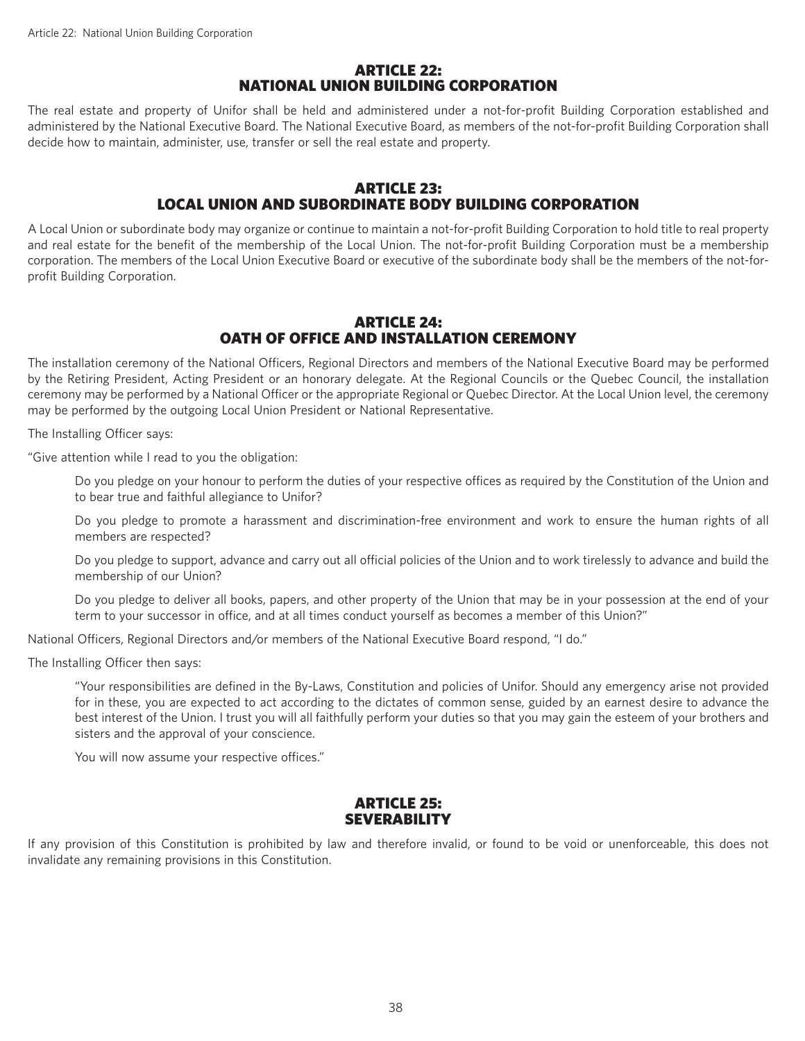## ARTICLE 22: NATIONAL UNION BUILDING CORPORATION

The real estate and property of Unifor shall be held and administered under a not-for-profit Building Corporation established and administered by the National Executive Board. The National Executive Board, as members of the not-for-profit Building Corporation shall decide how to maintain, administer, use, transfer or sell the real estate and property.

## ARTICLE 23: LOCAL UNION AND SUBORDINATE BODY BUILDING CORPORATION

A Local Union or subordinate body may organize or continue to maintain a not-for-profit Building Corporation to hold title to real property and real estate for the benefit of the membership of the Local Union. The not-for-profit Building Corporation must be a membership corporation. The members of the Local Union Executive Board or executive of the subordinate body shall be the members of the not-for-profit Building Corporation.

## ARTICLE 24: OATH OF OFFICE AND INSTALLATION CEREMONY

The installation ceremony of the National Officers, Regional Directors and members of the National Executive Board may be performed by the Retiring President, Acting President or an honorary delegate. At the Regional Councils or the Quebec Council, the installation ceremony may be performed by a National Officer or the appropriate Regional or Quebec Director. At the Local Union level, the ceremony may be performed by the outgoing Local Union President or National Representative.

The Installing Officer says:

"Give attention while I read to you the obligation:

> Do you pledge on your honour to perform the duties of your respective offices as required by the Constitution of the Union and to bear true and faithful allegiance to Unifor?
>
> Do you pledge to promote a harassment and discrimination-free environment and work to ensure the human rights of all members are respected?
>
> Do you pledge to support, advance and carry out all official policies of the Union and to work tirelessly to advance and build the membership of our Union?
>
> Do you pledge to deliver all books, papers, and other property of the Union that may be in your possession at the end of your term to your successor in office, and at all times conduct yourself as becomes a member of this Union?"

National Officers, Regional Directors and/or members of the National Executive Board respond, "I do."

The Installing Officer then says:

> "Your responsibilities are defined in the By-Laws, Constitution and policies of Unifor. Should any emergency arise not provided for in these, you are expected to act according to the dictates of common sense, guided by an earnest desire to advance the best interest of the Union. I trust you will all faithfully perform your duties so that you may gain the esteem of your brothers and sisters and the approval of your conscience.
>
> You will now assume your respective offices."

## ARTICLE 25: SEVERABILITY

If any provision of this Constitution is prohibited by law and therefore invalid, or found to be void or unenforceable, this does not invalidate any remaining provisions in this Constitution.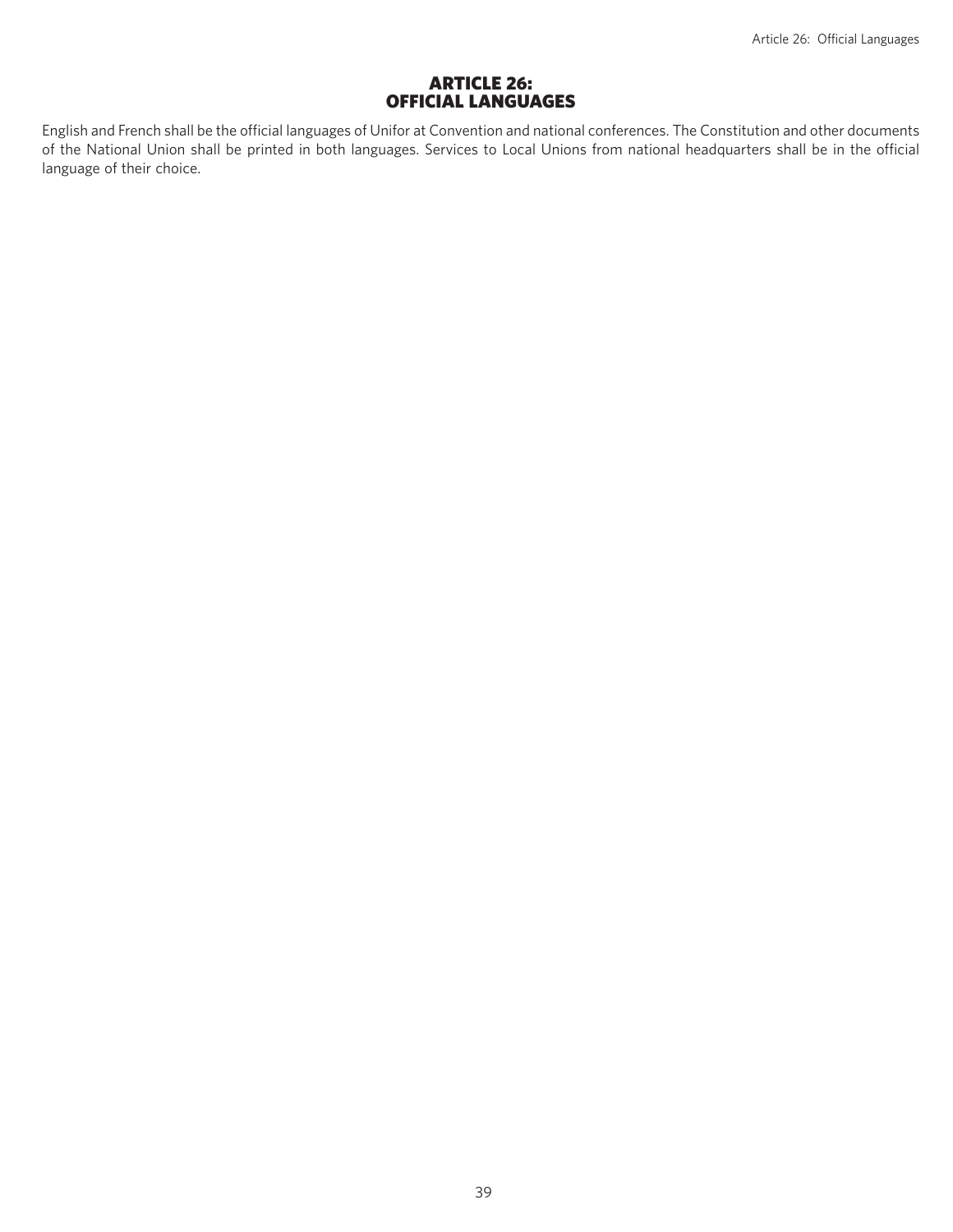# ARTICLE 26: OFFICIAL LANGUAGES

English and French shall be the official languages of Unifor at Convention and national conferences. The Constitution and other documents of the National Union shall be printed in both languages. Services to Local Unions from national headquarters shall be in the official language of their choice.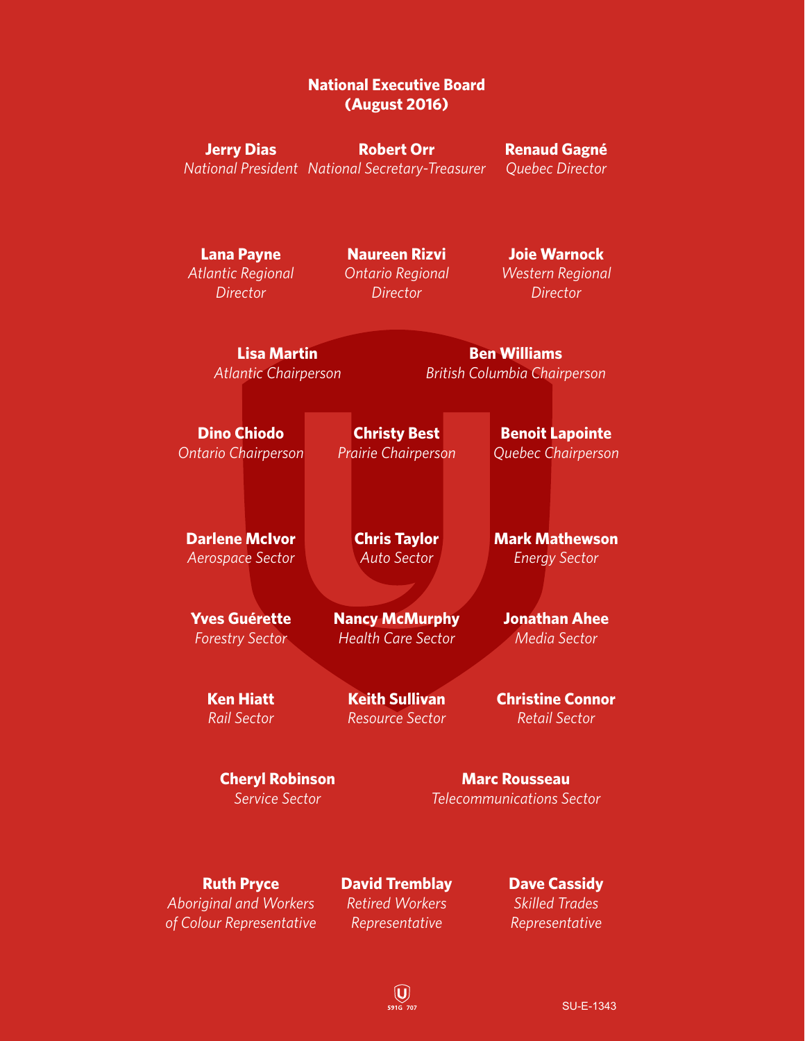## National Executive Board (August 2016)

**Jerry Dias**
*National President*

**Robert Orr**
*National Secretary-Treasurer*

**Renaud Gagné**
*Quebec Director*

**Lana Payne**
*Atlantic Regional Director*

**Naureen Rizvi**
*Ontario Regional Director*

**Joie Warnock**
*Western Regional Director*

**Lisa Martin**
*Atlantic Chairperson*

**Ben Williams**
*British Columbia Chairperson*

**Dino Chiodo**
*Ontario Chairperson*

**Christy Best**
*Prairie Chairperson*

**Benoit Lapointe**
*Quebec Chairperson*

**Darlene McIvor**
*Aerospace Sector*

**Chris Taylor**
*Auto Sector*

**Mark Mathewson**
*Energy Sector*

**Yves Guérette**
*Forestry Sector*

**Nancy McMurphy**
*Health Care Sector*

**Jonathan Ahee**
*Media Sector*

**Ken Hiatt**
*Rail Sector*

**Keith Sullivan**
*Resource Sector*

**Christine Connor**
*Retail Sector*

**Cheryl Robinson**
*Service Sector*

**Marc Rousseau**
*Telecommunications Sector*

**Ruth Pryce**
*Aboriginal and Workers of Colour Representative*

**David Tremblay**
*Retired Workers Representative*

**Dave Cassidy**
*Skilled Trades Representative*

591G 707

SU-E-1343